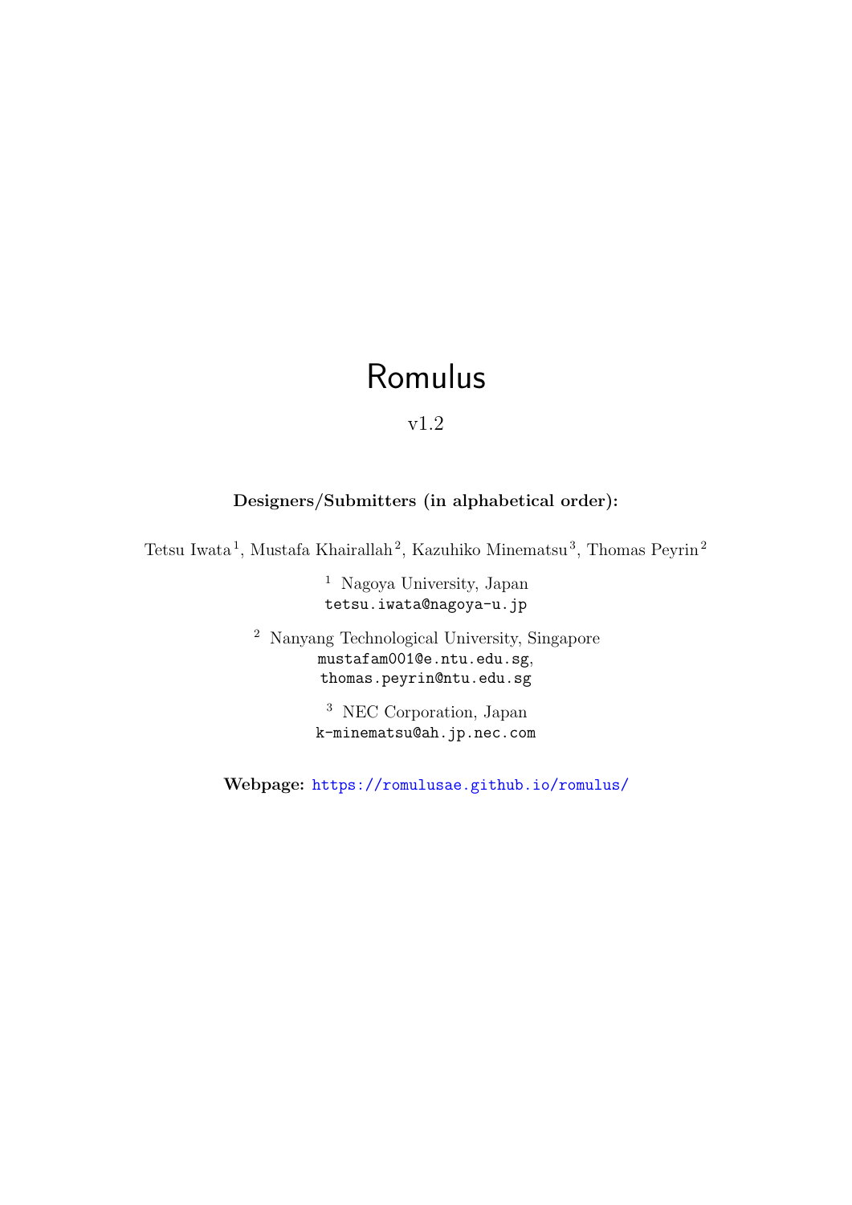# Romulus

v1.2

**Designers/Submitters (in alphabetical order):**

Tetsu Iwata[1], Mustafa Khairallah[2], Kazuhiko Minematsu[3], Thomas Peyrin[2]

[1] Nagoya University, Japan
tetsu.iwata@nagoya-u.jp

[2] Nanyang Technological University, Singapore
mustafam001@e.ntu.edu.sg,
thomas.peyrin@ntu.edu.sg

[3] NEC Corporation, Japan
k-minematsu@ah.jp.nec.com

**Webpage:** https://romulusae.github.io/romulus/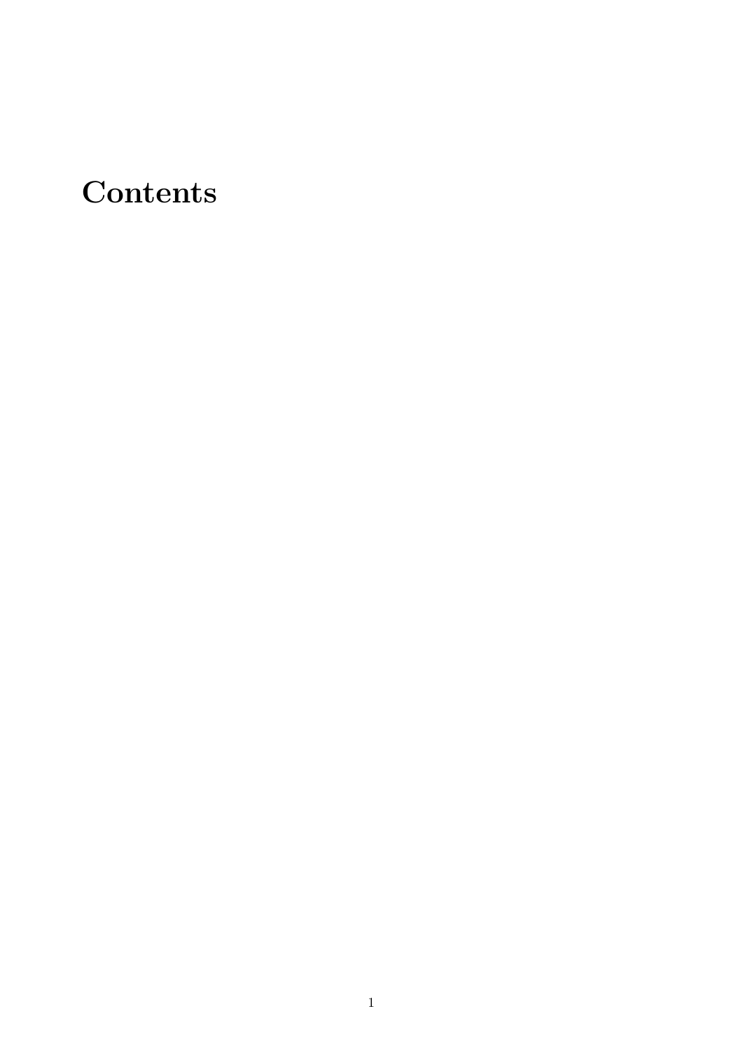# Contents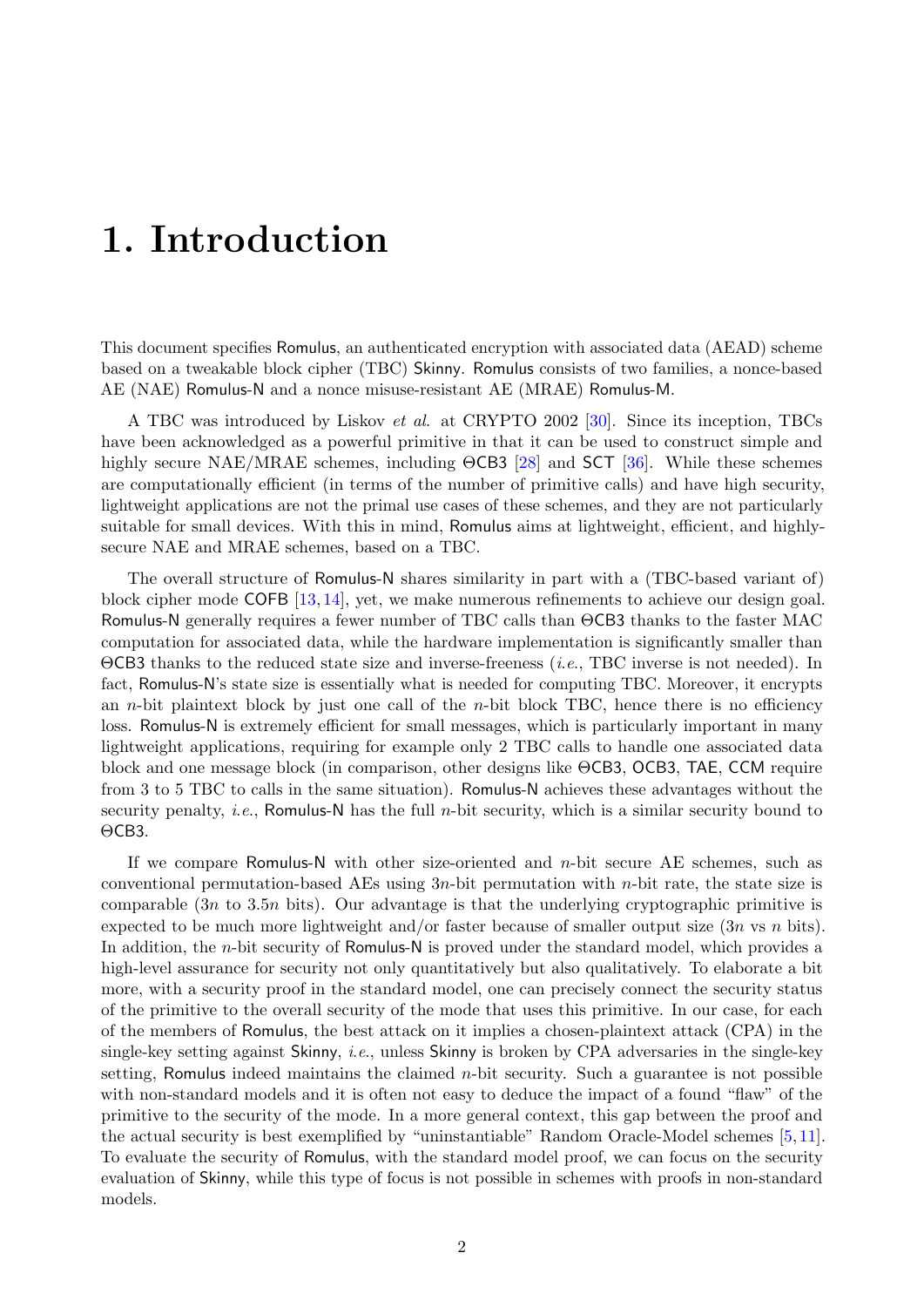# 1. Introduction

This document specifies Romulus, an authenticated encryption with associated data (AEAD) scheme based on a tweakable block cipher (TBC) Skinny. Romulus consists of two families, a nonce-based AE (NAE) Romulus-N and a nonce misuse-resistant AE (MRAE) Romulus-M.

A TBC was introduced by Liskov *et al.* at CRYPTO 2002 [30]. Since its inception, TBCs have been acknowledged as a powerful primitive in that it can be used to construct simple and highly secure NAE/MRAE schemes, including ΘCB3 [28] and SCT [36]. While these schemes are computationally efficient (in terms of the number of primitive calls) and have high security, lightweight applications are not the primal use cases of these schemes, and they are not particularly suitable for small devices. With this in mind, Romulus aims at lightweight, efficient, and highly-secure NAE and MRAE schemes, based on a TBC.

The overall structure of Romulus-N shares similarity in part with a (TBC-based variant of) block cipher mode COFB [13, 14], yet, we make numerous refinements to achieve our design goal. Romulus-N generally requires a fewer number of TBC calls than ΘCB3 thanks to the faster MAC computation for associated data, while the hardware implementation is significantly smaller than ΘCB3 thanks to the reduced state size and inverse-freeness (*i.e.*, TBC inverse is not needed). In fact, Romulus-N's state size is essentially what is needed for computing TBC. Moreover, it encrypts an $n$-bit plaintext block by just one call of the $n$-bit block TBC, hence there is no efficiency loss. Romulus-N is extremely efficient for small messages, which is particularly important in many lightweight applications, requiring for example only 2 TBC calls to handle one associated data block and one message block (in comparison, other designs like ΘCB3, OCB3, TAE, CCM require from 3 to 5 TBC to calls in the same situation). Romulus-N achieves these advantages without the security penalty, *i.e.*, Romulus-N has the full $n$-bit security, which is a similar security bound to ΘCB3.

If we compare Romulus-N with other size-oriented and $n$-bit secure AE schemes, such as conventional permutation-based AEs using $3n$-bit permutation with $n$-bit rate, the state size is comparable ($3n$ to $3.5n$ bits). Our advantage is that the underlying cryptographic primitive is expected to be much more lightweight and/or faster because of smaller output size ($3n$ vs $n$ bits). In addition, the $n$-bit security of Romulus-N is proved under the standard model, which provides a high-level assurance for security not only quantitatively but also qualitatively. To elaborate a bit more, with a security proof in the standard model, one can precisely connect the security status of the primitive to the overall security of the mode that uses this primitive. In our case, for each of the members of Romulus, the best attack on it implies a chosen-plaintext attack (CPA) in the single-key setting against Skinny, *i.e.*, unless Skinny is broken by CPA adversaries in the single-key setting, Romulus indeed maintains the claimed $n$-bit security. Such a guarantee is not possible with non-standard models and it is often not easy to deduce the impact of a found "flaw" of the primitive to the security of the mode. In a more general context, this gap between the proof and the actual security is best exemplified by "uninstantiable" Random Oracle-Model schemes [5, 11]. To evaluate the security of Romulus, with the standard model proof, we can focus on the security evaluation of Skinny, while this type of focus is not possible in schemes with proofs in non-standard models.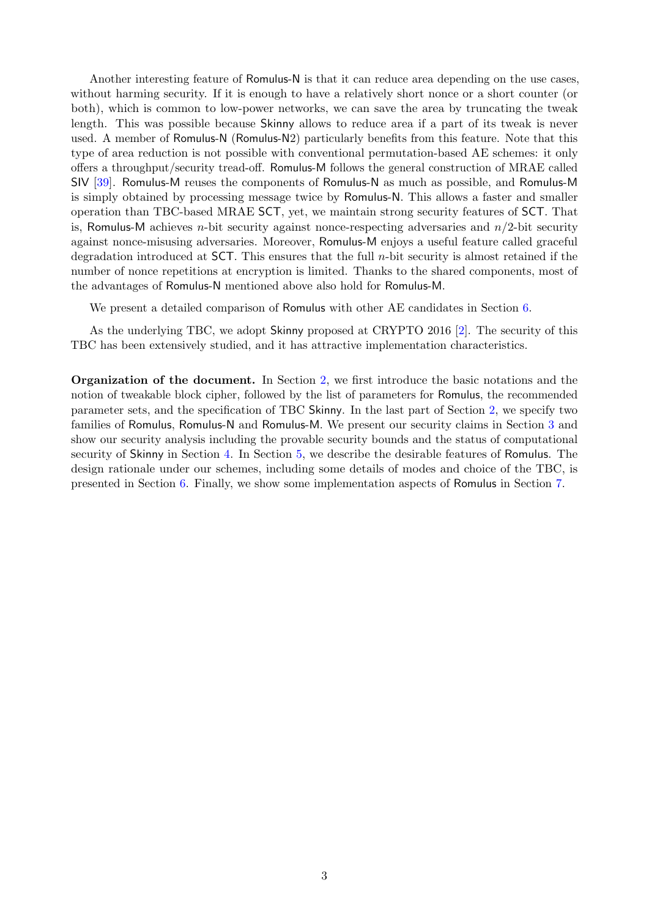Another interesting feature of Romulus-N is that it can reduce area depending on the use cases, without harming security. If it is enough to have a relatively short nonce or a short counter (or both), which is common to low-power networks, we can save the area by truncating the tweak length. This was possible because Skinny allows to reduce area if a part of its tweak is never used. A member of Romulus-N (Romulus-N2) particularly benefits from this feature. Note that this type of area reduction is not possible with conventional permutation-based AE schemes: it only offers a throughput/security tread-off. Romulus-M follows the general construction of MRAE called SIV [39]. Romulus-M reuses the components of Romulus-N as much as possible, and Romulus-M is simply obtained by processing message twice by Romulus-N. This allows a faster and smaller operation than TBC-based MRAE SCT, yet, we maintain strong security features of SCT. That is, Romulus-M achieves $n$-bit security against nonce-respecting adversaries and $n/2$-bit security against nonce-misusing adversaries. Moreover, Romulus-M enjoys a useful feature called graceful degradation introduced at SCT. This ensures that the full $n$-bit security is almost retained if the number of nonce repetitions at encryption is limited. Thanks to the shared components, most of the advantages of Romulus-N mentioned above also hold for Romulus-M.

We present a detailed comparison of Romulus with other AE candidates in Section 6.

As the underlying TBC, we adopt Skinny proposed at CRYPTO 2016 [2]. The security of this TBC has been extensively studied, and it has attractive implementation characteristics.

**Organization of the document.** In Section 2, we first introduce the basic notations and the notion of tweakable block cipher, followed by the list of parameters for Romulus, the recommended parameter sets, and the specification of TBC Skinny. In the last part of Section 2, we specify two families of Romulus, Romulus-N and Romulus-M. We present our security claims in Section 3 and show our security analysis including the provable security bounds and the status of computational security of Skinny in Section 4. In Section 5, we describe the desirable features of Romulus. The design rationale under our schemes, including some details of modes and choice of the TBC, is presented in Section 6. Finally, we show some implementation aspects of Romulus in Section 7.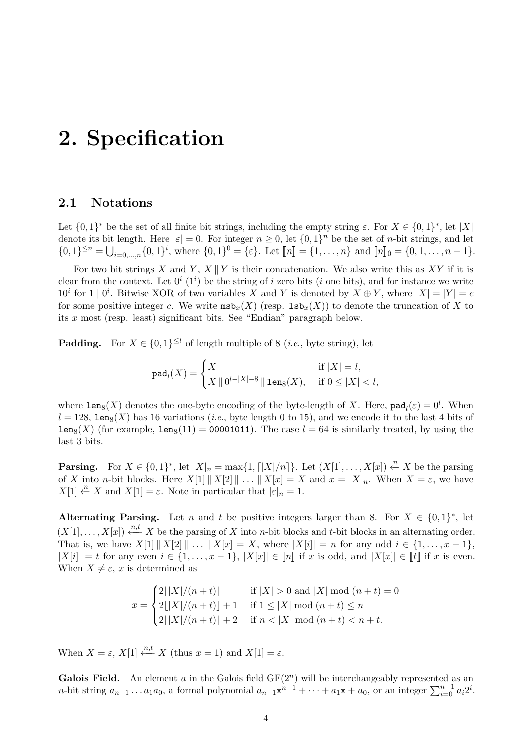# 2. Specification

## 2.1 Notations

Let $\{0,1\}^*$ be the set of all finite bit strings, including the empty string $\varepsilon$. For $X \in \{0,1\}^*$, let $|X|$ denote its bit length. Here $|\varepsilon| = 0$. For integer $n \geq 0$, let $\{0,1\}^n$ be the set of $n$-bit strings, and let $\{0,1\}^{\leq n} = \bigcup_{i=0,\ldots,n} \{0,1\}^i$, where $\{0,1\}^0 = \{\varepsilon\}$. Let $[\![n]\!] = \{1,\ldots,n\}$ and $[\![n]\!]_0 = \{0,1,\ldots,n-1\}$.

For two bit strings $X$ and $Y$, $X \,\|\, Y$ is their concatenation. We also write this as $XY$ if it is clear from the context. Let $0^i$ ($1^i$) be the string of $i$ zero bits ($i$ one bits), and for instance we write $10^i$ for $1 \,\|\, 0^i$. Bitwise XOR of two variables $X$ and $Y$ is denoted by $X \oplus Y$, where $|X| = |Y| = c$ for some positive integer $c$. We write $\mathtt{msb}_x(X)$ (resp. $\mathtt{lsb}_x(X)$) to denote the truncation of $X$ to its $x$ most (resp. least) significant bits. See "Endian" paragraph below.

**Padding.** For $X \in \{0,1\}^{\leq l}$ of length multiple of 8 (*i.e.*, byte string), let

$$\mathtt{pad}_l(X) = \begin{cases} X & \text{if } |X| = l, \\ X \,\|\, 0^{l-|X|-8} \,\|\, \mathtt{len}_8(X), & \text{if } 0 \leq |X| < l, \end{cases}$$

where $\mathtt{len}_8(X)$ denotes the one-byte encoding of the byte-length of $X$. Here, $\mathtt{pad}_l(\varepsilon) = 0^l$. When $l = 128$, $\mathtt{len}_8(X)$ has 16 variations (*i.e.*, byte length 0 to 15), and we encode it to the last 4 bits of $\mathtt{len}_8(X)$ (for example, $\mathtt{len}_8(11) = \mathtt{00001011}$). The case $l = 64$ is similarly treated, by using the last 3 bits.

**Parsing.** For $X \in \{0,1\}^*$, let $|X|_n = \max\{1, \lceil |X|/n \rceil\}$. Let $(X[1],\ldots,X[x]) \xleftarrow{n} X$ be the parsing of $X$ into $n$-bit blocks. Here $X[1] \,\|\, X[2] \,\|\, \ldots \,\|\, X[x] = X$ and $x = |X|_n$. When $X = \varepsilon$, we have $X[1] \xleftarrow{n} X$ and $X[1] = \varepsilon$. Note in particular that $|\varepsilon|_n = 1$.

**Alternating Parsing.** Let $n$ and $t$ be positive integers larger than 8. For $X \in \{0,1\}^*$, let $(X[1],\ldots,X[x]) \xleftarrow{n,t} X$ be the parsing of $X$ into $n$-bit blocks and $t$-bit blocks in an alternating order. That is, we have $X[1] \,\|\, X[2] \,\|\, \ldots \,\|\, X[x] = X$, where $|X[i]| = n$ for any odd $i \in \{1,\ldots,x-1\}$, $|X[i]| = t$ for any even $i \in \{1,\ldots,x-1\}$, $|X[x]| \in [\![n]\!]$ if $x$ is odd, and $|X[x]| \in [\![t]\!]$ if $x$ is even. When $X \neq \varepsilon$, $x$ is determined as

$$x = \begin{cases} 2\lfloor |X|/(n+t) \rfloor & \text{if } |X| > 0 \text{ and } |X| \bmod (n+t) = 0 \\ 2\lfloor |X|/(n+t) \rfloor + 1 & \text{if } 1 \leq |X| \bmod (n+t) \leq n \\ 2\lfloor |X|/(n+t) \rfloor + 2 & \text{if } n < |X| \bmod (n+t) < n+t. \end{cases}$$

When $X = \varepsilon$, $X[1] \xleftarrow{n,t} X$ (thus $x = 1$) and $X[1] = \varepsilon$.

**Galois Field.** An element $a$ in the Galois field $\mathrm{GF}(2^n)$ will be interchangeably represented as an $n$-bit string $a_{n-1} \ldots a_1 a_0$, a formal polynomial $a_{n-1}\mathtt{x}^{n-1} + \cdots + a_1\mathtt{x} + a_0$, or an integer $\sum_{i=0}^{n-1} a_i 2^i$.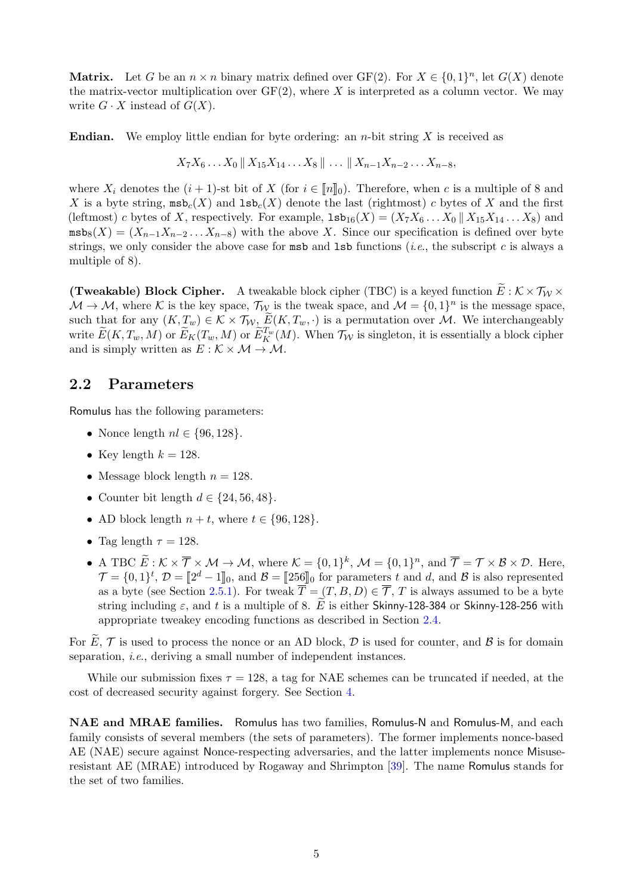**Matrix.** Let $G$ be an $n \times n$ binary matrix defined over GF(2). For $X \in \{0,1\}^n$, let $G(X)$ denote the matrix-vector multiplication over GF(2), where $X$ is interpreted as a column vector. We may write $G \cdot X$ instead of $G(X)$.

**Endian.** We employ little endian for byte ordering: an $n$-bit string $X$ is received as

$$X_7 X_6 \ldots X_0 \,\|\, X_{15} X_{14} \ldots X_8 \,\|\, \ldots \,\|\, X_{n-1} X_{n-2} \ldots X_{n-8},$$

where $X_i$ denotes the $(i+1)$-st bit of $X$ (for $i \in [\![n]\!]_0$). Therefore, when $c$ is a multiple of 8 and $X$ is a byte string, $\mathtt{msb}_c(X)$ and $\mathtt{lsb}_c(X)$ denote the last (rightmost) $c$ bytes of $X$ and the first (leftmost) $c$ bytes of $X$, respectively. For example, $\mathtt{lsb}_{16}(X) = (X_7 X_6 \ldots X_0 \,\|\, X_{15} X_{14} \ldots X_8)$ and $\mathtt{msb}_8(X) = (X_{n-1} X_{n-2} \ldots X_{n-8})$ with the above $X$. Since our specification is defined over byte strings, we only consider the above case for $\mathtt{msb}$ and $\mathtt{lsb}$ functions (*i.e.*, the subscript $c$ is always a multiple of 8).

**(Tweakable) Block Cipher.** A tweakable block cipher (TBC) is a keyed function $\widetilde{E} : \mathcal{K} \times \mathcal{T_W} \times \mathcal{M} \to \mathcal{M}$, where $\mathcal{K}$ is the key space, $\mathcal{T_W}$ is the tweak space, and $\mathcal{M} = \{0,1\}^n$ is the message space, such that for any $(K, T_w) \in \mathcal{K} \times \mathcal{T_W}$, $\widetilde{E}(K, T_w, \cdot)$ is a permutation over $\mathcal{M}$. We interchangeably write $\widetilde{E}(K, T_w, M)$ or $\widetilde{E}_K(T_w, M)$ or $\widetilde{E}_K^{T_w}(M)$. When $\mathcal{T_W}$ is singleton, it is essentially a block cipher and is simply written as $E : \mathcal{K} \times \mathcal{M} \to \mathcal{M}$.

## 2.2 Parameters

Romulus has the following parameters:

- Nonce length $nl \in \{96, 128\}$.
- Key length $k = 128$.
- Message block length $n = 128$.
- Counter bit length $d \in \{24, 56, 48\}$.
- AD block length $n + t$, where $t \in \{96, 128\}$.
- Tag length $\tau = 128$.
- A TBC $\widetilde{E} : \mathcal{K} \times \overline{\mathcal{T}} \times \mathcal{M} \to \mathcal{M}$, where $\mathcal{K} = \{0,1\}^k$, $\mathcal{M} = \{0,1\}^n$, and $\overline{\mathcal{T}} = \mathcal{T} \times \mathcal{B} \times \mathcal{D}$. Here, $\mathcal{T} = \{0,1\}^t$, $\mathcal{D} = [\![2^d - 1]\!]_0$, and $\mathcal{B} = [\![256]\!]_0$ for parameters $t$ and $d$, and $\mathcal{B}$ is also represented as a byte (see Section 2.5.1). For tweak $\overline{T} = (T, B, D) \in \overline{\mathcal{T}}$, $T$ is always assumed to be a byte string including $\varepsilon$, and $t$ is a multiple of 8. $\widetilde{E}$ is either Skinny-128-384 or Skinny-128-256 with appropriate tweakey encoding functions as described in Section 2.4.

For $\widetilde{E}$, $\mathcal{T}$ is used to process the nonce or an AD block, $\mathcal{D}$ is used for counter, and $\mathcal{B}$ is for domain separation, *i.e.*, deriving a small number of independent instances.

While our submission fixes $\tau = 128$, a tag for NAE schemes can be truncated if needed, at the cost of decreased security against forgery. See Section 4.

**NAE and MRAE families.** Romulus has two families, Romulus-N and Romulus-M, and each family consists of several members (the sets of parameters). The former implements nonce-based AE (NAE) secure against Nonce-respecting adversaries, and the latter implements nonce Misuse-resistant AE (MRAE) introduced by Rogaway and Shrimpton [39]. The name Romulus stands for the set of two families.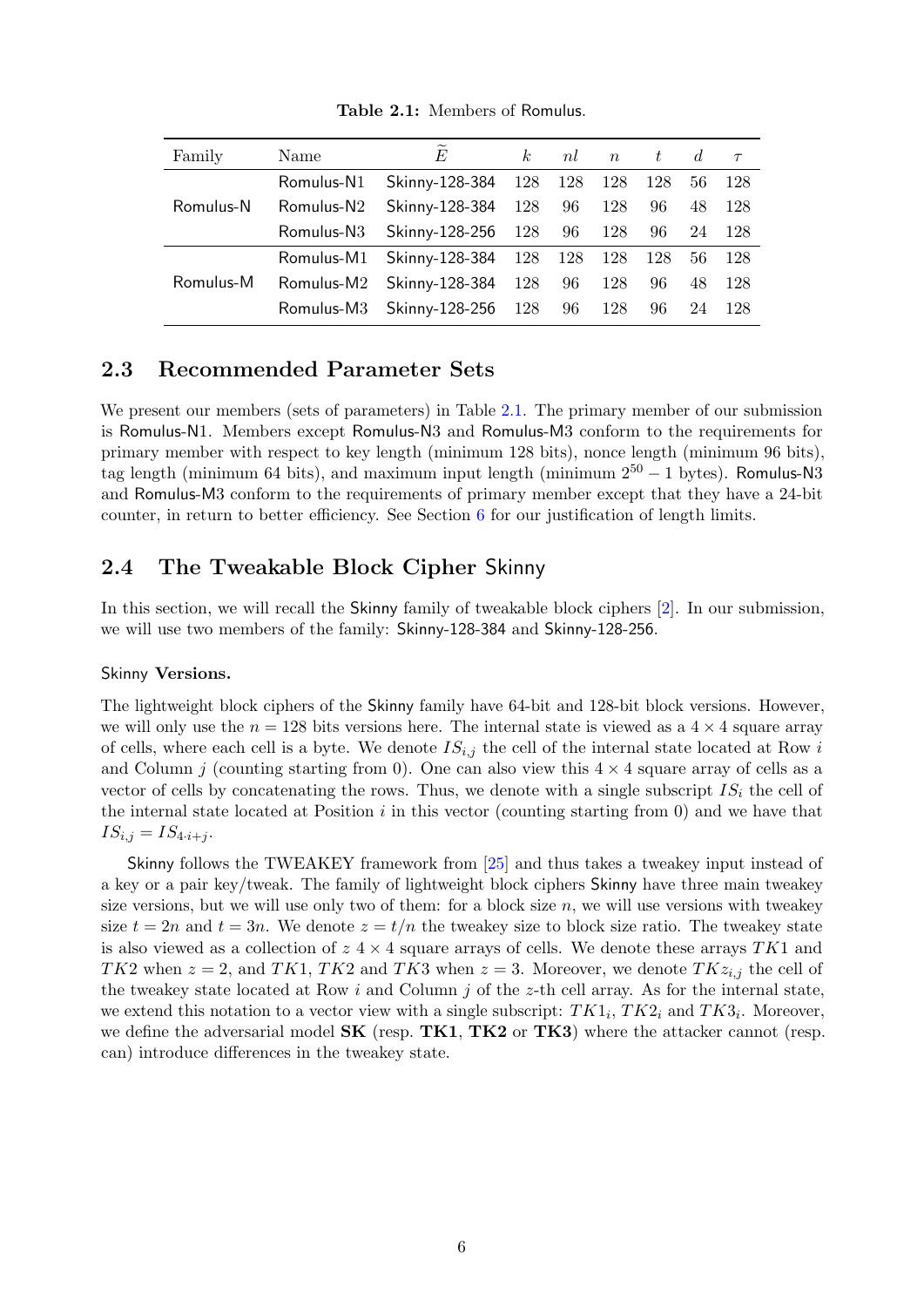**Table 2.1:** Members of Romulus.

| Family | Name | $\widetilde{E}$ | $k$ | $nl$ | $n$ | $t$ | $d$ | $\tau$ |
|---|---|---|---|---|---|---|---|---|
| Romulus-N | Romulus-N1 | Skinny-128-384 | 128 | 128 | 128 | 128 | 56 | 128 |
| | Romulus-N2 | Skinny-128-384 | 128 | 96 | 128 | 96 | 48 | 128 |
| | Romulus-N3 | Skinny-128-256 | 128 | 96 | 128 | 96 | 24 | 128 |
| Romulus-M | Romulus-M1 | Skinny-128-384 | 128 | 128 | 128 | 128 | 56 | 128 |
| | Romulus-M2 | Skinny-128-384 | 128 | 96 | 128 | 96 | 48 | 128 |
| | Romulus-M3 | Skinny-128-256 | 128 | 96 | 128 | 96 | 24 | 128 |

## 2.3 Recommended Parameter Sets

We present our members (sets of parameters) in Table 2.1. The primary member of our submission is Romulus-N1. Members except Romulus-N3 and Romulus-M3 conform to the requirements for primary member with respect to key length (minimum 128 bits), nonce length (minimum 96 bits), tag length (minimum 64 bits), and maximum input length (minimum $2^{50} - 1$ bytes). Romulus-N3 and Romulus-M3 conform to the requirements of primary member except that they have a 24-bit counter, in return to better efficiency. See Section 6 for our justification of length limits.

## 2.4 The Tweakable Block Cipher Skinny

In this section, we will recall the Skinny family of tweakable block ciphers [2]. In our submission, we will use two members of the family: Skinny-128-384 and Skinny-128-256.

#### Skinny Versions.

The lightweight block ciphers of the Skinny family have 64-bit and 128-bit block versions. However, we will only use the $n = 128$ bits versions here. The internal state is viewed as a $4 \times 4$ square array of cells, where each cell is a byte. We denote $IS_{i,j}$ the cell of the internal state located at Row $i$ and Column $j$ (counting starting from 0). One can also view this $4 \times 4$ square array of cells as a vector of cells by concatenating the rows. Thus, we denote with a single subscript $IS_i$ the cell of the internal state located at Position $i$ in this vector (counting starting from 0) and we have that $IS_{i,j} = IS_{4 \cdot i+j}$.

Skinny follows the TWEAKEY framework from [25] and thus takes a tweakey input instead of a key or a pair key/tweak. The family of lightweight block ciphers Skinny have three main tweakey size versions, but we will use only two of them: for a block size $n$, we will use versions with tweakey size $t = 2n$ and $t = 3n$. We denote $z = t/n$ the tweakey size to block size ratio. The tweakey state is also viewed as a collection of $z$ $4 \times 4$ square arrays of cells. We denote these arrays $TK1$ and $TK2$ when $z = 2$, and $TK1$, $TK2$ and $TK3$ when $z = 3$. Moreover, we denote $TKz_{i,j}$ the cell of the tweakey state located at Row $i$ and Column $j$ of the $z$-th cell array. As for the internal state, we extend this notation to a vector view with a single subscript: $TK1_i$, $TK2_i$ and $TK3_i$. Moreover, we define the adversarial model **SK** (resp. **TK1**, **TK2** or **TK3**) where the attacker cannot (resp. can) introduce differences in the tweakey state.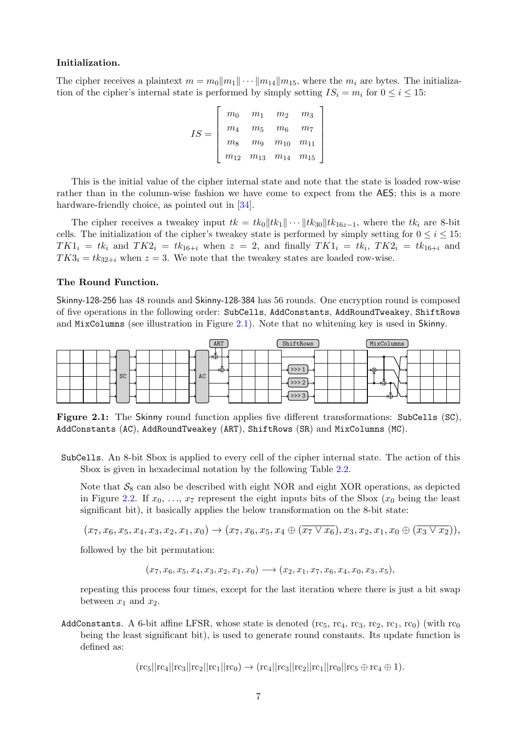**Initialization.**

The cipher receives a plaintext $m = m_0 \| m_1 \| \cdots \| m_{14} \| m_{15}$, where the $m_i$ are bytes. The initialization of the cipher's internal state is performed by simply setting $IS_i = m_i$ for $0 \leq i \leq 15$:

$$IS = \begin{bmatrix} m_0 & m_1 & m_2 & m_3 \\ m_4 & m_5 & m_6 & m_7 \\ m_8 & m_9 & m_{10} & m_{11} \\ m_{12} & m_{13} & m_{14} & m_{15} \end{bmatrix}$$

This is the initial value of the cipher internal state and note that the state is loaded row-wise rather than in the column-wise fashion we have come to expect from the AES; this is a more hardware-friendly choice, as pointed out in [34].

The cipher receives a tweakey input $tk = tk_0 \| tk_1 \| \cdots \| tk_{30} \| tk_{16z-1}$, where the $tk_i$ are 8-bit cells. The initialization of the cipher's tweakey state is performed by simply setting for $0 \leq i \leq 15$: $TK1_i = tk_i$ and $TK2_i = tk_{16+i}$ when $z = 2$, and finally $TK1_i = tk_i$, $TK2_i = tk_{16+i}$ and $TK3_i = tk_{32+i}$ when $z = 3$. We note that the tweakey states are loaded row-wise.

**The Round Function.**

Skinny-128-256 has 48 rounds and Skinny-128-384 has 56 rounds. One encryption round is composed of five operations in the following order: `SubCells`, `AddConstants`, `AddRoundTweakey`, `ShiftRows` and `MixColumns` (see illustration in Figure 2.1). Note that no whitening key is used in Skinny.

**Figure 2.1:** The Skinny round function applies five different transformations: `SubCells` (`SC`), `AddConstants` (`AC`), `AddRoundTweakey` (`ART`), `ShiftRows` (`SR`) and `MixColumns` (`MC`).

`SubCells`. An 8-bit Sbox is applied to every cell of the cipher internal state. The action of this Sbox is given in hexadecimal notation by the following Table 2.2.

Note that $\mathcal{S}_8$ can also be described with eight NOR and eight XOR operations, as depicted in Figure 2.2. If $x_0, \ldots, x_7$ represent the eight inputs bits of the Sbox ($x_0$ being the least significant bit), it basically applies the below transformation on the 8-bit state:

$$(x_7, x_6, x_5, x_4, x_3, x_2, x_1, x_0) \rightarrow (x_7, x_6, x_5, x_4 \oplus (\overline{x_7 \vee x_6}), x_3, x_2, x_1, x_0 \oplus (\overline{x_3 \vee x_2})),$$

followed by the bit permutation:

$$(x_7, x_6, x_5, x_4, x_3, x_2, x_1, x_0) \longrightarrow (x_2, x_1, x_7, x_6, x_4, x_0, x_3, x_5),$$

repeating this process four times, except for the last iteration where there is just a bit swap between $x_1$ and $x_2$.

`AddConstants`. A 6-bit affine LFSR, whose state is denoted $(\mathrm{rc}_5, \mathrm{rc}_4, \mathrm{rc}_3, \mathrm{rc}_2, \mathrm{rc}_1, \mathrm{rc}_0)$ (with $\mathrm{rc}_0$ being the least significant bit), is used to generate round constants. Its update function is defined as:

$$(\mathrm{rc}_5 || \mathrm{rc}_4 || \mathrm{rc}_3 || \mathrm{rc}_2 || \mathrm{rc}_1 || \mathrm{rc}_0) \rightarrow (\mathrm{rc}_4 || \mathrm{rc}_3 || \mathrm{rc}_2 || \mathrm{rc}_1 || \mathrm{rc}_0 || \mathrm{rc}_5 \oplus \mathrm{rc}_4 \oplus 1).$$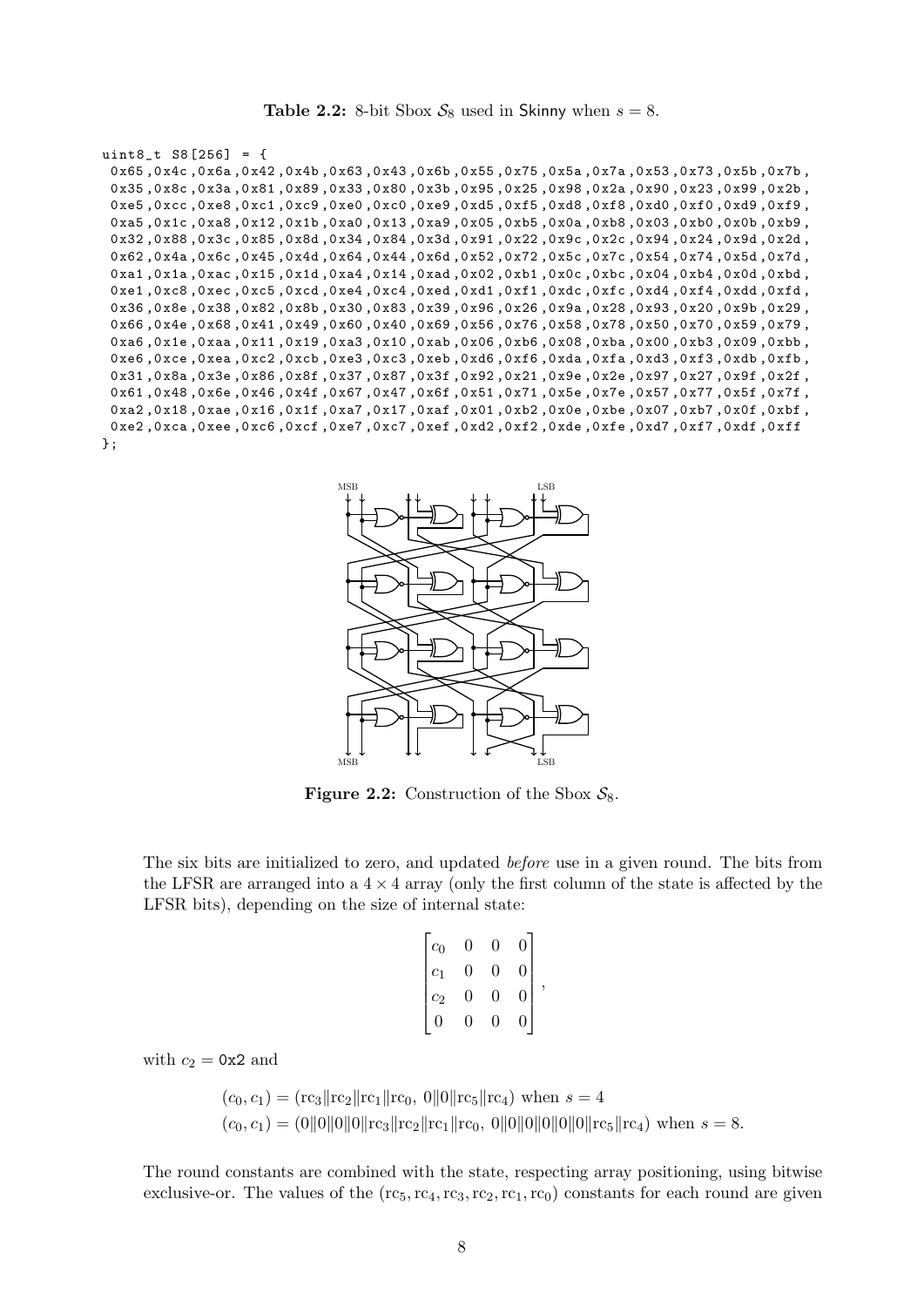**Table 2.2:** 8-bit Sbox $\mathcal{S}_8$ used in Skinny when $s = 8$.

```
uint8_t S8[256] = {
 0x65,0x4c,0x6a,0x42,0x4b,0x63,0x43,0x6b,0x55,0x75,0x5a,0x7a,0x53,0x73,0x5b,0x7b,
 0x35,0x8c,0x3a,0x81,0x89,0x33,0x80,0x3b,0x95,0x25,0x98,0x2a,0x90,0x23,0x99,0x2b,
 0xe5,0xcc,0xe8,0xc1,0xc9,0xe0,0xc0,0xe9,0xd5,0xf5,0xd8,0xf8,0xd0,0xf0,0xd9,0xf9,
 0xa5,0x1c,0xa8,0x12,0x1b,0xa0,0x13,0xa9,0x05,0xb5,0x0a,0xb8,0x03,0xb0,0x0b,0xb9,
 0x32,0x88,0x3c,0x85,0x8d,0x34,0x84,0x3d,0x91,0x22,0x9c,0x2c,0x94,0x24,0x9d,0x2d,
 0x62,0x4a,0x6c,0x45,0x4d,0x64,0x44,0x6d,0x52,0x72,0x5c,0x7c,0x54,0x74,0x5d,0x7d,
 0xa1,0x1a,0xac,0x15,0x1d,0xa4,0x14,0xad,0x02,0xb1,0x0c,0xbc,0x04,0xb4,0x0d,0xbd,
 0xe1,0xc8,0xec,0xc5,0xcd,0xe4,0xc4,0xed,0xd1,0xf1,0xdc,0xfc,0xd4,0xf4,0xdd,0xfd,
 0x36,0x8e,0x38,0x82,0x8b,0x30,0x83,0x39,0x96,0x26,0x9a,0x28,0x93,0x20,0x9b,0x29,
 0x66,0x4e,0x68,0x41,0x49,0x60,0x40,0x69,0x56,0x76,0x58,0x78,0x50,0x70,0x59,0x79,
 0xa6,0x1e,0xaa,0x11,0x19,0xa3,0x10,0xab,0x06,0xb6,0x08,0xba,0x00,0xb3,0x09,0xbb,
 0xe6,0xce,0xea,0xc2,0xcb,0xe3,0xc3,0xeb,0xd6,0xf6,0xda,0xfa,0xd3,0xf3,0xdb,0xfb,
 0x31,0x8a,0x3e,0x86,0x8f,0x37,0x87,0x3f,0x92,0x21,0x9e,0x2e,0x97,0x27,0x9f,0x2f,
 0x61,0x48,0x6e,0x46,0x4f,0x67,0x47,0x6f,0x51,0x71,0x5e,0x7e,0x57,0x77,0x5f,0x7f,
 0xa2,0x18,0xae,0x16,0x1f,0xa7,0x17,0xaf,0x01,0xb2,0x0e,0xbe,0x07,0xb7,0x0f,0xbf,
 0xe2,0xca,0xee,0xc6,0xcf,0xe7,0xc7,0xef,0xd2,0xf2,0xde,0xfe,0xd7,0xf7,0xdf,0xff
};
```

**Figure 2.2:** Construction of the Sbox $\mathcal{S}_8$.

The six bits are initialized to zero, and updated *before* use in a given round. The bits from the LFSR are arranged into a $4 \times 4$ array (only the first column of the state is affected by the LFSR bits), depending on the size of internal state:

$$\begin{bmatrix} c_0 & 0 & 0 & 0 \\ c_1 & 0 & 0 & 0 \\ c_2 & 0 & 0 & 0 \\ 0 & 0 & 0 & 0 \end{bmatrix},$$

with $c_2 = \texttt{0x2}$ and

$$(c_0, c_1) = (\mathrm{rc}_3 \| \mathrm{rc}_2 \| \mathrm{rc}_1 \| \mathrm{rc}_0,\ 0 \| 0 \| \mathrm{rc}_5 \| \mathrm{rc}_4) \text{ when } s = 4$$
$$(c_0, c_1) = (0 \| 0 \| 0 \| 0 \| \mathrm{rc}_3 \| \mathrm{rc}_2 \| \mathrm{rc}_1 \| \mathrm{rc}_0,\ 0 \| 0 \| 0 \| 0 \| 0 \| 0 \| \mathrm{rc}_5 \| \mathrm{rc}_4) \text{ when } s = 8.$$

The round constants are combined with the state, respecting array positioning, using bitwise exclusive-or. The values of the $(\mathrm{rc}_5, \mathrm{rc}_4, \mathrm{rc}_3, \mathrm{rc}_2, \mathrm{rc}_1, \mathrm{rc}_0)$ constants for each round are given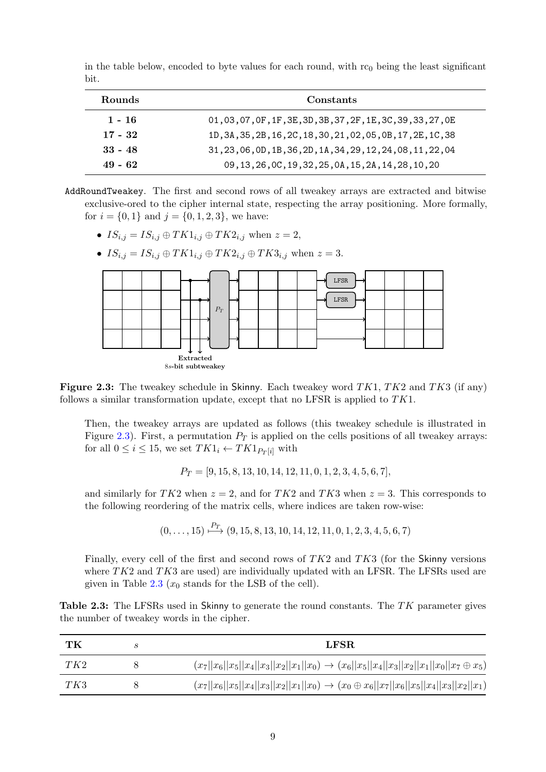in the table below, encoded to byte values for each round, with $rc_0$ being the least significant bit.

| Rounds | Constants |
| --- | --- |
| **1 - 16** | 01,03,07,0F,1F,3E,3D,3B,37,2F,1E,3C,39,33,27,0E |
| **17 - 32** | 1D,3A,35,2B,16,2C,18,30,21,02,05,0B,17,2E,1C,38 |
| **33 - 48** | 31,23,06,0D,1B,36,2D,1A,34,29,12,24,08,11,22,04 |
| **49 - 62** | 09,13,26,0C,19,32,25,0A,15,2A,14,28,10,20 |

`AddRoundTweakey`. The first and second rows of all tweakey arrays are extracted and bitwise exclusive-ored to the cipher internal state, respecting the array positioning. More formally, for $i = \{0, 1\}$ and $j = \{0, 1, 2, 3\}$, we have:

- $IS_{i,j} = IS_{i,j} \oplus TK1_{i,j} \oplus TK2_{i,j}$ when $z = 2$,
- $IS_{i,j} = IS_{i,j} \oplus TK1_{i,j} \oplus TK2_{i,j} \oplus TK3_{i,j}$ when $z = 3$.

**Figure 2.3:** The tweakey schedule in Skinny. Each tweakey word $TK1$, $TK2$ and $TK3$ (if any) follows a similar transformation update, except that no LFSR is applied to $TK1$.

Then, the tweakey arrays are updated as follows (this tweakey schedule is illustrated in Figure 2.3). First, a permutation $P_T$ is applied on the cells positions of all tweakey arrays: for all $0 \leq i \leq 15$, we set $TK1_i \leftarrow TK1_{P_T[i]}$ with

$$P_T = [9, 15, 8, 13, 10, 14, 12, 11, 0, 1, 2, 3, 4, 5, 6, 7],$$

and similarly for $TK2$ when $z = 2$, and for $TK2$ and $TK3$ when $z = 3$. This corresponds to the following reordering of the matrix cells, where indices are taken row-wise:

$$(0, \ldots, 15) \overset{P_T}{\longmapsto} (9, 15, 8, 13, 10, 14, 12, 11, 0, 1, 2, 3, 4, 5, 6, 7)$$

Finally, every cell of the first and second rows of $TK2$ and $TK3$ (for the Skinny versions where $TK2$ and $TK3$ are used) are individually updated with an LFSR. The LFSRs used are given in Table 2.3 ($x_0$ stands for the LSB of the cell).

**Table 2.3:** The LFSRs used in Skinny to generate the round constants. The $TK$ parameter gives the number of tweakey words in the cipher.

| TK | $s$ | LFSR |
| --- | --- | --- |
| $TK2$ | 8 | $(x_7\|\|x_6\|\|x_5\|\|x_4\|\|x_3\|\|x_2\|\|x_1\|\|x_0) \rightarrow (x_6\|\|x_5\|\|x_4\|\|x_3\|\|x_2\|\|x_1\|\|x_0\|\|x_7 \oplus x_5)$ |
| $TK3$ | 8 | $(x_7\|\|x_6\|\|x_5\|\|x_4\|\|x_3\|\|x_2\|\|x_1\|\|x_0) \rightarrow (x_0 \oplus x_6\|\|x_7\|\|x_6\|\|x_5\|\|x_4\|\|x_3\|\|x_2\|\|x_1)$ |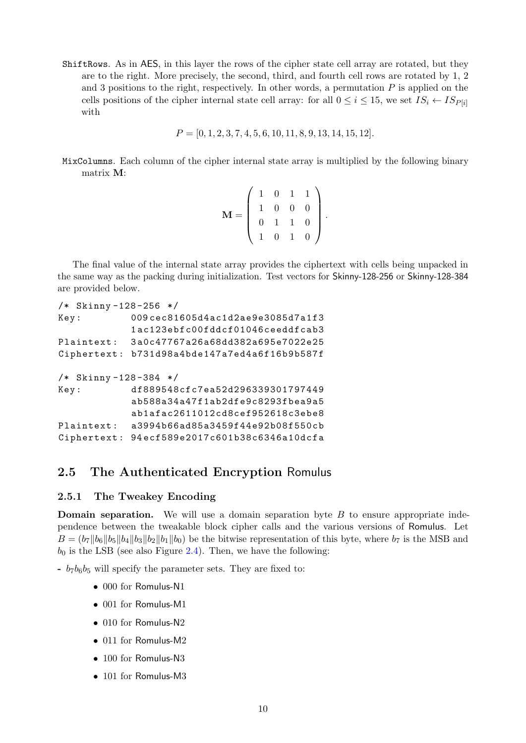**ShiftRows**. As in AES, in this layer the rows of the cipher state cell array are rotated, but they are to the right. More precisely, the second, third, and fourth cell rows are rotated by 1, 2 and 3 positions to the right, respectively. In other words, a permutation $P$ is applied on the cells positions of the cipher internal state cell array: for all $0 \le i \le 15$, we set $IS_i \leftarrow IS_{P[i]}$ with

$$P = [0, 1, 2, 3, 7, 4, 5, 6, 10, 11, 8, 9, 13, 14, 15, 12].$$

**MixColumns**. Each column of the cipher internal state array is multiplied by the following binary matrix $\mathbf{M}$:

$$\mathbf{M} = \begin{pmatrix} 1 & 0 & 1 & 1 \\ 1 & 0 & 0 & 0 \\ 0 & 1 & 1 & 0 \\ 1 & 0 & 1 & 0 \end{pmatrix}.$$

The final value of the internal state array provides the ciphertext with cells being unpacked in the same way as the packing during initialization. Test vectors for Skinny-128-256 or Skinny-128-384 are provided below.

```
/* Skinny-128-256 */
Key:        009cec81605d4ac1d2ae9e3085d7a1f3
            1ac123ebfc00fddcf01046ceeddfcab3
Plaintext:  3a0c47767a26a68dd382a695e7022e25
Ciphertext: b731d98a4bde147a7ed4a6f16b9b587f

/* Skinny-128-384 */
Key:        df889548cfc7ea52d296339301797449
            ab588a34a47f1ab2dfe9c8293fbea9a5
            ab1afac2611012cd8cef952618c3ebe8
Plaintext:  a3994b66ad85a3459f44e92b08f550cb
Ciphertext: 94ecf589e2017c601b38c6346a10dcfa
```

## 2.5 The Authenticated Encryption Romulus

### 2.5.1 The Tweakey Encoding

**Domain separation.** We will use a domain separation byte $B$ to ensure appropriate independence between the tweakable block cipher calls and the various versions of Romulus. Let $B = (b_7 \| b_6 \| b_5 \| b_4 \| b_3 \| b_2 \| b_1 \| b_0)$ be the bitwise representation of this byte, where $b_7$ is the MSB and $b_0$ is the LSB (see also Figure 2.4). Then, we have the following:

- $b_7 b_6 b_5$ will specify the parameter sets. They are fixed to:
    - 000 for Romulus-N1
    - 001 for Romulus-M1
    - 010 for Romulus-N2
    - 011 for Romulus-M2
    - 100 for Romulus-N3
    - 101 for Romulus-M3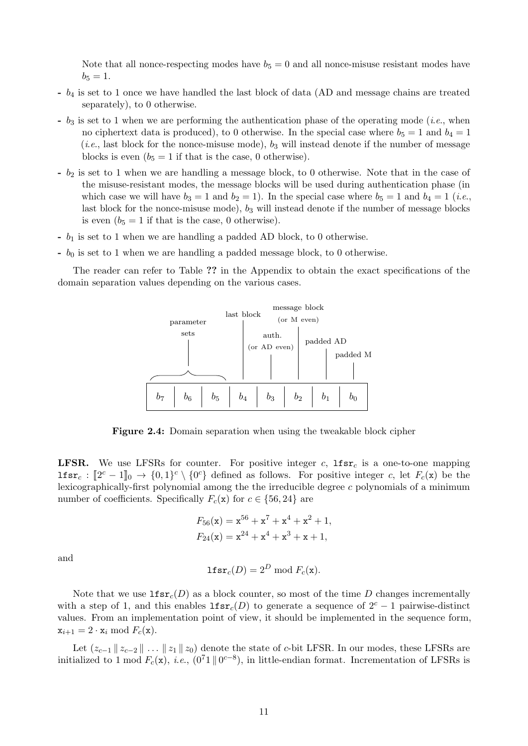Note that all nonce-respecting modes have $b_5 = 0$ and all nonce-misuse resistant modes have $b_5 = 1$.

- $b_4$ is set to 1 once we have handled the last block of data (AD and message chains are treated separately), to 0 otherwise.
- $b_3$ is set to 1 when we are performing the authentication phase of the operating mode (*i.e.*, when no ciphertext data is produced), to 0 otherwise. In the special case where $b_5 = 1$ and $b_4 = 1$ (*i.e.*, last block for the nonce-misuse mode), $b_3$ will instead denote if the number of message blocks is even ($b_5 = 1$ if that is the case, 0 otherwise).
- $b_2$ is set to 1 when we are handling a message block, to 0 otherwise. Note that in the case of the misuse-resistant modes, the message blocks will be used during authentication phase (in which case we will have $b_3 = 1$ and $b_2 = 1$). In the special case where $b_5 = 1$ and $b_4 = 1$ (*i.e.*, last block for the nonce-misuse mode), $b_3$ will instead denote if the number of message blocks is even ($b_5 = 1$ if that is the case, 0 otherwise).
- $b_1$ is set to 1 when we are handling a padded AD block, to 0 otherwise.
- $b_0$ is set to 1 when we are handling a padded message block, to 0 otherwise.

The reader can refer to Table **??** in the Appendix to obtain the exact specifications of the domain separation values depending on the various cases.

| $b_7$ | $b_6$ | $b_5$ | $b_4$ | $b_3$ | $b_2$ | $b_1$ | $b_0$ |
|---|---|---|---|---|---|---|---|
| parameter sets | | | last block | auth. (or AD even) | message block (or M even) | padded AD | padded M |

**Figure 2.4:** Domain separation when using the tweakable block cipher

**LFSR.** We use LFSRs for counter. For positive integer $c$, $\texttt{lfsr}_c$ is a one-to-one mapping $\texttt{lfsr}_c : [\![2^c - 1]\!]_0 \rightarrow \{0,1\}^c \setminus \{0^c\}$ defined as follows. For positive integer $c$, let $F_c(\texttt{x})$ be the lexicographically-first polynomial among the the irreducible degree $c$ polynomials of a minimum number of coefficients. Specifically $F_c(\texttt{x})$ for $c \in \{56, 24\}$ are

$$F_{56}(\texttt{x}) = \texttt{x}^{56} + \texttt{x}^7 + \texttt{x}^4 + \texttt{x}^2 + 1,$$
$$F_{24}(\texttt{x}) = \texttt{x}^{24} + \texttt{x}^4 + \texttt{x}^3 + \texttt{x} + 1,$$

and

$$\texttt{lfsr}_c(D) = 2^D \bmod F_c(\texttt{x}).$$

Note that we use $\texttt{lfsr}_c(D)$ as a block counter, so most of the time $D$ changes incrementally with a step of 1, and this enables $\texttt{lfsr}_c(D)$ to generate a sequence of $2^c - 1$ pairwise-distinct values. From an implementation point of view, it should be implemented in the sequence form, $\texttt{x}_{i+1} = 2 \cdot \texttt{x}_i \bmod F_c(\texttt{x})$.

Let $(z_{c-1} \,\|\, z_{c-2} \,\|\, \ldots \,\|\, z_1 \,\|\, z_0)$ denote the state of $c$-bit LFSR. In our modes, these LFSRs are initialized to 1 mod $F_c(\texttt{x})$, *i.e.*, $(0^7 1 \,\|\, 0^{c-8})$, in little-endian format. Incrementation of LFSRs is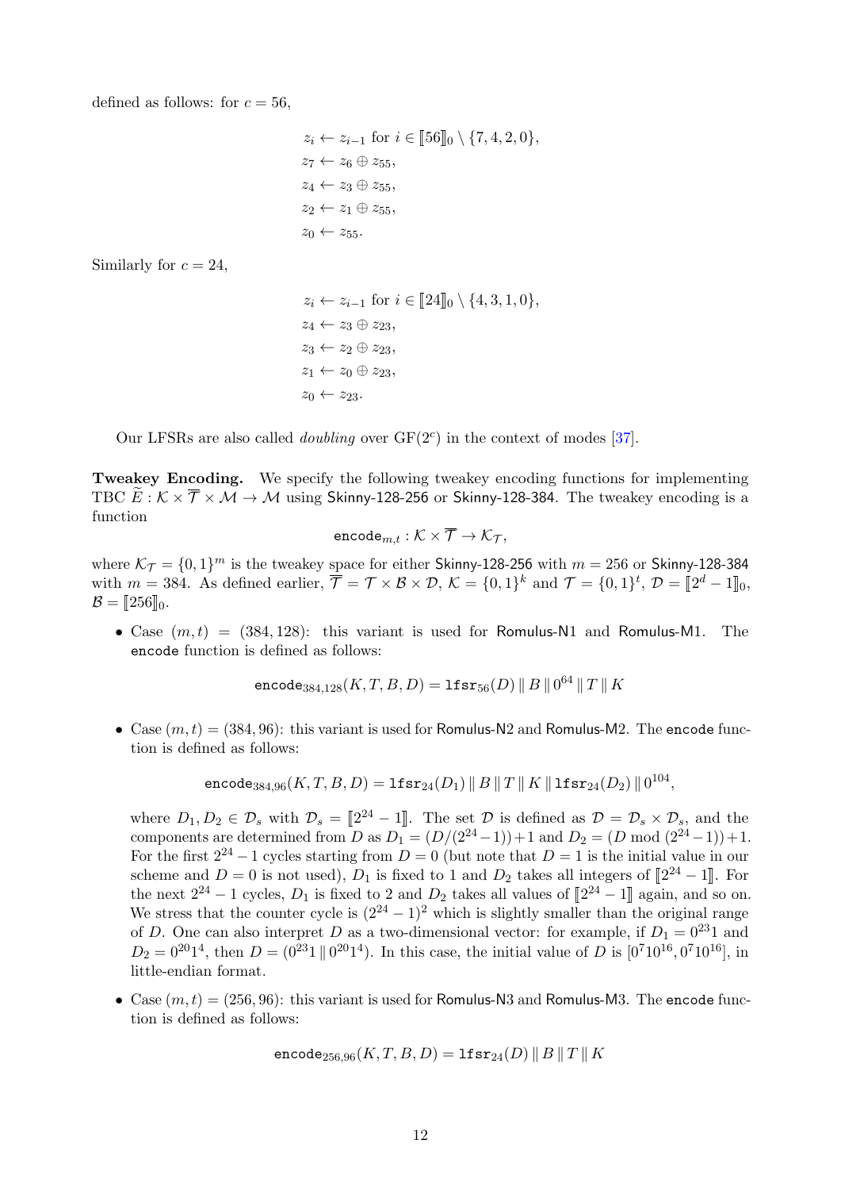defined as follows: for $c = 56$,

$$
\begin{aligned}
z_i &\leftarrow z_{i-1} \text{ for } i \in [\![56]\!]_0 \setminus \{7,4,2,0\},\\
z_7 &\leftarrow z_6 \oplus z_{55},\\
z_4 &\leftarrow z_3 \oplus z_{55},\\
z_2 &\leftarrow z_1 \oplus z_{55},\\
z_0 &\leftarrow z_{55}.
\end{aligned}
$$

Similarly for $c = 24$,

$$
\begin{aligned}
z_i &\leftarrow z_{i-1} \text{ for } i \in [\![24]\!]_0 \setminus \{4,3,1,0\},\\
z_4 &\leftarrow z_3 \oplus z_{23},\\
z_3 &\leftarrow z_2 \oplus z_{23},\\
z_1 &\leftarrow z_0 \oplus z_{23},\\
z_0 &\leftarrow z_{23}.
\end{aligned}
$$

Our LFSRs are also called *doubling* over $\mathrm{GF}(2^c)$ in the context of modes [37].

**Tweakey Encoding.** We specify the following tweakey encoding functions for implementing TBC $\widetilde{E} : \mathcal{K} \times \overline{\mathcal{T}} \times \mathcal{M} \to \mathcal{M}$ using Skinny-128-256 or Skinny-128-384. The tweakey encoding is a function

$$\mathtt{encode}_{m,t} : \mathcal{K} \times \overline{\mathcal{T}} \to \mathcal{K}_{\mathcal{T}},$$

where $\mathcal{K}_{\mathcal{T}} = \{0,1\}^m$ is the tweakey space for either Skinny-128-256 with $m = 256$ or Skinny-128-384 with $m = 384$. As defined earlier, $\overline{\mathcal{T}} = \mathcal{T} \times \mathcal{B} \times \mathcal{D}$, $\mathcal{K} = \{0,1\}^k$ and $\mathcal{T} = \{0,1\}^t$, $\mathcal{D} = [\![2^d - 1]\!]_0$, $\mathcal{B} = [\![256]\!]_0$.

- Case $(m,t) = (384,128)$: this variant is used for Romulus-N1 and Romulus-M1. The encode function is defined as follows:

  $$\mathtt{encode}_{384,128}(K,T,B,D) = \mathtt{lfsr}_{56}(D) \,\|\, B \,\|\, 0^{64} \,\|\, T \,\|\, K$$

- Case $(m,t) = (384,96)$: this variant is used for Romulus-N2 and Romulus-M2. The encode function is defined as follows:

  $$\mathtt{encode}_{384,96}(K,T,B,D) = \mathtt{lfsr}_{24}(D_1) \,\|\, B \,\|\, T \,\|\, K \,\|\, \mathtt{lfsr}_{24}(D_2) \,\|\, 0^{104},$$

  where $D_1, D_2 \in \mathcal{D}_s$ with $\mathcal{D}_s = [\![2^{24} - 1]\!]$. The set $\mathcal{D}$ is defined as $\mathcal{D} = \mathcal{D}_s \times \mathcal{D}_s$, and the components are determined from $D$ as $D_1 = (D/(2^{24}-1))+1$ and $D_2 = (D \bmod (2^{24}-1))+1$. For the first $2^{24}-1$ cycles starting from $D = 0$ (but note that $D = 1$ is the initial value in our scheme and $D = 0$ is not used), $D_1$ is fixed to 1 and $D_2$ takes all integers of $[\![2^{24} - 1]\!]$. For the next $2^{24}-1$ cycles, $D_1$ is fixed to 2 and $D_2$ takes all values of $[\![2^{24} - 1]\!]$ again, and so on. We stress that the counter cycle is $(2^{24}-1)^2$ which is slightly smaller than the original range of $D$. One can also interpret $D$ as a two-dimensional vector: for example, if $D_1 = 0^{23}1$ and $D_2 = 0^{20}1^4$, then $D = (0^{23}1 \,\|\, 0^{20}1^4)$. In this case, the initial value of $D$ is $[0^7 10^{16}, 0^7 10^{16}]$, in little-endian format.

- Case $(m,t) = (256,96)$: this variant is used for Romulus-N3 and Romulus-M3. The encode function is defined as follows:

  $$\mathtt{encode}_{256,96}(K,T,B,D) = \mathtt{lfsr}_{24}(D) \,\|\, B \,\|\, T \,\|\, K$$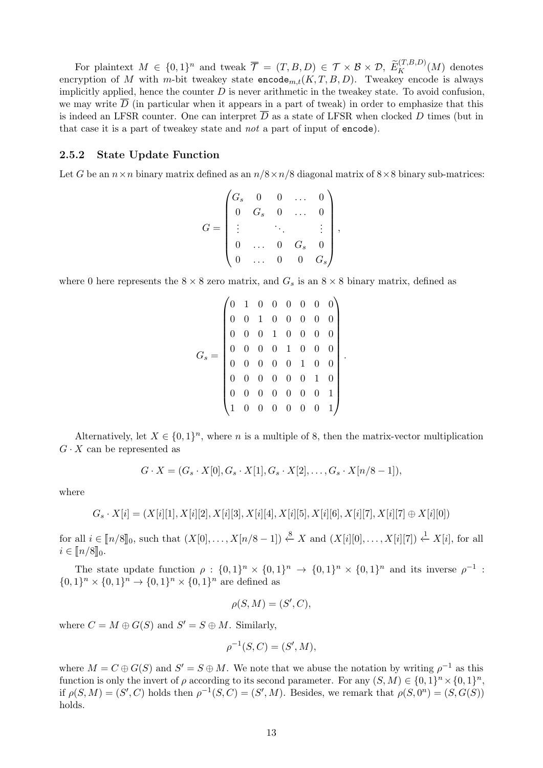For plaintext $M \in \{0,1\}^n$ and tweak $\overline{\mathcal{T}} = (T, B, D) \in \mathcal{T} \times \mathcal{B} \times \mathcal{D}$, $\widetilde{E}_K^{(T,B,D)}(M)$ denotes encryption of $M$ with $m$-bit tweakey state $\texttt{encode}_{m,t}(K, T, B, D)$. Tweakey encode is always implicitly applied, hence the counter $D$ is never arithmetic in the tweakey state. To avoid confusion, we may write $\overline{D}$ (in particular when it appears in a part of tweak) in order to emphasize that this is indeed an LFSR counter. One can interpret $\overline{D}$ as a state of LFSR when clocked $D$ times (but in that case it is a part of tweakey state and *not* a part of input of `encode`).

### 2.5.2 State Update Function

Let $G$ be an $n \times n$ binary matrix defined as an $n/8 \times n/8$ diagonal matrix of $8 \times 8$ binary sub-matrices:

$$G = \begin{pmatrix} G_s & 0 & 0 & \dots & 0 \\ 0 & G_s & 0 & \dots & 0 \\ \vdots & & \ddots & & \vdots \\ 0 & \dots & 0 & G_s & 0 \\ 0 & \dots & 0 & 0 & G_s \end{pmatrix},$$

where 0 here represents the $8 \times 8$ zero matrix, and $G_s$ is an $8 \times 8$ binary matrix, defined as

$$G_s = \begin{pmatrix} 0 & 1 & 0 & 0 & 0 & 0 & 0 & 0 \\ 0 & 0 & 1 & 0 & 0 & 0 & 0 & 0 \\ 0 & 0 & 0 & 1 & 0 & 0 & 0 & 0 \\ 0 & 0 & 0 & 0 & 1 & 0 & 0 & 0 \\ 0 & 0 & 0 & 0 & 0 & 1 & 0 & 0 \\ 0 & 0 & 0 & 0 & 0 & 0 & 1 & 0 \\ 0 & 0 & 0 & 0 & 0 & 0 & 0 & 1 \\ 1 & 0 & 0 & 0 & 0 & 0 & 0 & 1 \end{pmatrix}.$$

Alternatively, let $X \in \{0,1\}^n$, where $n$ is a multiple of 8, then the matrix-vector multiplication $G \cdot X$ can be represented as

$$G \cdot X = (G_s \cdot X[0], G_s \cdot X[1], G_s \cdot X[2], \dots, G_s \cdot X[n/8-1]),$$

where

$$G_s \cdot X[i] = (X[i][1], X[i][2], X[i][3], X[i][4], X[i][5], X[i][6], X[i][7], X[i][7] \oplus X[i][0])$$

for all $i \in [\![n/8]\!]_0$, such that $(X[0], \dots, X[n/8-1]) \xleftarrow{8} X$ and $(X[i][0], \dots, X[i][7]) \xleftarrow{1} X[i]$, for all $i \in [\![n/8]\!]_0$.

The state update function $\rho : \{0,1\}^n \times \{0,1\}^n \to \{0,1\}^n \times \{0,1\}^n$ and its inverse $\rho^{-1} : \{0,1\}^n \times \{0,1\}^n \to \{0,1\}^n \times \{0,1\}^n$ are defined as

$$\rho(S, M) = (S', C),$$

where $C = M \oplus G(S)$ and $S' = S \oplus M$. Similarly,

$$\rho^{-1}(S, C) = (S', M),$$

where $M = C \oplus G(S)$ and $S' = S \oplus M$. We note that we abuse the notation by writing $\rho^{-1}$ as this function is only the invert of $\rho$ according to its second parameter. For any $(S, M) \in \{0,1\}^n \times \{0,1\}^n$, if $\rho(S, M) = (S', C)$ holds then $\rho^{-1}(S, C) = (S', M)$. Besides, we remark that $\rho(S, 0^n) = (S, G(S))$ holds.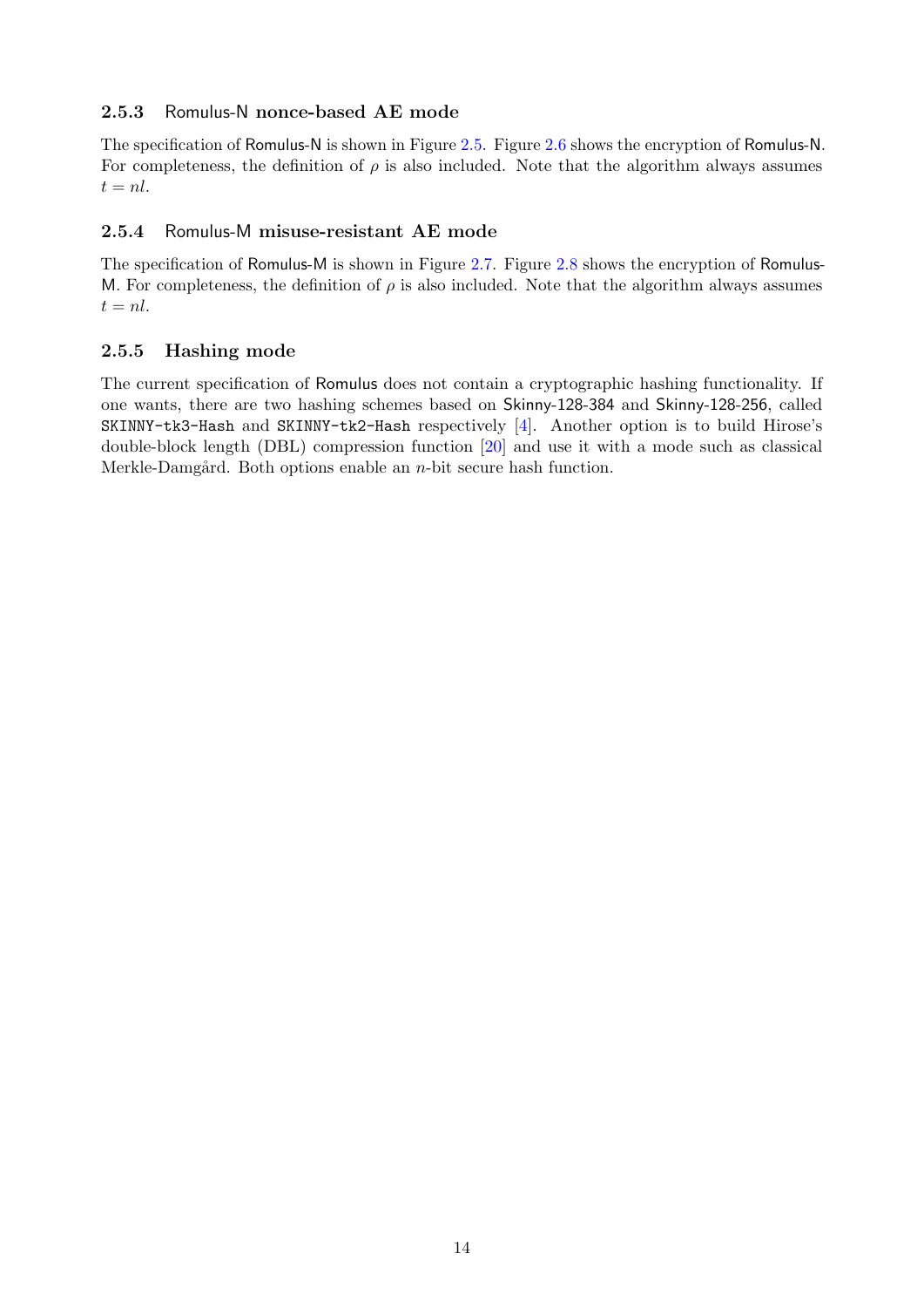### 2.5.3 Romulus-N nonce-based AE mode

The specification of Romulus-N is shown in Figure 2.5. Figure 2.6 shows the encryption of Romulus-N. For completeness, the definition of $\rho$ is also included. Note that the algorithm always assumes $t = nl$.

### 2.5.4 Romulus-M misuse-resistant AE mode

The specification of Romulus-M is shown in Figure 2.7. Figure 2.8 shows the encryption of Romulus-M. For completeness, the definition of $\rho$ is also included. Note that the algorithm always assumes $t = nl$.

### 2.5.5 Hashing mode

The current specification of Romulus does not contain a cryptographic hashing functionality. If one wants, there are two hashing schemes based on Skinny-128-384 and Skinny-128-256, called SKINNY-tk3-Hash and SKINNY-tk2-Hash respectively [4]. Another option is to build Hirose's double-block length (DBL) compression function [20] and use it with a mode such as classical Merkle-Damgård. Both options enable an $n$-bit secure hash function.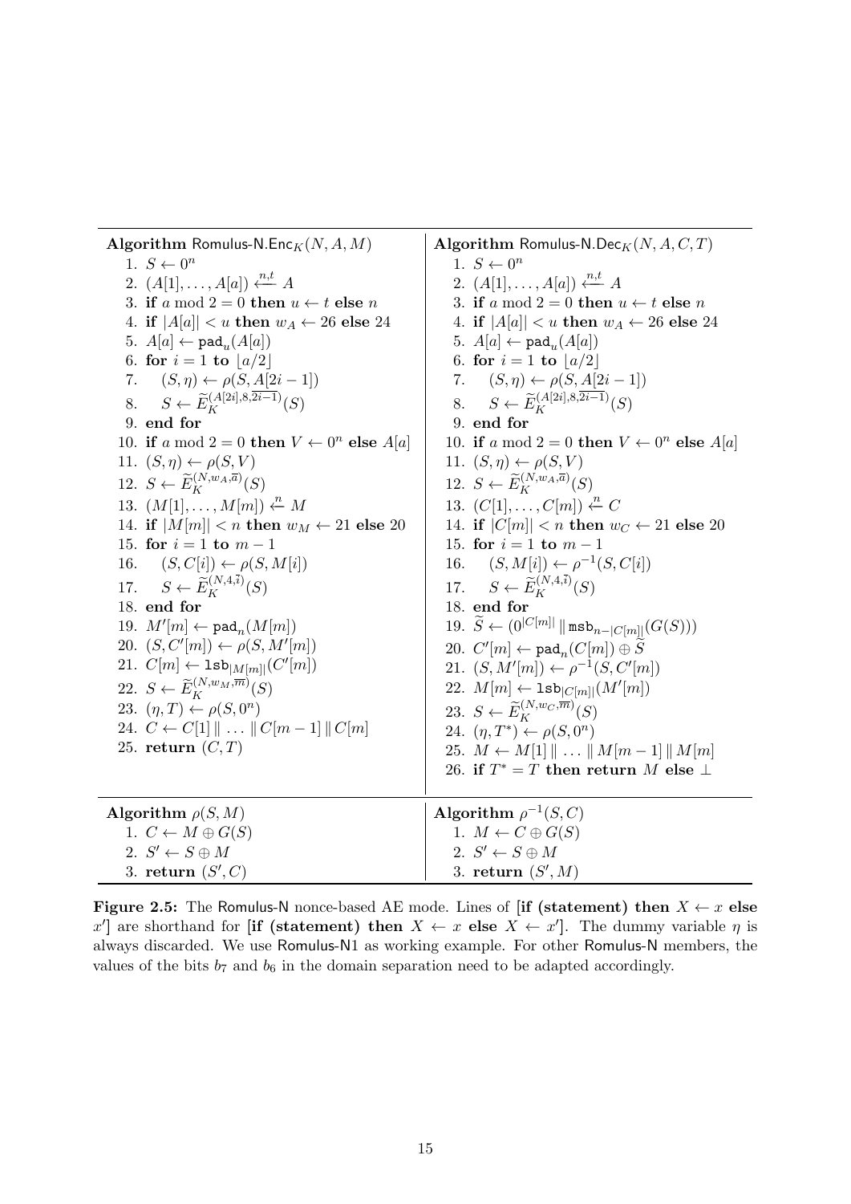**Algorithm** Romulus-N.Enc$_K(N, A, M)$

1. $S \leftarrow 0^n$
2. $(A[1], \ldots, A[a]) \xleftarrow{n,t} A$
3. **if** $a \bmod 2 = 0$ **then** $u \leftarrow t$ **else** $n$
4. **if** $|A[a]| < u$ **then** $w_A \leftarrow 26$ **else** $24$
5. $A[a] \leftarrow \mathtt{pad}_u(A[a])$
6. **for** $i = 1$ **to** $\lfloor a/2 \rfloor$
7. $\quad (S, \eta) \leftarrow \rho(S, A[2i-1])$
8. $\quad S \leftarrow \widetilde{E}_K^{(A[2i], 8, \overline{2i-1})}(S)$
9. **end for**
10. **if** $a \bmod 2 = 0$ **then** $V \leftarrow 0^n$ **else** $A[a]$
11. $(S, \eta) \leftarrow \rho(S, V)$
12. $S \leftarrow \widetilde{E}_K^{(N, w_A, \overline{a})}(S)$
13. $(M[1], \ldots, M[m]) \xleftarrow{n} M$
14. **if** $|M[m]| < n$ **then** $w_M \leftarrow 21$ **else** $20$
15. **for** $i = 1$ **to** $m - 1$
16. $\quad (S, C[i]) \leftarrow \rho(S, M[i])$
17. $\quad S \leftarrow \widetilde{E}_K^{(N, 4, \overline{i})}(S)$
18. **end for**
19. $M'[m] \leftarrow \mathtt{pad}_n(M[m])$
20. $(S, C'[m]) \leftarrow \rho(S, M'[m])$
21. $C[m] \leftarrow \mathtt{lsb}_{|M[m]|}(C'[m])$
22. $S \leftarrow \widetilde{E}_K^{(N, w_M, \overline{m})}(S)$
23. $(\eta, T) \leftarrow \rho(S, 0^n)$
24. $C \leftarrow C[1] \parallel \ldots \parallel C[m-1] \parallel C[m]$
25. **return** $(C, T)$

**Algorithm** Romulus-N.Dec$_K(N, A, C, T)$

1. $S \leftarrow 0^n$
2. $(A[1], \ldots, A[a]) \xleftarrow{n,t} A$
3. **if** $a \bmod 2 = 0$ **then** $u \leftarrow t$ **else** $n$
4. **if** $|A[a]| < u$ **then** $w_A \leftarrow 26$ **else** $24$
5. $A[a] \leftarrow \mathtt{pad}_u(A[a])$
6. **for** $i = 1$ **to** $\lfloor a/2 \rfloor$
7. $\quad (S, \eta) \leftarrow \rho(S, A[2i-1])$
8. $\quad S \leftarrow \widetilde{E}_K^{(A[2i], 8, \overline{2i-1})}(S)$
9. **end for**
10. **if** $a \bmod 2 = 0$ **then** $V \leftarrow 0^n$ **else** $A[a]$
11. $(S, \eta) \leftarrow \rho(S, V)$
12. $S \leftarrow \widetilde{E}_K^{(N, w_A, \overline{a})}(S)$
13. $(C[1], \ldots, C[m]) \xleftarrow{n} C$
14. **if** $|C[m]| < n$ **then** $w_C \leftarrow 21$ **else** $20$
15. **for** $i = 1$ **to** $m - 1$
16. $\quad (S, M[i]) \leftarrow \rho^{-1}(S, C[i])$
17. $\quad S \leftarrow \widetilde{E}_K^{(N, 4, \overline{i})}(S)$
18. **end for**
19. $\widetilde{S} \leftarrow (0^{|C[m]|} \parallel \mathtt{msb}_{n-|C[m]|}(G(S)))$
20. $C'[m] \leftarrow \mathtt{pad}_n(C[m]) \oplus \widetilde{S}$
21. $(S, M'[m]) \leftarrow \rho^{-1}(S, C'[m])$
22. $M[m] \leftarrow \mathtt{lsb}_{|C[m]|}(M'[m])$
23. $S \leftarrow \widetilde{E}_K^{(N, w_C, \overline{m})}(S)$
24. $(\eta, T^*) \leftarrow \rho(S, 0^n)$
25. $M \leftarrow M[1] \parallel \ldots \parallel M[m-1] \parallel M[m]$
26. **if** $T^* = T$ **then return** $M$ **else** $\perp$

**Algorithm** $\rho(S, M)$

1. $C \leftarrow M \oplus G(S)$
2. $S' \leftarrow S \oplus M$
3. **return** $(S', C)$

**Algorithm** $\rho^{-1}(S, C)$

1. $M \leftarrow C \oplus G(S)$
2. $S' \leftarrow S \oplus M$
3. **return** $(S', M)$

**Figure 2.5:** The Romulus-N nonce-based AE mode. Lines of [**if (statement) then** $X \leftarrow x$ **else** $x'$] are shorthand for [**if (statement) then** $X \leftarrow x$ **else** $X \leftarrow x'$]. The dummy variable $\eta$ is always discarded. We use Romulus-N1 as working example. For other Romulus-N members, the values of the bits $b_7$ and $b_6$ in the domain separation need to be adapted accordingly.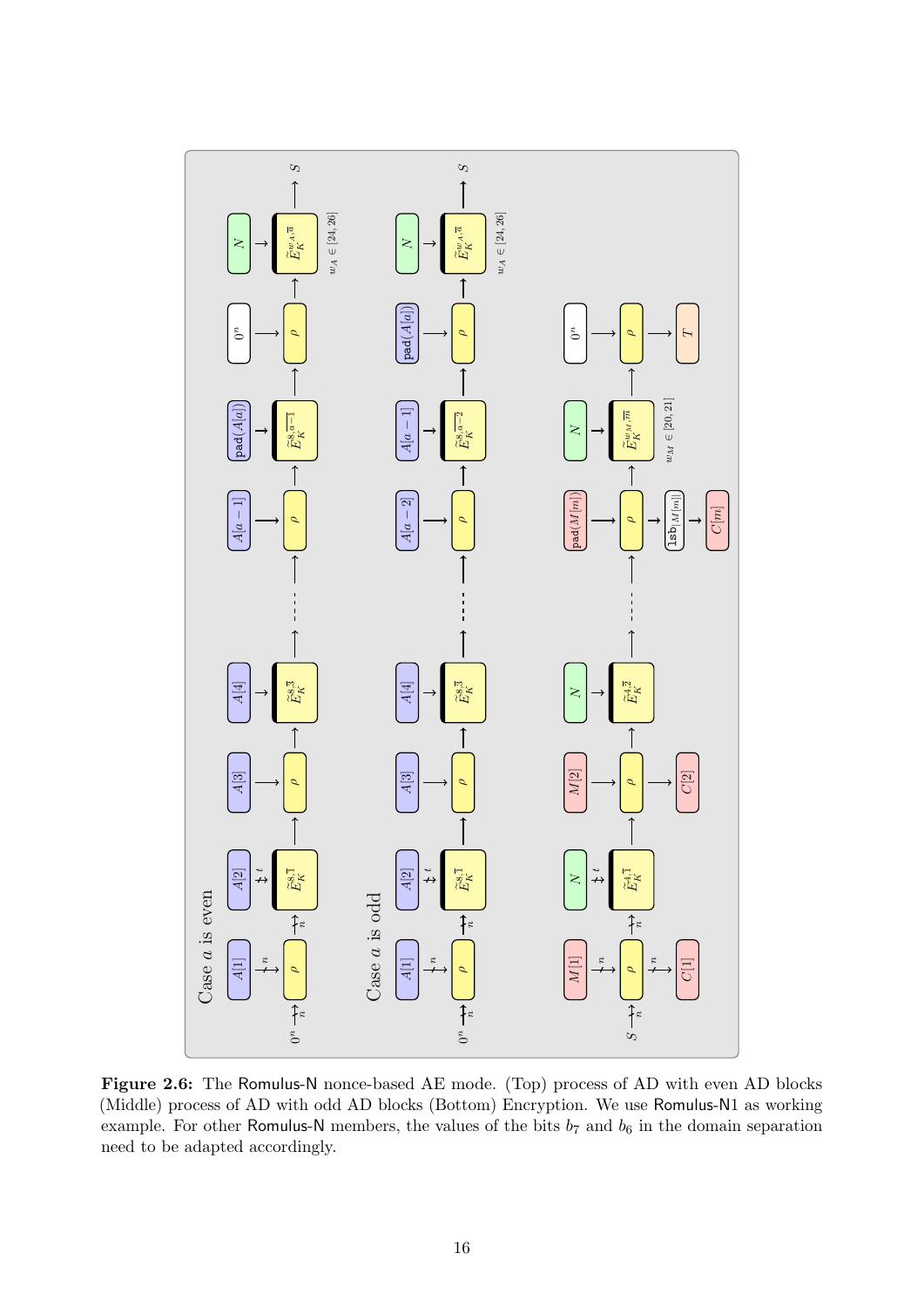**Figure 2.6:** The Romulus-N nonce-based AE mode. (Top) process of AD with even AD blocks (Middle) process of AD with odd AD blocks (Bottom) Encryption. We use Romulus-N1 as working example. For other Romulus-N members, the values of the bits $b_7$ and $b_6$ in the domain separation need to be adapted accordingly.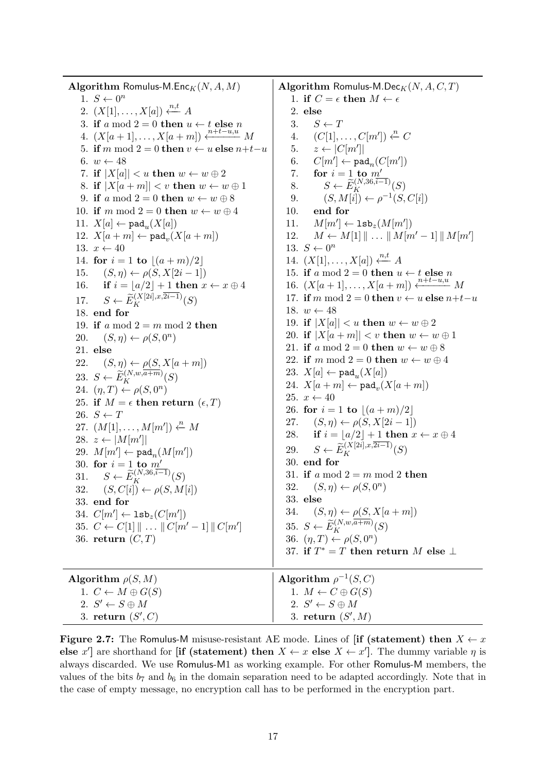**Algorithm** Romulus-M.Enc$_K(N, A, M)$

1. $S \leftarrow 0^n$
2. $(X[1], \ldots, X[a]) \xleftarrow{n,t} A$
3. **if** $a \bmod 2 = 0$ **then** $u \leftarrow t$ **else** $n$
4. $(X[a+1], \ldots, X[a+m]) \xleftarrow{n+t-u,u} M$
5. **if** $m \bmod 2 = 0$ **then** $v \leftarrow u$ **else** $n+t-u$
6. $w \leftarrow 48$
7. **if** $|X[a]| < u$ **then** $w \leftarrow w \oplus 2$
8. **if** $|X[a+m]| < v$ **then** $w \leftarrow w \oplus 1$
9. **if** $a \bmod 2 = 0$ **then** $w \leftarrow w \oplus 8$
10. **if** $m \bmod 2 = 0$ **then** $w \leftarrow w \oplus 4$
11. $X[a] \leftarrow \mathtt{pad}_u(X[a])$
12. $X[a+m] \leftarrow \mathtt{pad}_v(X[a+m])$
13. $x \leftarrow 40$
14. **for** $i = 1$ **to** $\lfloor (a+m)/2 \rfloor$
15. $\quad (S, \eta) \leftarrow \rho(S, X[2i-1])$
16. $\quad$ **if** $i = \lfloor a/2 \rfloor + 1$ **then** $x \leftarrow x \oplus 4$
17. $\quad S \leftarrow \widetilde{E}_K^{(X[2i], x, \overline{2i-1})}(S)$
18. **end for**
19. **if** $a \bmod 2 = m \bmod 2$ **then**
20. $\quad (S, \eta) \leftarrow \rho(S, 0^n)$
21. **else**
22. $\quad (S, \eta) \leftarrow \rho(S, X[a+m])$
23. $S \leftarrow \widetilde{E}_K^{(N, w, \overline{a+m})}(S)$
24. $(\eta, T) \leftarrow \rho(S, 0^n)$
25. **if** $M = \epsilon$ **then return** $(\epsilon, T)$
26. $S \leftarrow T$
27. $(M[1], \ldots, M[m']) \xleftarrow{n} M$
28. $z \leftarrow |M[m']|$
29. $M[m'] \leftarrow \mathtt{pad}_n(M[m'])$
30. **for** $i = 1$ **to** $m'$
31. $\quad S \leftarrow \widetilde{E}_K^{(N, 36, \overline{i-1})}(S)$
32. $\quad (S, C[i]) \leftarrow \rho(S, M[i])$
33. **end for**
34. $C[m'] \leftarrow \mathtt{lsb}_z(C[m'])$
35. $C \leftarrow C[1] \,\|\, \ldots \,\|\, C[m'-1] \,\|\, C[m']$
36. **return** $(C, T)$

**Algorithm** Romulus-M.Dec$_K(N, A, C, T)$

1. **if** $C = \epsilon$ **then** $M \leftarrow \epsilon$
2. **else**
3. $\quad S \leftarrow T$
4. $\quad (C[1], \ldots, C[m']) \xleftarrow{n} C$
5. $\quad z \leftarrow |C[m']|$
6. $\quad C[m'] \leftarrow \mathtt{pad}_n(C[m'])$
7. $\quad$ **for** $i = 1$ **to** $m'$
8. $\quad\quad S \leftarrow \widetilde{E}_K^{(N, 36, \overline{i-1})}(S)$
9. $\quad\quad (S, M[i]) \leftarrow \rho^{-1}(S, C[i])$
10. $\quad$ **end for**
11. $\quad M[m'] \leftarrow \mathtt{lsb}_z(M[m'])$
12. $\quad M \leftarrow M[1] \,\|\, \ldots \,\|\, M[m'-1] \,\|\, M[m']$
13. $S \leftarrow 0^n$
14. $(X[1], \ldots, X[a]) \xleftarrow{n,t} A$
15. **if** $a \bmod 2 = 0$ **then** $u \leftarrow t$ **else** $n$
16. $(X[a+1], \ldots, X[a+m]) \xleftarrow{n+t-u,u} M$
17. **if** $m \bmod 2 = 0$ **then** $v \leftarrow u$ **else** $n+t-u$
18. $w \leftarrow 48$
19. **if** $|X[a]| < u$ **then** $w \leftarrow w \oplus 2$
20. **if** $|X[a+m]| < v$ **then** $w \leftarrow w \oplus 1$
21. **if** $a \bmod 2 = 0$ **then** $w \leftarrow w \oplus 8$
22. **if** $m \bmod 2 = 0$ **then** $w \leftarrow w \oplus 4$
23. $X[a] \leftarrow \mathtt{pad}_u(X[a])$
24. $X[a+m] \leftarrow \mathtt{pad}_v(X[a+m])$
25. $x \leftarrow 40$
26. **for** $i = 1$ **to** $\lfloor (a+m)/2 \rfloor$
27. $\quad (S, \eta) \leftarrow \rho(S, X[2i-1])$
28. $\quad$ **if** $i = \lfloor a/2 \rfloor + 1$ **then** $x \leftarrow x \oplus 4$
29. $\quad S \leftarrow \widetilde{E}_K^{(X[2i], x, \overline{2i-1})}(S)$
30. **end for**
31. **if** $a \bmod 2 = m \bmod 2$ **then**
32. $\quad (S, \eta) \leftarrow \rho(S, 0^n)$
33. **else**
34. $\quad (S, \eta) \leftarrow \rho(S, X[a+m])$
35. $S \leftarrow \widetilde{E}_K^{(N, w, \overline{a+m})}(S)$
36. $(\eta, T) \leftarrow \rho(S, 0^n)$
37. **if** $T^* = T$ **then return** $M$ **else** $\perp$

**Algorithm** $\rho(S, M)$

1. $C \leftarrow M \oplus G(S)$
2. $S' \leftarrow S \oplus M$
3. **return** $(S', C)$

**Algorithm** $\rho^{-1}(S, C)$

1. $M \leftarrow C \oplus G(S)$
2. $S' \leftarrow S \oplus M$
3. **return** $(S', M)$

**Figure 2.7:** The Romulus-M misuse-resistant AE mode. Lines of [**if (statement) then** $X \leftarrow x$ **else** $x'$] are shorthand for [**if (statement) then** $X \leftarrow x$ **else** $X \leftarrow x'$]. The dummy variable $\eta$ is always discarded. We use Romulus-M1 as working example. For other Romulus-M members, the values of the bits $b_7$ and $b_6$ in the domain separation need to be adapted accordingly. Note that in the case of empty message, no encryption call has to be performed in the encryption part.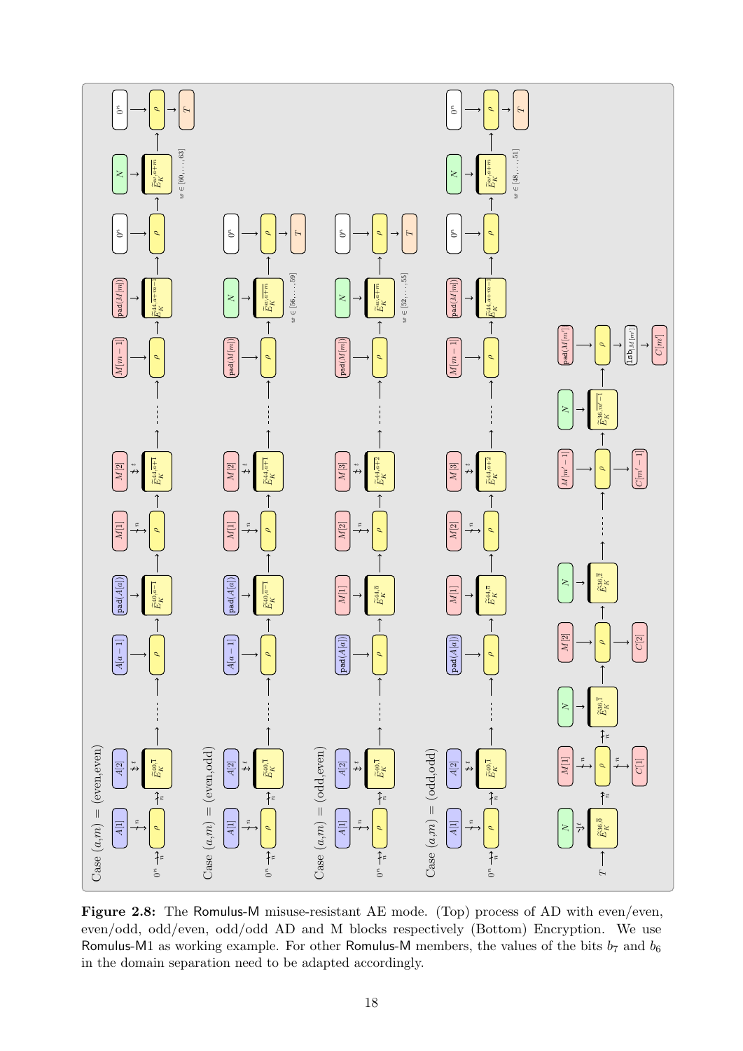**Figure 2.8:** The Romulus-M misuse-resistant AE mode. (Top) process of AD with even/even, even/odd, odd/even, odd/odd AD and M blocks respectively (Bottom) Encryption. We use Romulus-M1 as working example. For other Romulus-M members, the values of the bits $b_7$ and $b_6$ in the domain separation need to be adapted accordingly.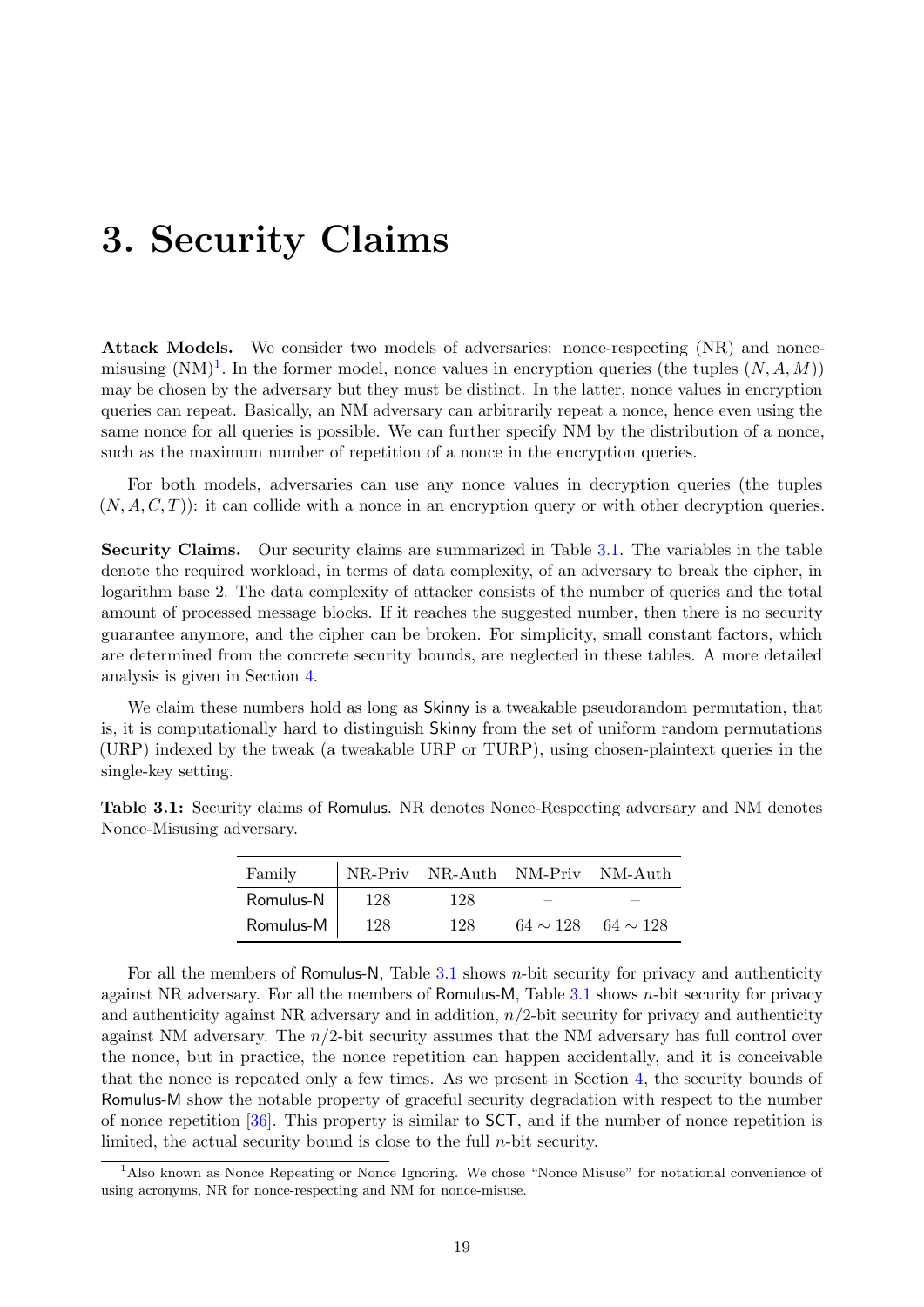# 3. Security Claims

**Attack Models.** We consider two models of adversaries: nonce-respecting (NR) and nonce-misusing (NM)[1]. In the former model, nonce values in encryption queries (the tuples $(N, A, M)$) may be chosen by the adversary but they must be distinct. In the latter, nonce values in encryption queries can repeat. Basically, an NM adversary can arbitrarily repeat a nonce, hence even using the same nonce for all queries is possible. We can further specify NM by the distribution of a nonce, such as the maximum number of repetition of a nonce in the encryption queries.

For both models, adversaries can use any nonce values in decryption queries (the tuples $(N, A, C, T)$): it can collide with a nonce in an encryption query or with other decryption queries.

**Security Claims.** Our security claims are summarized in Table 3.1. The variables in the table denote the required workload, in terms of data complexity, of an adversary to break the cipher, in logarithm base 2. The data complexity of attacker consists of the number of queries and the total amount of processed message blocks. If it reaches the suggested number, then there is no security guarantee anymore, and the cipher can be broken. For simplicity, small constant factors, which are determined from the concrete security bounds, are neglected in these tables. A more detailed analysis is given in Section 4.

We claim these numbers hold as long as Skinny is a tweakable pseudorandom permutation, that is, it is computationally hard to distinguish Skinny from the set of uniform random permutations (URP) indexed by the tweak (a tweakable URP or TURP), using chosen-plaintext queries in the single-key setting.

**Table 3.1:** Security claims of Romulus. NR denotes Nonce-Respecting adversary and NM denotes Nonce-Misusing adversary.

| Family | NR-Priv | NR-Auth | NM-Priv | NM-Auth |
|---|---|---|---|---|
| Romulus-N | 128 | 128 | – | – |
| Romulus-M | 128 | 128 | $64 \sim 128$ | $64 \sim 128$ |

For all the members of Romulus-N, Table 3.1 shows $n$-bit security for privacy and authenticity against NR adversary. For all the members of Romulus-M, Table 3.1 shows $n$-bit security for privacy and authenticity against NR adversary and in addition, $n/2$-bit security for privacy and authenticity against NM adversary. The $n/2$-bit security assumes that the NM adversary has full control over the nonce, but in practice, the nonce repetition can happen accidentally, and it is conceivable that the nonce is repeated only a few times. As we present in Section 4, the security bounds of Romulus-M show the notable property of graceful security degradation with respect to the number of nonce repetition [36]. This property is similar to SCT, and if the number of nonce repetition is limited, the actual security bound is close to the full $n$-bit security.

[1] Also known as Nonce Repeating or Nonce Ignoring. We chose "Nonce Misuse" for notational convenience of using acronyms, NR for nonce-respecting and NM for nonce-misuse.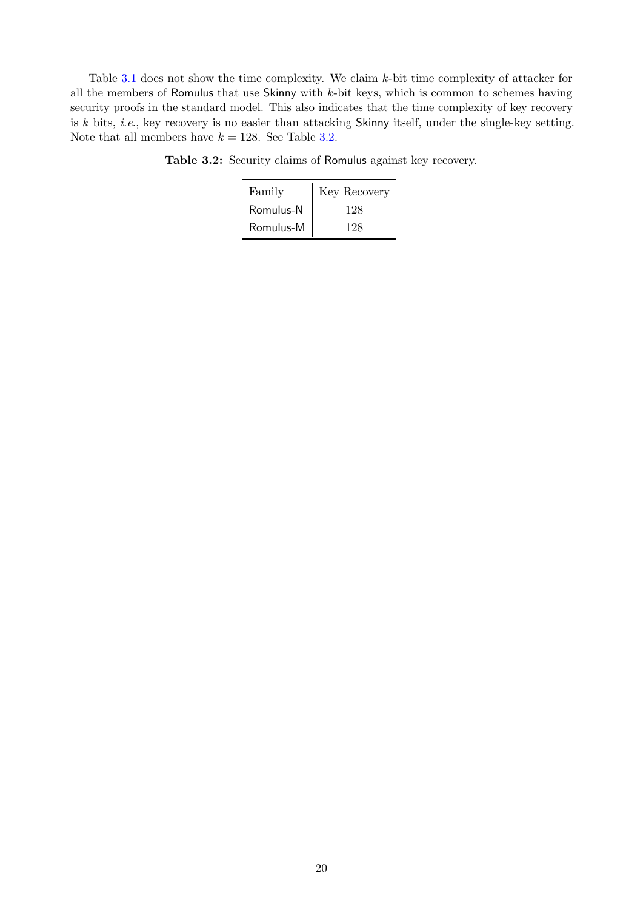Table 3.1 does not show the time complexity. We claim $k$-bit time complexity of attacker for all the members of Romulus that use Skinny with $k$-bit keys, which is common to schemes having security proofs in the standard model. This also indicates that the time complexity of key recovery is $k$ bits, *i.e.*, key recovery is no easier than attacking Skinny itself, under the single-key setting. Note that all members have $k = 128$. See Table 3.2.

**Table 3.2:** Security claims of Romulus against key recovery.

| Family | Key Recovery |
|---|---|
| Romulus-N | 128 |
| Romulus-M | 128 |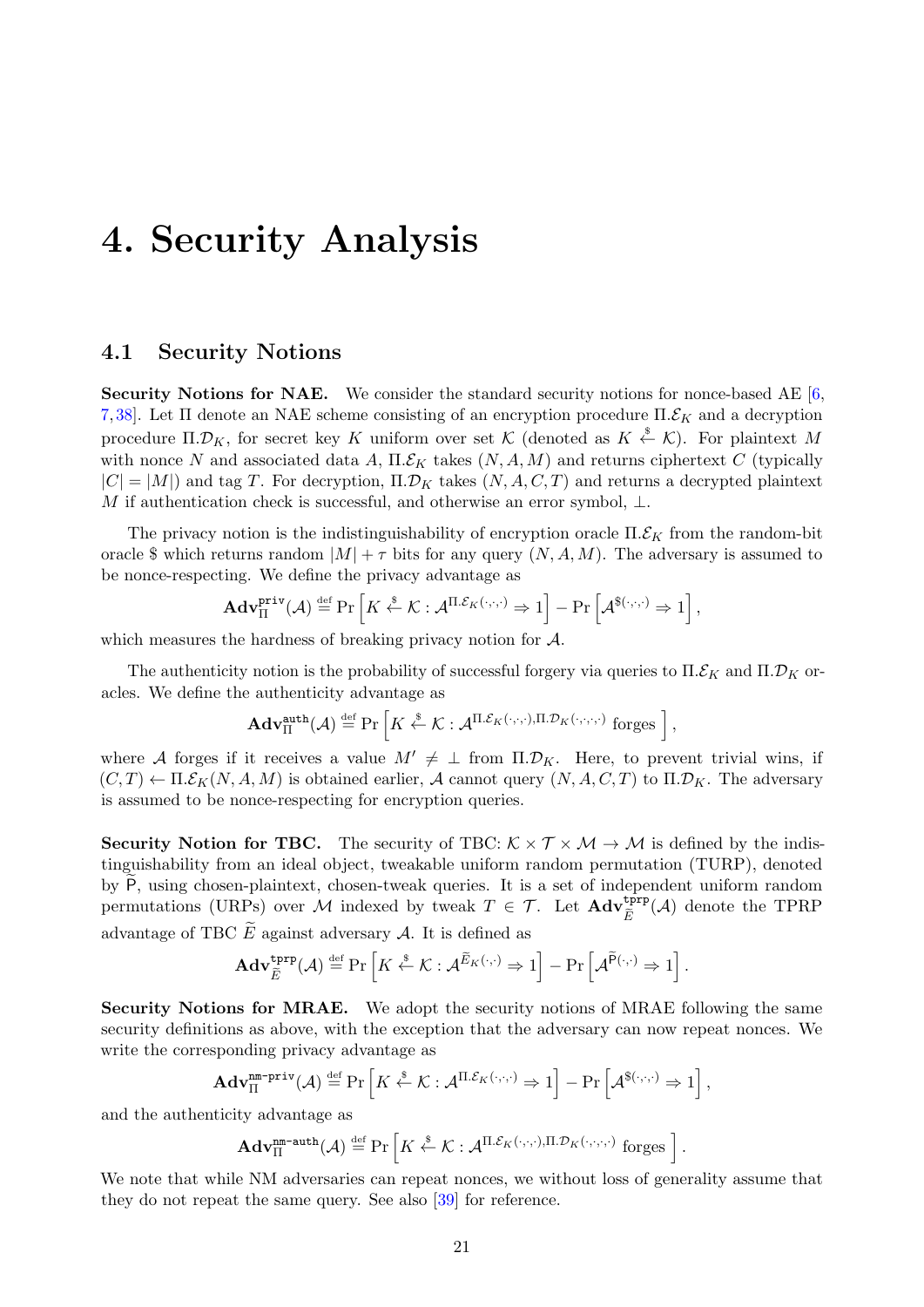# 4. Security Analysis

## 4.1 Security Notions

**Security Notions for NAE.** We consider the standard security notions for nonce-based AE [6, 7, 38]. Let $\Pi$ denote an NAE scheme consisting of an encryption procedure $\Pi.\mathcal{E}_K$ and a decryption procedure $\Pi.\mathcal{D}_K$, for secret key $K$ uniform over set $\mathcal{K}$ (denoted as $K \xleftarrow{\$} \mathcal{K}$). For plaintext $M$ with nonce $N$ and associated data $A$, $\Pi.\mathcal{E}_K$ takes $(N, A, M)$ and returns ciphertext $C$ (typically $|C| = |M|$) and tag $T$. For decryption, $\Pi.\mathcal{D}_K$ takes $(N, A, C, T)$ and returns a decrypted plaintext $M$ if authentication check is successful, and otherwise an error symbol, $\bot$.

The privacy notion is the indistinguishability of encryption oracle $\Pi.\mathcal{E}_K$ from the random-bit oracle \$ which returns random $|M| + \tau$ bits for any query $(N, A, M)$. The adversary is assumed to be nonce-respecting. We define the privacy advantage as

$$\mathbf{Adv}_{\Pi}^{\mathtt{priv}}(\mathcal{A}) \stackrel{\text{def}}{=} \Pr\left[K \xleftarrow{\$} \mathcal{K} : \mathcal{A}^{\Pi.\mathcal{E}_K(\cdot,\cdot,\cdot)} \Rightarrow 1\right] - \Pr\left[\mathcal{A}^{\$(\cdot,\cdot,\cdot)} \Rightarrow 1\right],$$

which measures the hardness of breaking privacy notion for $\mathcal{A}$.

The authenticity notion is the probability of successful forgery via queries to $\Pi.\mathcal{E}_K$ and $\Pi.\mathcal{D}_K$ oracles. We define the authenticity advantage as

$$\mathbf{Adv}_{\Pi}^{\mathtt{auth}}(\mathcal{A}) \stackrel{\text{def}}{=} \Pr\left[K \xleftarrow{\$} \mathcal{K} : \mathcal{A}^{\Pi.\mathcal{E}_K(\cdot,\cdot,\cdot),\Pi.\mathcal{D}_K(\cdot,\cdot,\cdot,\cdot)} \text{ forges }\right],$$

where $\mathcal{A}$ forges if it receives a value $M' \neq \bot$ from $\Pi.\mathcal{D}_K$. Here, to prevent trivial wins, if $(C, T) \leftarrow \Pi.\mathcal{E}_K(N, A, M)$ is obtained earlier, $\mathcal{A}$ cannot query $(N, A, C, T)$ to $\Pi.\mathcal{D}_K$. The adversary is assumed to be nonce-respecting for encryption queries.

**Security Notion for TBC.** The security of TBC: $\mathcal{K} \times \mathcal{T} \times \mathcal{M} \to \mathcal{M}$ is defined by the indistinguishability from an ideal object, tweakable uniform random permutation (TURP), denoted by $\widetilde{\mathsf{P}}$, using chosen-plaintext, chosen-tweak queries. It is a set of independent uniform random permutations (URPs) over $\mathcal{M}$ indexed by tweak $T \in \mathcal{T}$. Let $\mathbf{Adv}_{\widetilde{E}}^{\mathtt{tprp}}(\mathcal{A})$ denote the TPRP advantage of TBC $\widetilde{E}$ against adversary $\mathcal{A}$. It is defined as

$$\mathbf{Adv}_{\widetilde{E}}^{\mathtt{tprp}}(\mathcal{A}) \stackrel{\text{def}}{=} \Pr\left[K \xleftarrow{\$} \mathcal{K} : \mathcal{A}^{\widetilde{E}_K(\cdot,\cdot)} \Rightarrow 1\right] - \Pr\left[\mathcal{A}^{\widetilde{\mathsf{P}}(\cdot,\cdot)} \Rightarrow 1\right].$$

**Security Notions for MRAE.** We adopt the security notions of MRAE following the same security definitions as above, with the exception that the adversary can now repeat nonces. We write the corresponding privacy advantage as

$$\mathbf{Adv}_{\Pi}^{\mathtt{nm\text{-}priv}}(\mathcal{A}) \stackrel{\text{def}}{=} \Pr\left[K \xleftarrow{\$} \mathcal{K} : \mathcal{A}^{\Pi.\mathcal{E}_K(\cdot,\cdot,\cdot)} \Rightarrow 1\right] - \Pr\left[\mathcal{A}^{\$(\cdot,\cdot,\cdot)} \Rightarrow 1\right],$$

and the authenticity advantage as

$$\mathbf{Adv}_{\Pi}^{\mathtt{nm\text{-}auth}}(\mathcal{A}) \stackrel{\text{def}}{=} \Pr\left[K \xleftarrow{\$} \mathcal{K} : \mathcal{A}^{\Pi.\mathcal{E}_K(\cdot,\cdot,\cdot),\Pi.\mathcal{D}_K(\cdot,\cdot,\cdot,\cdot)} \text{ forges }\right].$$

We note that while NM adversaries can repeat nonces, we without loss of generality assume that they do not repeat the same query. See also [39] for reference.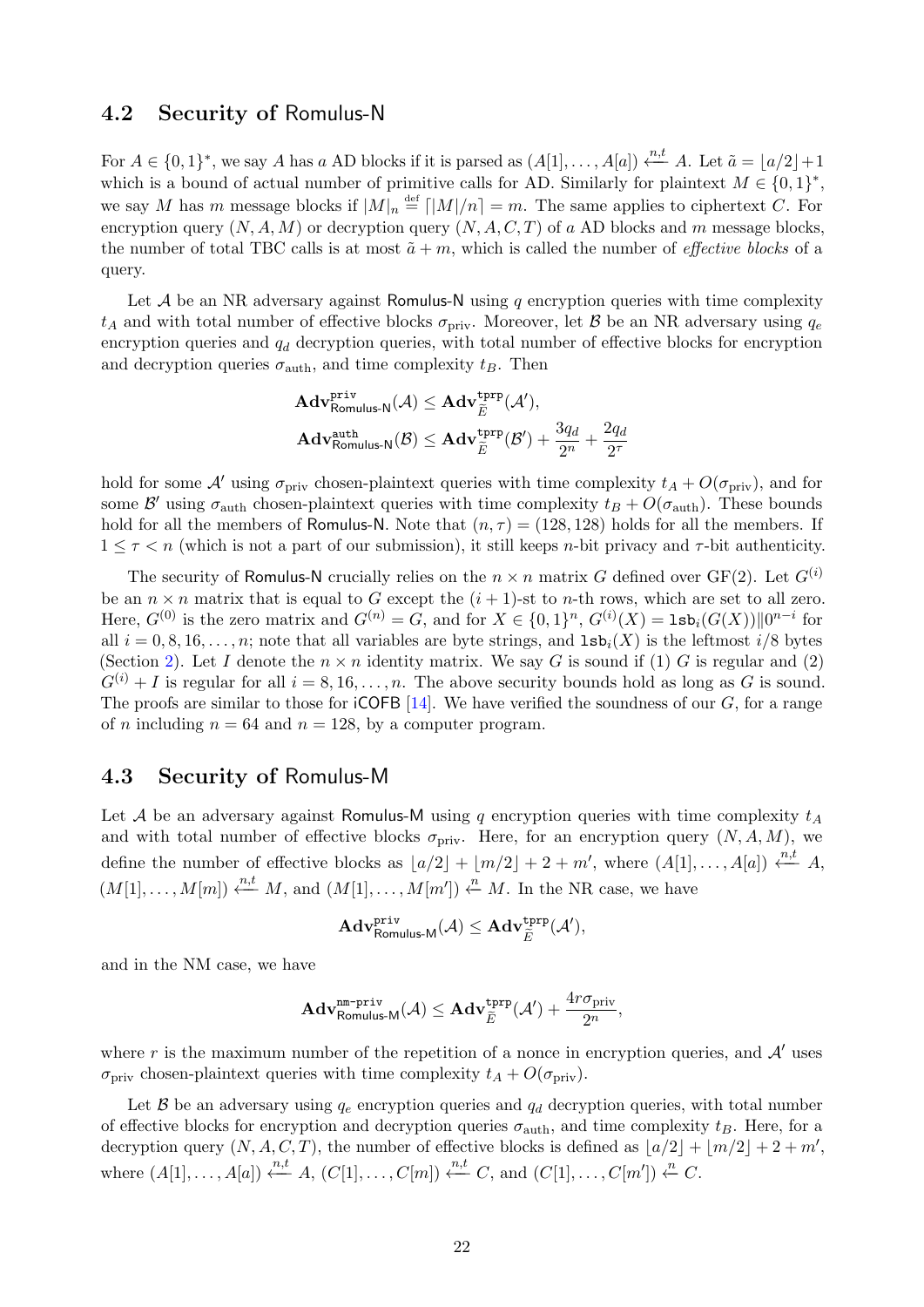## 4.2 Security of Romulus-N

For $A \in \{0,1\}^*$, we say $A$ has $a$ AD blocks if it is parsed as $(A[1], \ldots, A[a]) \xleftarrow{n,t} A$. Let $\tilde{a} = \lfloor a/2 \rfloor + 1$ which is a bound of actual number of primitive calls for AD. Similarly for plaintext $M \in \{0,1\}^*$, we say $M$ has $m$ message blocks if $|M|_n \stackrel{\text{def}}{=} \lceil |M|/n \rceil = m$. The same applies to ciphertext $C$. For encryption query $(N, A, M)$ or decryption query $(N, A, C, T)$ of $a$ AD blocks and $m$ message blocks, the number of total TBC calls is at most $\tilde{a} + m$, which is called the number of *effective blocks* of a query.

Let $\mathcal{A}$ be an NR adversary against Romulus-N using $q$ encryption queries with time complexity $t_A$ and with total number of effective blocks $\sigma_{\text{priv}}$. Moreover, let $\mathcal{B}$ be an NR adversary using $q_e$ encryption queries and $q_d$ decryption queries, with total number of effective blocks for encryption and decryption queries $\sigma_{\text{auth}}$, and time complexity $t_B$. Then

$$\mathbf{Adv}^{\mathtt{priv}}_{\mathsf{Romulus\text{-}N}}(\mathcal{A}) \leq \mathbf{Adv}^{\mathtt{tprp}}_{\widetilde{E}}(\mathcal{A}'),$$
$$\mathbf{Adv}^{\mathtt{auth}}_{\mathsf{Romulus\text{-}N}}(\mathcal{B}) \leq \mathbf{Adv}^{\mathtt{tprp}}_{\widetilde{E}}(\mathcal{B}') + \frac{3q_d}{2^n} + \frac{2q_d}{2^\tau}$$

hold for some $\mathcal{A}'$ using $\sigma_{\text{priv}}$ chosen-plaintext queries with time complexity $t_A + O(\sigma_{\text{priv}})$, and for some $\mathcal{B}'$ using $\sigma_{\text{auth}}$ chosen-plaintext queries with time complexity $t_B + O(\sigma_{\text{auth}})$. These bounds hold for all the members of Romulus-N. Note that $(n, \tau) = (128, 128)$ holds for all the members. If $1 \leq \tau < n$ (which is not a part of our submission), it still keeps $n$-bit privacy and $\tau$-bit authenticity.

The security of Romulus-N crucially relies on the $n \times n$ matrix $G$ defined over GF(2). Let $G^{(i)}$ be an $n \times n$ matrix that is equal to $G$ except the $(i+1)$-st to $n$-th rows, which are set to all zero. Here, $G^{(0)}$ is the zero matrix and $G^{(n)} = G$, and for $X \in \{0,1\}^n$, $G^{(i)}(X) = \mathtt{lsb}_i(G(X)) \| 0^{n-i}$ for all $i = 0, 8, 16, \ldots, n$; note that all variables are byte strings, and $\mathtt{lsb}_i(X)$ is the leftmost $i/8$ bytes (Section 2). Let $I$ denote the $n \times n$ identity matrix. We say $G$ is sound if (1) $G$ is regular and (2) $G^{(i)} + I$ is regular for all $i = 8, 16, \ldots, n$. The above security bounds hold as long as $G$ is sound. The proofs are similar to those for iCOFB [14]. We have verified the soundness of our $G$, for a range of $n$ including $n = 64$ and $n = 128$, by a computer program.

## 4.3 Security of Romulus-M

Let $\mathcal{A}$ be an adversary against Romulus-M using $q$ encryption queries with time complexity $t_A$ and with total number of effective blocks $\sigma_{\text{priv}}$. Here, for an encryption query $(N, A, M)$, we define the number of effective blocks as $\lfloor a/2 \rfloor + \lfloor m/2 \rfloor + 2 + m'$, where $(A[1], \ldots, A[a]) \xleftarrow{n,t} A$, $(M[1], \ldots, M[m]) \xleftarrow{n,t} M$, and $(M[1], \ldots, M[m']) \xleftarrow{n} M$. In the NR case, we have

$$\mathbf{Adv}^{\mathtt{priv}}_{\mathsf{Romulus\text{-}M}}(\mathcal{A}) \leq \mathbf{Adv}^{\mathtt{tprp}}_{\widetilde{E}}(\mathcal{A}'),$$

and in the NM case, we have

$$\mathbf{Adv}^{\mathtt{nm\text{-}priv}}_{\mathsf{Romulus\text{-}M}}(\mathcal{A}) \leq \mathbf{Adv}^{\mathtt{tprp}}_{\widetilde{E}}(\mathcal{A}') + \frac{4r\sigma_{\text{priv}}}{2^n},$$

where $r$ is the maximum number of the repetition of a nonce in encryption queries, and $\mathcal{A}'$ uses $\sigma_{\text{priv}}$ chosen-plaintext queries with time complexity $t_A + O(\sigma_{\text{priv}})$.

Let $\mathcal{B}$ be an adversary using $q_e$ encryption queries and $q_d$ decryption queries, with total number of effective blocks for encryption and decryption queries $\sigma_{\text{auth}}$, and time complexity $t_B$. Here, for a decryption query $(N, A, C, T)$, the number of effective blocks is defined as $\lfloor a/2 \rfloor + \lfloor m/2 \rfloor + 2 + m'$, where $(A[1], \ldots, A[a]) \xleftarrow{n,t} A$, $(C[1], \ldots, C[m]) \xleftarrow{n,t} C$, and $(C[1], \ldots, C[m']) \xleftarrow{n} C$.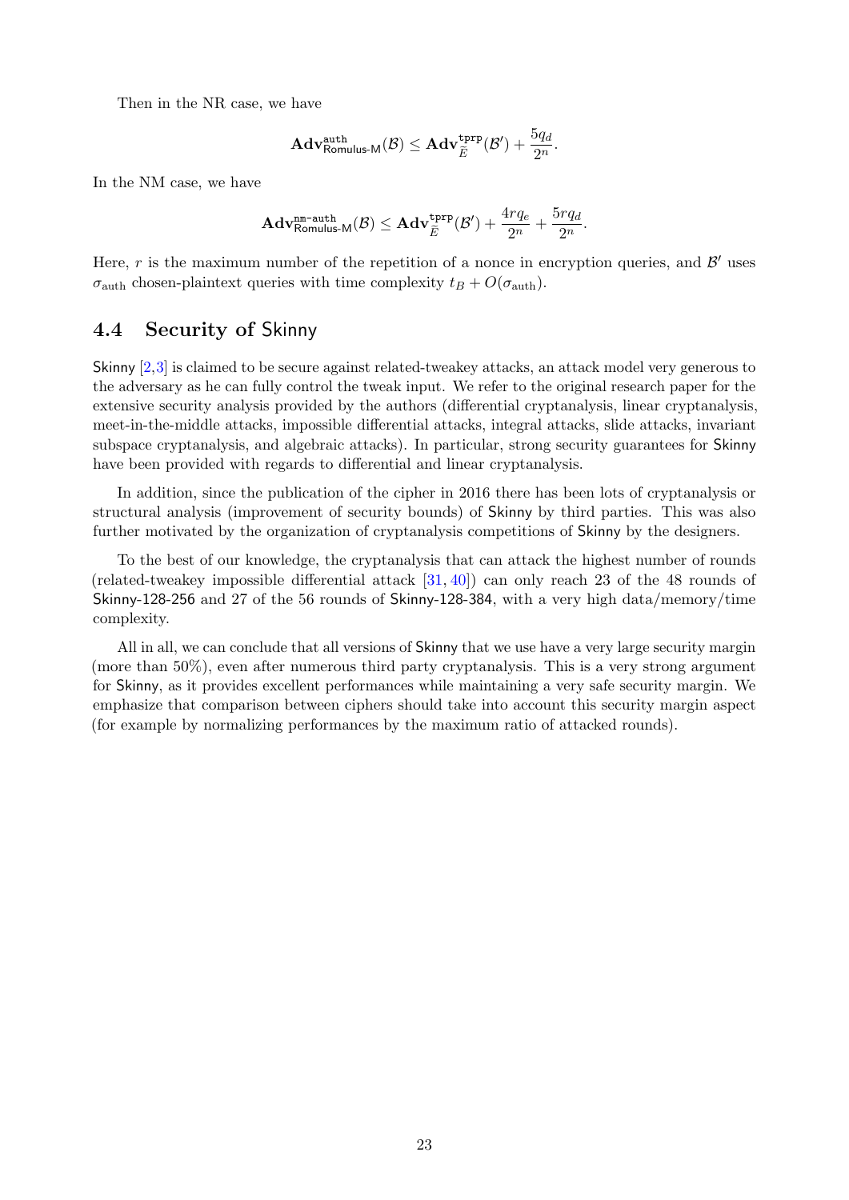Then in the NR case, we have

$$\mathbf{Adv}^{\mathtt{auth}}_{\mathsf{Romulus\text{-}M}}(\mathcal{B}) \leq \mathbf{Adv}^{\mathtt{tprp}}_{\widetilde{E}}(\mathcal{B}') + \frac{5q_d}{2^n}.$$

In the NM case, we have

$$\mathbf{Adv}^{\mathtt{nm\text{-}auth}}_{\mathsf{Romulus\text{-}M}}(\mathcal{B}) \leq \mathbf{Adv}^{\mathtt{tprp}}_{\widetilde{E}}(\mathcal{B}') + \frac{4rq_e}{2^n} + \frac{5rq_d}{2^n}.$$

Here, $r$ is the maximum number of the repetition of a nonce in encryption queries, and $\mathcal{B}'$ uses $\sigma_{\mathrm{auth}}$ chosen-plaintext queries with time complexity $t_B + O(\sigma_{\mathrm{auth}})$.

## 4.4 Security of Skinny

Skinny [2,3] is claimed to be secure against related-tweakey attacks, an attack model very generous to the adversary as he can fully control the tweak input. We refer to the original research paper for the extensive security analysis provided by the authors (differential cryptanalysis, linear cryptanalysis, meet-in-the-middle attacks, impossible differential attacks, integral attacks, slide attacks, invariant subspace cryptanalysis, and algebraic attacks). In particular, strong security guarantees for Skinny have been provided with regards to differential and linear cryptanalysis.

In addition, since the publication of the cipher in 2016 there has been lots of cryptanalysis or structural analysis (improvement of security bounds) of Skinny by third parties. This was also further motivated by the organization of cryptanalysis competitions of Skinny by the designers.

To the best of our knowledge, the cryptanalysis that can attack the highest number of rounds (related-tweakey impossible differential attack [31, 40]) can only reach 23 of the 48 rounds of Skinny-128-256 and 27 of the 56 rounds of Skinny-128-384, with a very high data/memory/time complexity.

All in all, we can conclude that all versions of Skinny that we use have a very large security margin (more than 50%), even after numerous third party cryptanalysis. This is a very strong argument for Skinny, as it provides excellent performances while maintaining a very safe security margin. We emphasize that comparison between ciphers should take into account this security margin aspect (for example by normalizing performances by the maximum ratio of attacked rounds).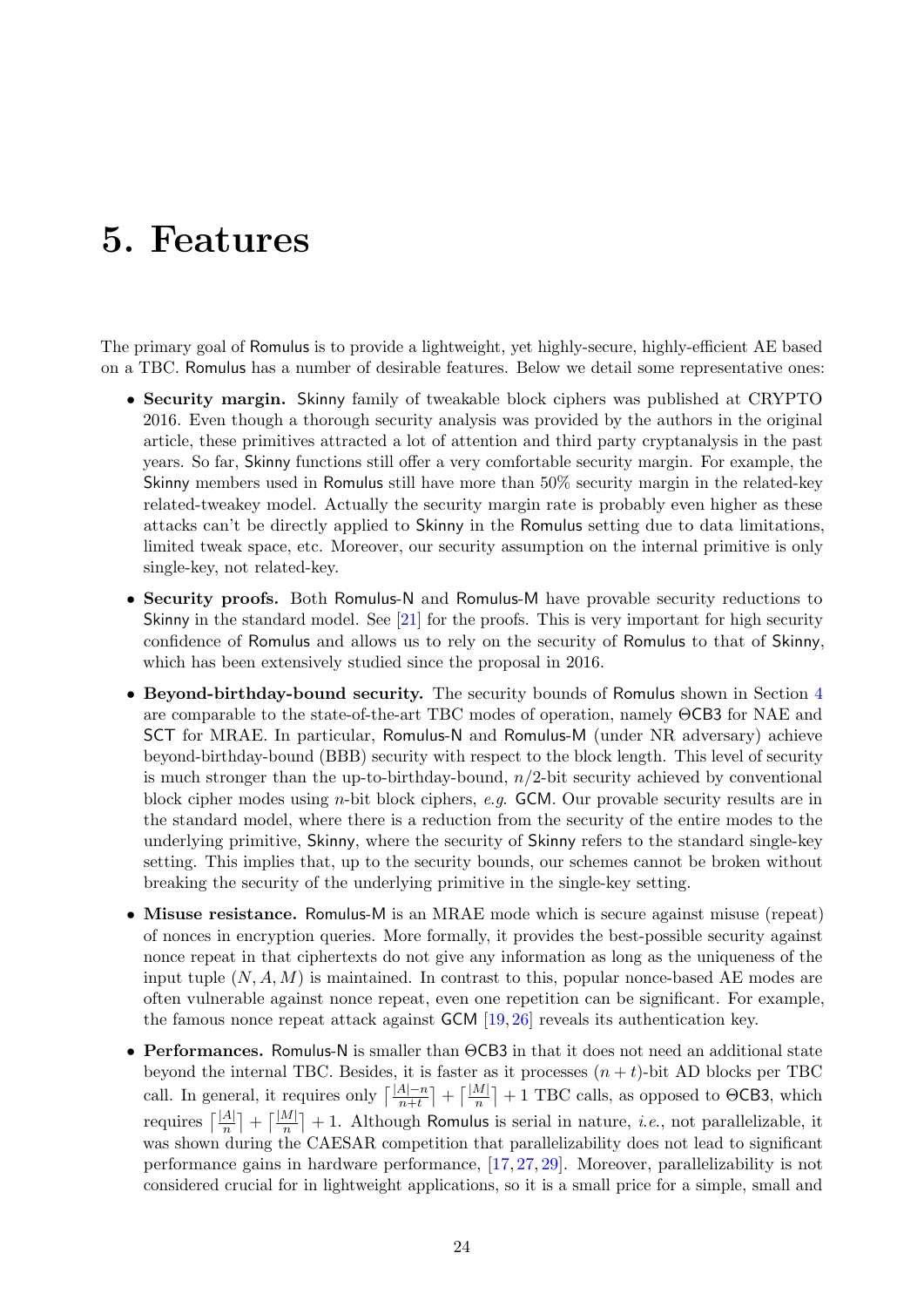# 5. Features

The primary goal of Romulus is to provide a lightweight, yet highly-secure, highly-efficient AE based on a TBC. Romulus has a number of desirable features. Below we detail some representative ones:

- **Security margin.** Skinny family of tweakable block ciphers was published at CRYPTO 2016. Even though a thorough security analysis was provided by the authors in the original article, these primitives attracted a lot of attention and third party cryptanalysis in the past years. So far, Skinny functions still offer a very comfortable security margin. For example, the Skinny members used in Romulus still have more than 50% security margin in the related-key related-tweakey model. Actually the security margin rate is probably even higher as these attacks can't be directly applied to Skinny in the Romulus setting due to data limitations, limited tweak space, etc. Moreover, our security assumption on the internal primitive is only single-key, not related-key.

- **Security proofs.** Both Romulus-N and Romulus-M have provable security reductions to Skinny in the standard model. See [21] for the proofs. This is very important for high security confidence of Romulus and allows us to rely on the security of Romulus to that of Skinny, which has been extensively studied since the proposal in 2016.

- **Beyond-birthday-bound security.** The security bounds of Romulus shown in Section 4 are comparable to the state-of-the-art TBC modes of operation, namely ΘCB3 for NAE and SCT for MRAE. In particular, Romulus-N and Romulus-M (under NR adversary) achieve beyond-birthday-bound (BBB) security with respect to the block length. This level of security is much stronger than the up-to-birthday-bound, $n/2$-bit security achieved by conventional block cipher modes using $n$-bit block ciphers, *e.g.* GCM. Our provable security results are in the standard model, where there is a reduction from the security of the entire modes to the underlying primitive, Skinny, where the security of Skinny refers to the standard single-key setting. This implies that, up to the security bounds, our schemes cannot be broken without breaking the security of the underlying primitive in the single-key setting.

- **Misuse resistance.** Romulus-M is an MRAE mode which is secure against misuse (repeat) of nonces in encryption queries. More formally, it provides the best-possible security against nonce repeat in that ciphertexts do not give any information as long as the uniqueness of the input tuple $(N, A, M)$ is maintained. In contrast to this, popular nonce-based AE modes are often vulnerable against nonce repeat, even one repetition can be significant. For example, the famous nonce repeat attack against GCM [19, 26] reveals its authentication key.

- **Performances.** Romulus-N is smaller than ΘCB3 in that it does not need an additional state beyond the internal TBC. Besides, it is faster as it processes $(n+t)$-bit AD blocks per TBC call. In general, it requires only $\lceil \frac{|A|-n}{n+t} \rceil + \lceil \frac{|M|}{n} \rceil + 1$ TBC calls, as opposed to ΘCB3, which requires $\lceil \frac{|A|}{n} \rceil + \lceil \frac{|M|}{n} \rceil + 1$. Although Romulus is serial in nature, *i.e.*, not parallelizable, it was shown during the CAESAR competition that parallelizability does not lead to significant performance gains in hardware performance, [17, 27, 29]. Moreover, parallelizability is not considered crucial for in lightweight applications, so it is a small price for a simple, small and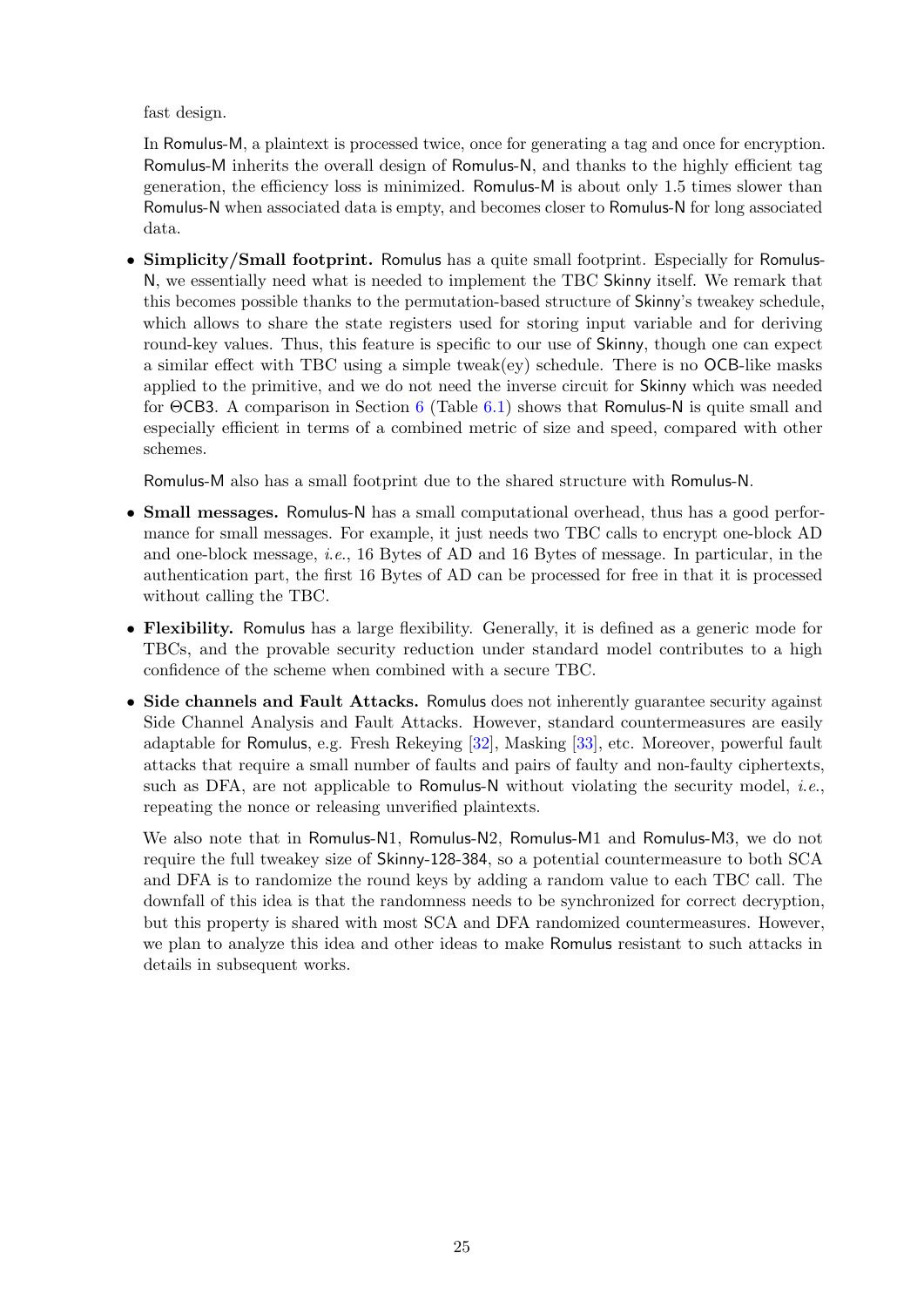fast design.

In Romulus-M, a plaintext is processed twice, once for generating a tag and once for encryption. Romulus-M inherits the overall design of Romulus-N, and thanks to the highly efficient tag generation, the efficiency loss is minimized. Romulus-M is about only 1.5 times slower than Romulus-N when associated data is empty, and becomes closer to Romulus-N for long associated data.

- **Simplicity/Small footprint.** Romulus has a quite small footprint. Especially for Romulus-N, we essentially need what is needed to implement the TBC Skinny itself. We remark that this becomes possible thanks to the permutation-based structure of Skinny's tweakey schedule, which allows to share the state registers used for storing input variable and for deriving round-key values. Thus, this feature is specific to our use of Skinny, though one can expect a similar effect with TBC using a simple tweak(ey) schedule. There is no OCB-like masks applied to the primitive, and we do not need the inverse circuit for Skinny which was needed for ΘCB3. A comparison in Section 6 (Table 6.1) shows that Romulus-N is quite small and especially efficient in terms of a combined metric of size and speed, compared with other schemes.

  Romulus-M also has a small footprint due to the shared structure with Romulus-N.

- **Small messages.** Romulus-N has a small computational overhead, thus has a good performance for small messages. For example, it just needs two TBC calls to encrypt one-block AD and one-block message, *i.e.*, 16 Bytes of AD and 16 Bytes of message. In particular, in the authentication part, the first 16 Bytes of AD can be processed for free in that it is processed without calling the TBC.

- **Flexibility.** Romulus has a large flexibility. Generally, it is defined as a generic mode for TBCs, and the provable security reduction under standard model contributes to a high confidence of the scheme when combined with a secure TBC.

- **Side channels and Fault Attacks.** Romulus does not inherently guarantee security against Side Channel Analysis and Fault Attacks. However, standard countermeasures are easily adaptable for Romulus, e.g. Fresh Rekeying [32], Masking [33], etc. Moreover, powerful fault attacks that require a small number of faults and pairs of faulty and non-faulty ciphertexts, such as DFA, are not applicable to Romulus-N without violating the security model, *i.e.*, repeating the nonce or releasing unverified plaintexts.

  We also note that in Romulus-N1, Romulus-N2, Romulus-M1 and Romulus-M3, we do not require the full tweakey size of Skinny-128-384, so a potential countermeasure to both SCA and DFA is to randomize the round keys by adding a random value to each TBC call. The downfall of this idea is that the randomness needs to be synchronized for correct decryption, but this property is shared with most SCA and DFA randomized countermeasures. However, we plan to analyze this idea and other ideas to make Romulus resistant to such attacks in details in subsequent works.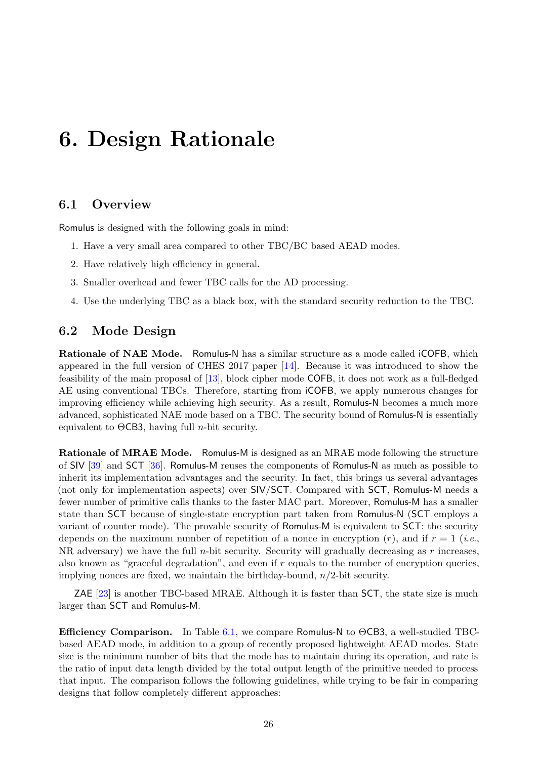# 6. Design Rationale

## 6.1 Overview

Romulus is designed with the following goals in mind:

1. Have a very small area compared to other TBC/BC based AEAD modes.
2. Have relatively high efficiency in general.
3. Smaller overhead and fewer TBC calls for the AD processing.
4. Use the underlying TBC as a black box, with the standard security reduction to the TBC.

## 6.2 Mode Design

**Rationale of NAE Mode.** Romulus-N has a similar structure as a mode called iCOFB, which appeared in the full version of CHES 2017 paper [14]. Because it was introduced to show the feasibility of the main proposal of [13], block cipher mode COFB, it does not work as a full-fledged AE using conventional TBCs. Therefore, starting from iCOFB, we apply numerous changes for improving efficiency while achieving high security. As a result, Romulus-N becomes a much more advanced, sophisticated NAE mode based on a TBC. The security bound of Romulus-N is essentially equivalent to ΘCB3, having full $n$-bit security.

**Rationale of MRAE Mode.** Romulus-M is designed as an MRAE mode following the structure of SIV [39] and SCT [36]. Romulus-M reuses the components of Romulus-N as much as possible to inherit its implementation advantages and the security. In fact, this brings us several advantages (not only for implementation aspects) over SIV/SCT. Compared with SCT, Romulus-M needs a fewer number of primitive calls thanks to the faster MAC part. Moreover, Romulus-M has a smaller state than SCT because of single-state encryption part taken from Romulus-N (SCT employs a variant of counter mode). The provable security of Romulus-M is equivalent to SCT: the security depends on the maximum number of repetition of a nonce in encryption ($r$), and if $r = 1$ (*i.e.*, NR adversary) we have the full $n$-bit security. Security will gradually decreasing as $r$ increases, also known as "graceful degradation", and even if $r$ equals to the number of encryption queries, implying nonces are fixed, we maintain the birthday-bound, $n/2$-bit security.

ZAE [23] is another TBC-based MRAE. Although it is faster than SCT, the state size is much larger than SCT and Romulus-M.

**Efficiency Comparison.** In Table 6.1, we compare Romulus-N to ΘCB3, a well-studied TBC-based AEAD mode, in addition to a group of recently proposed lightweight AEAD modes. State size is the minimum number of bits that the mode has to maintain during its operation, and rate is the ratio of input data length divided by the total output length of the primitive needed to process that input. The comparison follows the following guidelines, while trying to be fair in comparing designs that follow completely different approaches: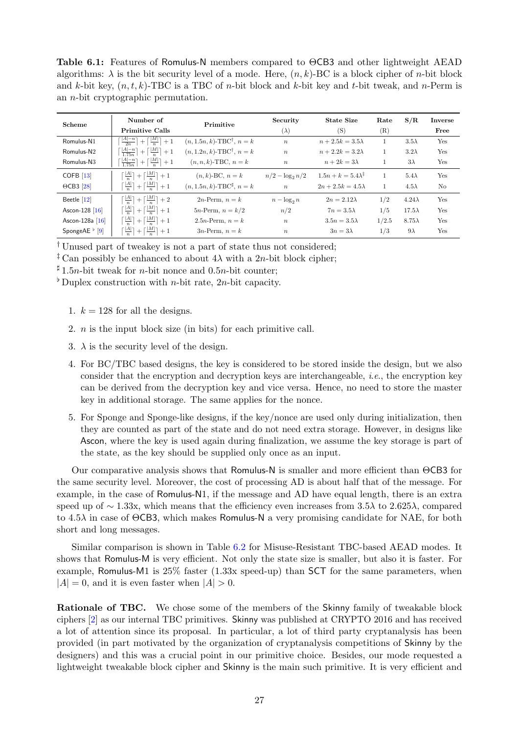**Table 6.1:** Features of Romulus-N members compared to ΘCB3 and other lightweight AEAD algorithms: $\lambda$ is the bit security level of a mode. Here, $(n,k)$-BC is a block cipher of $n$-bit block and $k$-bit key, $(n,t,k)$-TBC is a TBC of $n$-bit block and $k$-bit key and $t$-bit tweak, and $n$-Perm is an $n$-bit cryptographic permutation.

| Scheme | Number of Primitive Calls | Primitive | Security ($\lambda$) | State Size (S) | Rate (R) | S/R | Inverse Free |
|---|---|---|---|---|---|---|---|
| Romulus-N1 | $\lceil \frac{\lvert A\rvert - n}{2n} \rceil + \lceil \frac{\lvert M\rvert}{n} \rceil + 1$ | $(n, 1.5n, k)$-TBC$^{\dagger}$, $n=k$ | $n$ | $n + 2.5k = 3.5\lambda$ | 1 | $3.5\lambda$ | Yes |
| Romulus-N2 | $\lceil \frac{\lvert A\rvert - n}{1.75n} \rceil + \lceil \frac{\lvert M\rvert}{n} \rceil + 1$ | $(n, 1.2n, k)$-TBC$^{\dagger}$, $n=k$ | $n$ | $n + 2.2k = 3.2\lambda$ | 1 | $3.2\lambda$ | Yes |
| Romulus-N3 | $\lceil \frac{\lvert A\rvert - n}{1.75n} \rceil + \lceil \frac{\lvert M\rvert}{n} \rceil + 1$ | $(n, n, k)$-TBC, $n=k$ | $n$ | $n + 2k = 3\lambda$ | 1 | $3\lambda$ | Yes |
| COFB [13] | $\lceil \frac{\lvert A\rvert}{n} \rceil + \lceil \frac{\lvert M\rvert}{n} \rceil + 1$ | $(n,k)$-BC, $n=k$ | $n/2 - \log_2 n/2$ | $1.5n + k = 5.4\lambda^{\ddagger}$ | 1 | $5.4\lambda$ | Yes |
| ΘCB3 [28] | $\lceil \frac{\lvert A\rvert}{n} \rceil + \lceil \frac{\lvert M\rvert}{n} \rceil + 1$ | $(n, 1.5n, k)$-TBC$^{\sharp}$, $n=k$ | $n$ | $2n + 2.5k = 4.5\lambda$ | 1 | $4.5\lambda$ | No |
| Beetle [12] | $\lceil \frac{\lvert A\rvert}{n} \rceil + \lceil \frac{\lvert M\rvert}{n} \rceil + 2$ | $2n$-Perm, $n=k$ | $n - \log_2 n$ | $2n = 2.12\lambda$ | 1/2 | $4.24\lambda$ | Yes |
| Ascon-128 [16] | $\lceil \frac{\lvert A\rvert}{n} \rceil + \lceil \frac{\lvert M\rvert}{n} \rceil + 1$ | $5n$-Perm, $n=k/2$ | $n/2$ | $7n = 3.5\lambda$ | 1/5 | $17.5\lambda$ | Yes |
| Ascon-128a [16] | $\lceil \frac{\lvert A\rvert}{n} \rceil + \lceil \frac{\lvert M\rvert}{n} \rceil + 1$ | $2.5n$-Perm, $n=k$ | $n$ | $3.5n = 3.5\lambda$ | 1/2.5 | $8.75\lambda$ | Yes |
| SpongeAE$^{\flat}$ [9] | $\lceil \frac{\lvert A\rvert}{n} \rceil + \lceil \frac{\lvert M\rvert}{n} \rceil + 1$ | $3n$-Perm, $n=k$ | $n$ | $3n = 3\lambda$ | 1/3 | $9\lambda$ | Yes |

$^{\dagger}$ Unused part of tweakey is not a part of state thus not considered;

$^{\ddagger}$ Can possibly be enhanced to about $4\lambda$ with a $2n$-bit block cipher;

$^{\sharp}$ $1.5n$-bit tweak for $n$-bit nonce and $0.5n$-bit counter;

$^{\flat}$ Duplex construction with $n$-bit rate, $2n$-bit capacity.

1. $k = 128$ for all the designs.
2. $n$ is the input block size (in bits) for each primitive call.
3. $\lambda$ is the security level of the design.
4. For BC/TBC based designs, the key is considered to be stored inside the design, but we also consider that the encryption and decryption keys are interchangeable, *i.e.*, the encryption key can be derived from the decryption key and vice versa. Hence, no need to store the master key in additional storage. The same applies for the nonce.
5. For Sponge and Sponge-like designs, if the key/nonce are used only during initialization, then they are counted as part of the state and do not need extra storage. However, in designs like Ascon, where the key is used again during finalization, we assume the key storage is part of the state, as the key should be supplied only once as an input.

Our comparative analysis shows that Romulus-N is smaller and more efficient than ΘCB3 for the same security level. Moreover, the cost of processing AD is about half that of the message. For example, in the case of Romulus-N1, if the message and AD have equal length, there is an extra speed up of $\sim 1.33$x, which means that the efficiency even increases from $3.5\lambda$ to $2.625\lambda$, compared to $4.5\lambda$ in case of ΘCB3, which makes Romulus-N a very promising candidate for NAE, for both short and long messages.

Similar comparison is shown in Table 6.2 for Misuse-Resistant TBC-based AEAD modes. It shows that Romulus-M is very efficient. Not only the state size is smaller, but also it is faster. For example, Romulus-M1 is 25% faster (1.33x speed-up) than SCT for the same parameters, when $|A| = 0$, and it is even faster when $|A| > 0$.

**Rationale of TBC.** We chose some of the members of the Skinny family of tweakable block ciphers [2] as our internal TBC primitives. Skinny was published at CRYPTO 2016 and has received a lot of attention since its proposal. In particular, a lot of third party cryptanalysis has been provided (in part motivated by the organization of cryptanalysis competitions of Skinny by the designers) and this was a crucial point in our primitive choice. Besides, our mode requested a lightweight tweakable block cipher and Skinny is the main such primitive. It is very efficient and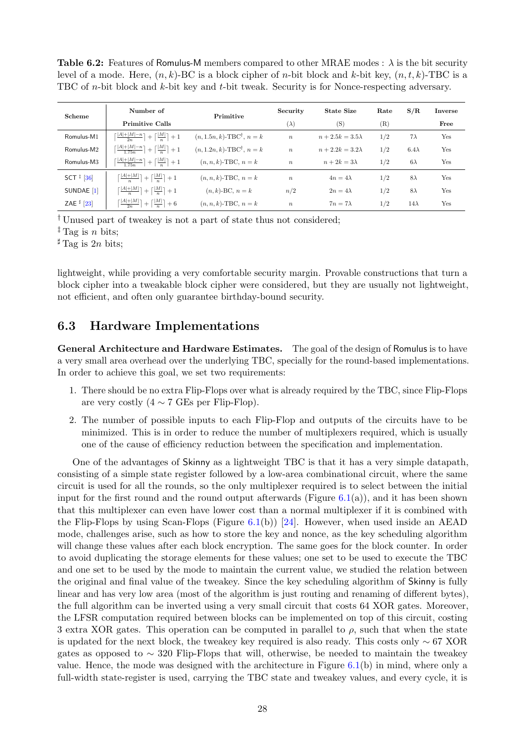**Table 6.2:** Features of Romulus-M members compared to other MRAE modes : $\lambda$ is the bit security level of a mode. Here, $(n,k)$-BC is a block cipher of $n$-bit block and $k$-bit key, $(n,t,k)$-TBC is a TBC of $n$-bit block and $k$-bit key and $t$-bit tweak. Security is for Nonce-respecting adversary.

| Scheme | Number of Primitive Calls | Primitive | Security ($\lambda$) | State Size (S) | Rate (R) | S/R | Inverse Free |
|---|---|---|---|---|---|---|---|
| Romulus-M1 | $\lceil\frac{\lvert A\rvert+\lvert M\rvert-n}{2n}\rceil+\lceil\frac{\lvert M\rvert}{n}\rceil+1$ | $(n,1.5n,k)$-TBC$^\dagger$, $n=k$ | $n$ | $n+2.5k=3.5\lambda$ | 1/2 | $7\lambda$ | Yes |
| Romulus-M2 | $\lceil\frac{\lvert A\rvert+\lvert M\rvert-n}{1.75n}\rceil+\lceil\frac{\lvert M\rvert}{n}\rceil+1$ | $(n,1.2n,k)$-TBC$^\dagger$, $n=k$ | $n$ | $n+2.2k=3.2\lambda$ | 1/2 | $6.4\lambda$ | Yes |
| Romulus-M3 | $\lceil\frac{\lvert A\rvert+\lvert M\rvert-n}{1.75n}\rceil+\lceil\frac{\lvert M\rvert}{n}\rceil+1$ | $(n,n,k)$-TBC, $n=k$ | $n$ | $n+2k=3\lambda$ | 1/2 | $6\lambda$ | Yes |
| SCT $^\ddagger$ [36] | $\lceil\frac{\lvert A\rvert+\lvert M\rvert}{n}\rceil+\lceil\frac{\lvert M\rvert}{n}\rceil+1$ | $(n,n,k)$-TBC, $n=k$ | $n$ | $4n=4\lambda$ | 1/2 | $8\lambda$ | Yes |
| SUNDAE [1] | $\lceil\frac{\lvert A\rvert+\lvert M\rvert}{n}\rceil+\lceil\frac{\lvert M\rvert}{n}\rceil+1$ | $(n,k)$-BC, $n=k$ | $n/2$ | $2n=4\lambda$ | 1/2 | $8\lambda$ | Yes |
| ZAE $^\sharp$ [23] | $\lceil\frac{\lvert A\rvert+\lvert M\rvert}{2n}\rceil+\lceil\frac{\lvert M\rvert}{n}\rceil+6$ | $(n,n,k)$-TBC, $n=k$ | $n$ | $7n=7\lambda$ | 1/2 | $14\lambda$ | Yes |

$^\dagger$ Unused part of tweakey is not a part of state thus not considered;
$^\ddagger$ Tag is $n$ bits;
$^\sharp$ Tag is $2n$ bits;

lightweight, while providing a very comfortable security margin. Provable constructions that turn a block cipher into a tweakable block cipher were considered, but they are usually not lightweight, not efficient, and often only guarantee birthday-bound security.

## 6.3 Hardware Implementations

**General Architecture and Hardware Estimates.** The goal of the design of Romulus is to have a very small area overhead over the underlying TBC, specially for the round-based implementations. In order to achieve this goal, we set two requirements:

1. There should be no extra Flip-Flops over what is already required by the TBC, since Flip-Flops are very costly ($4 \sim 7$ GEs per Flip-Flop).
2. The number of possible inputs to each Flip-Flop and outputs of the circuits have to be minimized. This is in order to reduce the number of multiplexers required, which is usually one of the cause of efficiency reduction between the specification and implementation.

One of the advantages of Skinny as a lightweight TBC is that it has a very simple datapath, consisting of a simple state register followed by a low-area combinational circuit, where the same circuit is used for all the rounds, so the only multiplexer required is to select between the initial input for the first round and the round output afterwards (Figure 6.1(a)), and it has been shown that this multiplexer can even have lower cost than a normal multiplexer if it is combined with the Flip-Flops by using Scan-Flops (Figure 6.1(b)) [24]. However, when used inside an AEAD mode, challenges arise, such as how to store the key and nonce, as the key scheduling algorithm will change these values after each block encryption. The same goes for the block counter. In order to avoid duplicating the storage elements for these values; one set to be used to execute the TBC and one set to be used by the mode to maintain the current value, we studied the relation between the original and final value of the tweakey. Since the key scheduling algorithm of Skinny is fully linear and has very low area (most of the algorithm is just routing and renaming of different bytes), the full algorithm can be inverted using a very small circuit that costs 64 XOR gates. Moreover, the LFSR computation required between blocks can be implemented on top of this circuit, costing 3 extra XOR gates. This operation can be computed in parallel to $\rho$, such that when the state is updated for the next block, the tweakey key required is also ready. This costs only $\sim 67$ XOR gates as opposed to $\sim 320$ Flip-Flops that will, otherwise, be needed to maintain the tweakey value. Hence, the mode was designed with the architecture in Figure 6.1(b) in mind, where only a full-width state-register is used, carrying the TBC state and tweakey values, and every cycle, it is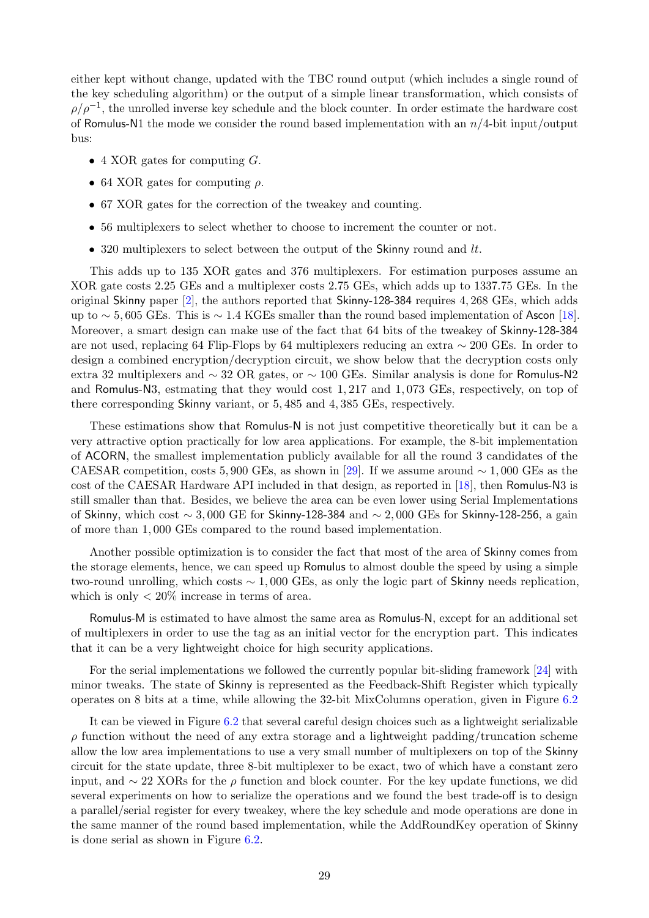either kept without change, updated with the TBC round output (which includes a single round of the key scheduling algorithm) or the output of a simple linear transformation, which consists of $\rho/\rho^{-1}$, the unrolled inverse key schedule and the block counter. In order estimate the hardware cost of Romulus-N1 the mode we consider the round based implementation with an $n/4$-bit input/output bus:

- 4 XOR gates for computing $G$.
- 64 XOR gates for computing $\rho$.
- 67 XOR gates for the correction of the tweakey and counting.
- 56 multiplexers to select whether to choose to increment the counter or not.
- 320 multiplexers to select between the output of the Skinny round and $lt$.

This adds up to 135 XOR gates and 376 multiplexers. For estimation purposes assume an XOR gate costs 2.25 GEs and a multiplexer costs 2.75 GEs, which adds up to 1337.75 GEs. In the original Skinny paper [2], the authors reported that Skinny-128-384 requires 4,268 GEs, which adds up to $\sim 5,605$ GEs. This is $\sim 1.4$ KGEs smaller than the round based implementation of Ascon [18]. Moreover, a smart design can make use of the fact that 64 bits of the tweakey of Skinny-128-384 are not used, replacing 64 Flip-Flops by 64 multiplexers reducing an extra $\sim 200$ GEs. In order to design a combined encryption/decryption circuit, we show below that the decryption costs only extra 32 multiplexers and $\sim 32$ OR gates, or $\sim 100$ GEs. Similar analysis is done for Romulus-N2 and Romulus-N3, estmating that they would cost 1,217 and 1,073 GEs, respectively, on top of there corresponding Skinny variant, or 5,485 and 4,385 GEs, respectively.

These estimations show that Romulus-N is not just competitive theoretically but it can be a very attractive option practically for low area applications. For example, the 8-bit implementation of ACORN, the smallest implementation publicly available for all the round 3 candidates of the CAESAR competition, costs 5,900 GEs, as shown in [29]. If we assume around $\sim 1,000$ GEs as the cost of the CAESAR Hardware API included in that design, as reported in [18], then Romulus-N3 is still smaller than that. Besides, we believe the area can be even lower using Serial Implementations of Skinny, which cost $\sim 3,000$ GE for Skinny-128-384 and $\sim 2,000$ GEs for Skinny-128-256, a gain of more than 1,000 GEs compared to the round based implementation.

Another possible optimization is to consider the fact that most of the area of Skinny comes from the storage elements, hence, we can speed up Romulus to almost double the speed by using a simple two-round unrolling, which costs $\sim 1,000$ GEs, as only the logic part of Skinny needs replication, which is only $< 20\%$ increase in terms of area.

Romulus-M is estimated to have almost the same area as Romulus-N, except for an additional set of multiplexers in order to use the tag as an initial vector for the encryption part. This indicates that it can be a very lightweight choice for high security applications.

For the serial implementations we followed the currently popular bit-sliding framework [24] with minor tweaks. The state of Skinny is represented as the Feedback-Shift Register which typically operates on 8 bits at a time, while allowing the 32-bit MixColumns operation, given in Figure 6.2

It can be viewed in Figure 6.2 that several careful design choices such as a lightweight serializable $\rho$ function without the need of any extra storage and a lightweight padding/truncation scheme allow the low area implementations to use a very small number of multiplexers on top of the Skinny circuit for the state update, three 8-bit multiplexer to be exact, two of which have a constant zero input, and $\sim 22$ XORs for the $\rho$ function and block counter. For the key update functions, we did several experiments on how to serialize the operations and we found the best trade-off is to design a parallel/serial register for every tweakey, where the key schedule and mode operations are done in the same manner of the round based implementation, while the AddRoundKey operation of Skinny is done serial as shown in Figure 6.2.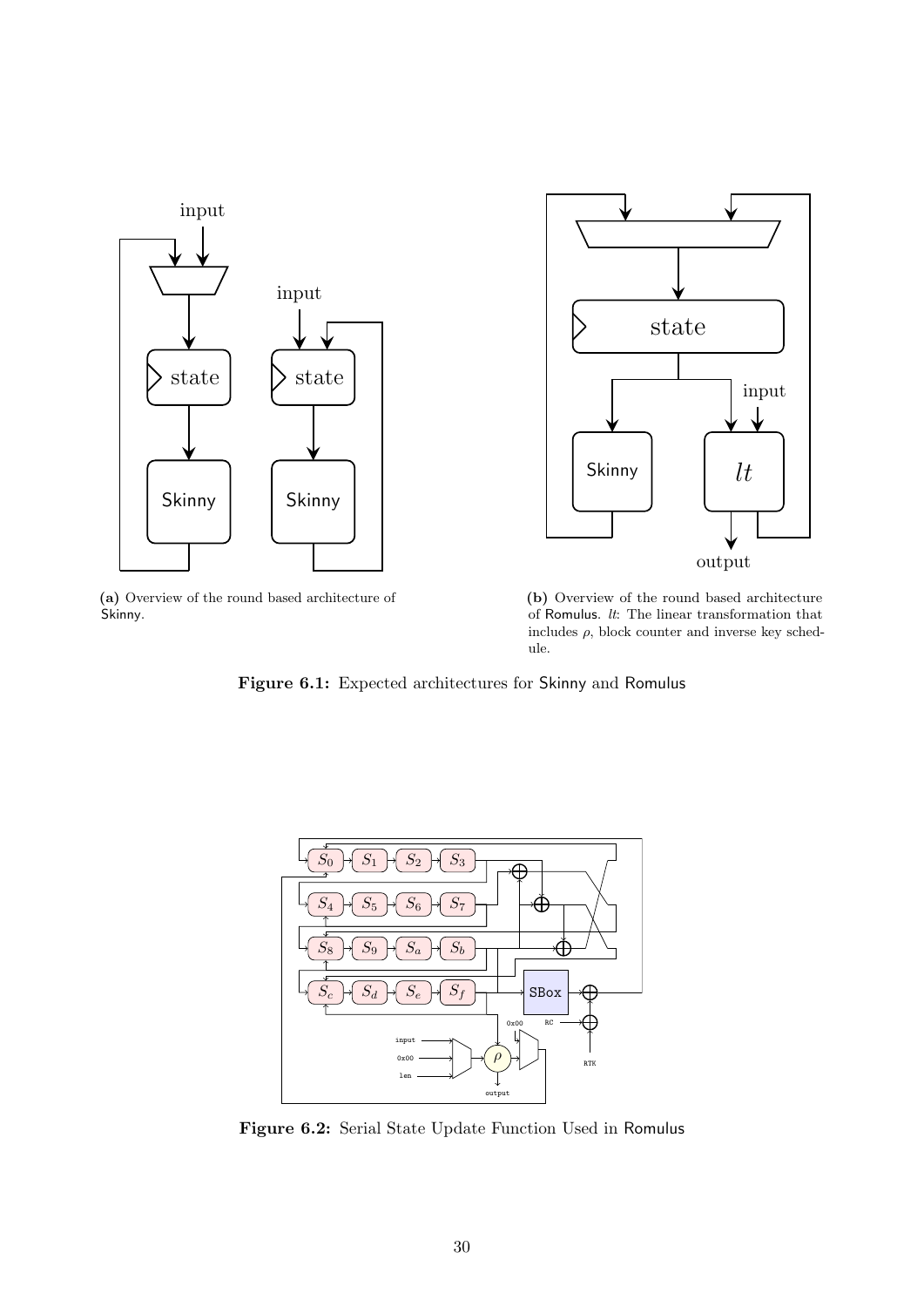**(a)** Overview of the round based architecture of Skinny.

**(b)** Overview of the round based architecture of Romulus. $lt$: The linear transformation that includes $\rho$, block counter and inverse key schedule.

**Figure 6.1:** Expected architectures for Skinny and Romulus

**Figure 6.2:** Serial State Update Function Used in Romulus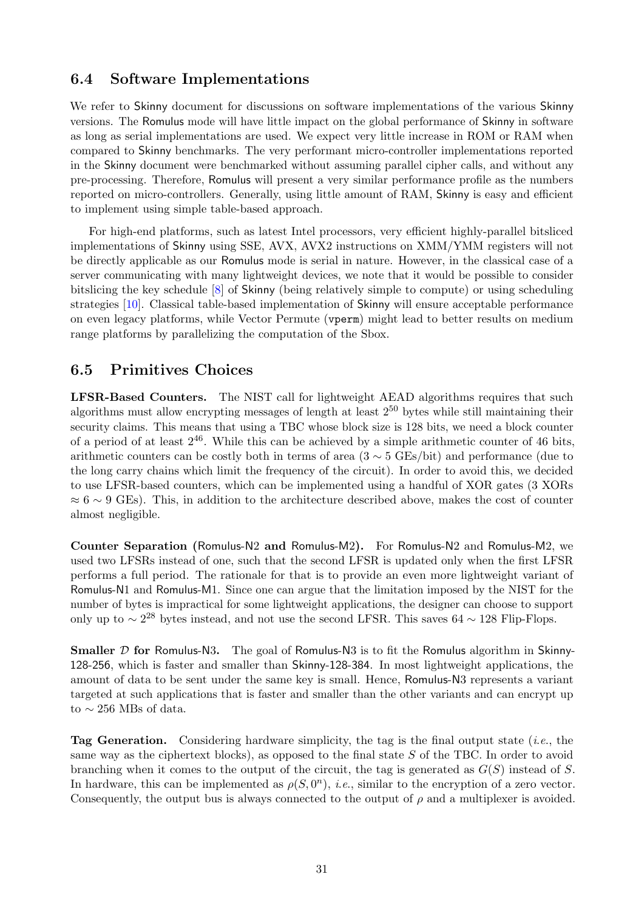## 6.4 Software Implementations

We refer to Skinny document for discussions on software implementations of the various Skinny versions. The Romulus mode will have little impact on the global performance of Skinny in software as long as serial implementations are used. We expect very little increase in ROM or RAM when compared to Skinny benchmarks. The very performant micro-controller implementations reported in the Skinny document were benchmarked without assuming parallel cipher calls, and without any pre-processing. Therefore, Romulus will present a very similar performance profile as the numbers reported on micro-controllers. Generally, using little amount of RAM, Skinny is easy and efficient to implement using simple table-based approach.

For high-end platforms, such as latest Intel processors, very efficient highly-parallel bitsliced implementations of Skinny using SSE, AVX, AVX2 instructions on XMM/YMM registers will not be directly applicable as our Romulus mode is serial in nature. However, in the classical case of a server communicating with many lightweight devices, we note that it would be possible to consider bitslicing the key schedule [8] of Skinny (being relatively simple to compute) or using scheduling strategies [10]. Classical table-based implementation of Skinny will ensure acceptable performance on even legacy platforms, while Vector Permute (`vperm`) might lead to better results on medium range platforms by parallelizing the computation of the Sbox.

## 6.5 Primitives Choices

**LFSR-Based Counters.** The NIST call for lightweight AEAD algorithms requires that such algorithms must allow encrypting messages of length at least $2^{50}$ bytes while still maintaining their security claims. This means that using a TBC whose block size is 128 bits, we need a block counter of a period of at least $2^{46}$. While this can be achieved by a simple arithmetic counter of 46 bits, arithmetic counters can be costly both in terms of area ($3 \sim 5$ GEs/bit) and performance (due to the long carry chains which limit the frequency of the circuit). In order to avoid this, we decided to use LFSR-based counters, which can be implemented using a handful of XOR gates (3 XORs $\approx 6 \sim 9$ GEs). This, in addition to the architecture described above, makes the cost of counter almost negligible.

**Counter Separation (Romulus-N2 and Romulus-M2).** For Romulus-N2 and Romulus-M2, we used two LFSRs instead of one, such that the second LFSR is updated only when the first LFSR performs a full period. The rationale for that is to provide an even more lightweight variant of Romulus-N1 and Romulus-M1. Since one can argue that the limitation imposed by the NIST for the number of bytes is impractical for some lightweight applications, the designer can choose to support only up to $\sim 2^{28}$ bytes instead, and not use the second LFSR. This saves $64 \sim 128$ Flip-Flops.

**Smaller $\mathcal{D}$ for Romulus-N3.** The goal of Romulus-N3 is to fit the Romulus algorithm in Skinny-128-256, which is faster and smaller than Skinny-128-384. In most lightweight applications, the amount of data to be sent under the same key is small. Hence, Romulus-N3 represents a variant targeted at such applications that is faster and smaller than the other variants and can encrypt up to $\sim 256$ MBs of data.

**Tag Generation.** Considering hardware simplicity, the tag is the final output state (*i.e.*, the same way as the ciphertext blocks), as opposed to the final state $S$ of the TBC. In order to avoid branching when it comes to the output of the circuit, the tag is generated as $G(S)$ instead of $S$. In hardware, this can be implemented as $\rho(S, 0^n)$, *i.e.*, similar to the encryption of a zero vector. Consequently, the output bus is always connected to the output of $\rho$ and a multiplexer is avoided.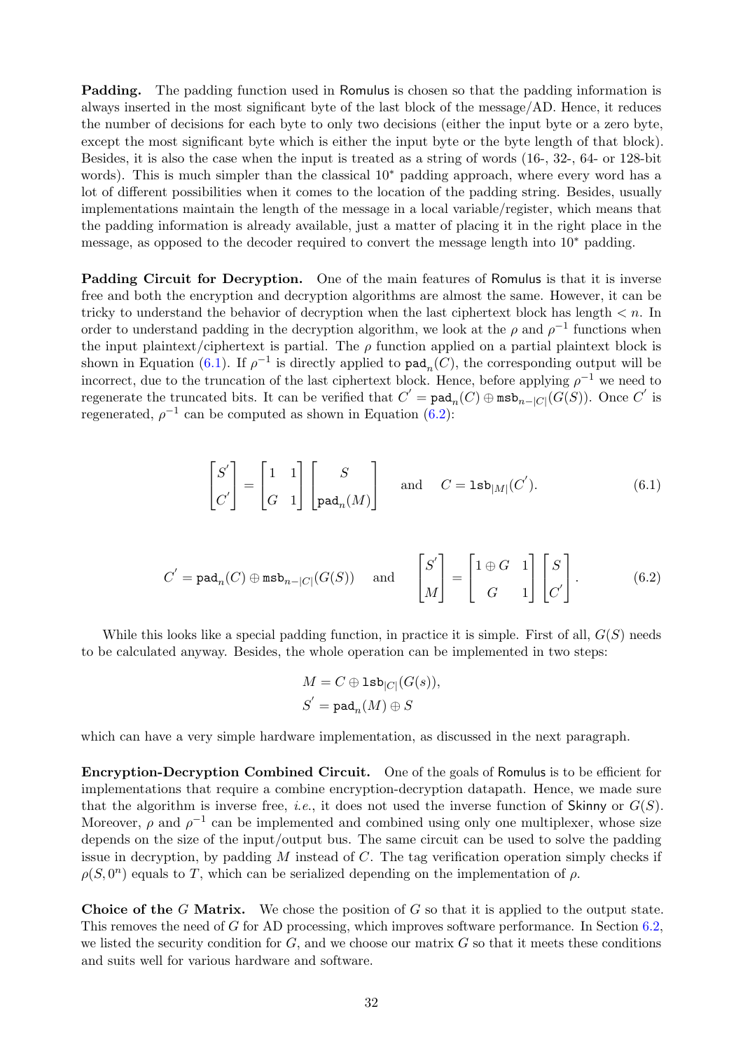**Padding.** The padding function used in Romulus is chosen so that the padding information is always inserted in the most significant byte of the last block of the message/AD. Hence, it reduces the number of decisions for each byte to only two decisions (either the input byte or a zero byte, except the most significant byte which is either the input byte or the byte length of that block). Besides, it is also the case when the input is treated as a string of words (16-, 32-, 64- or 128-bit words). This is much simpler than the classical $10^*$ padding approach, where every word has a lot of different possibilities when it comes to the location of the padding string. Besides, usually implementations maintain the length of the message in a local variable/register, which means that the padding information is already available, just a matter of placing it in the right place in the message, as opposed to the decoder required to convert the message length into $10^*$ padding.

**Padding Circuit for Decryption.** One of the main features of Romulus is that it is inverse free and both the encryption and decryption algorithms are almost the same. However, it can be tricky to understand the behavior of decryption when the last ciphertext block has length $< n$. In order to understand padding in the decryption algorithm, we look at the $\rho$ and $\rho^{-1}$ functions when the input plaintext/ciphertext is partial. The $\rho$ function applied on a partial plaintext block is shown in Equation (6.1). If $\rho^{-1}$ is directly applied to $\texttt{pad}_n(C)$, the corresponding output will be incorrect, due to the truncation of the last ciphertext block. Hence, before applying $\rho^{-1}$ we need to regenerate the truncated bits. It can be verified that $C' = \texttt{pad}_n(C) \oplus \texttt{msb}_{n-|C|}(G(S))$. Once $C'$ is regenerated, $\rho^{-1}$ can be computed as shown in Equation (6.2):

$$\begin{bmatrix} S' \\ C' \end{bmatrix} = \begin{bmatrix} 1 & 1 \\ G & 1 \end{bmatrix} \begin{bmatrix} S \\ \texttt{pad}_n(M) \end{bmatrix} \quad \text{and} \quad C = \texttt{lsb}_{|M|}(C'). \tag{6.1}$$

$$C' = \texttt{pad}_n(C) \oplus \texttt{msb}_{n-|C|}(G(S)) \quad \text{and} \quad \begin{bmatrix} S' \\ M \end{bmatrix} = \begin{bmatrix} 1 \oplus G & 1 \\ G & 1 \end{bmatrix} \begin{bmatrix} S \\ C' \end{bmatrix}. \tag{6.2}$$

While this looks like a special padding function, in practice it is simple. First of all, $G(S)$ needs to be calculated anyway. Besides, the whole operation can be implemented in two steps:

$$M = C \oplus \texttt{lsb}_{|C|}(G(s)),$$
$$S' = \texttt{pad}_n(M) \oplus S$$

which can have a very simple hardware implementation, as discussed in the next paragraph.

**Encryption-Decryption Combined Circuit.** One of the goals of Romulus is to be efficient for implementations that require a combine encryption-decryption datapath. Hence, we made sure that the algorithm is inverse free, *i.e.*, it does not used the inverse function of Skinny or $G(S)$. Moreover, $\rho$ and $\rho^{-1}$ can be implemented and combined using only one multiplexer, whose size depends on the size of the input/output bus. The same circuit can be used to solve the padding issue in decryption, by padding $M$ instead of $C$. The tag verification operation simply checks if $\rho(S, 0^n)$ equals to $T$, which can be serialized depending on the implementation of $\rho$.

**Choice of the $G$ Matrix.** We chose the position of $G$ so that it is applied to the output state. This removes the need of $G$ for AD processing, which improves software performance. In Section 6.2, we listed the security condition for $G$, and we choose our matrix $G$ so that it meets these conditions and suits well for various hardware and software.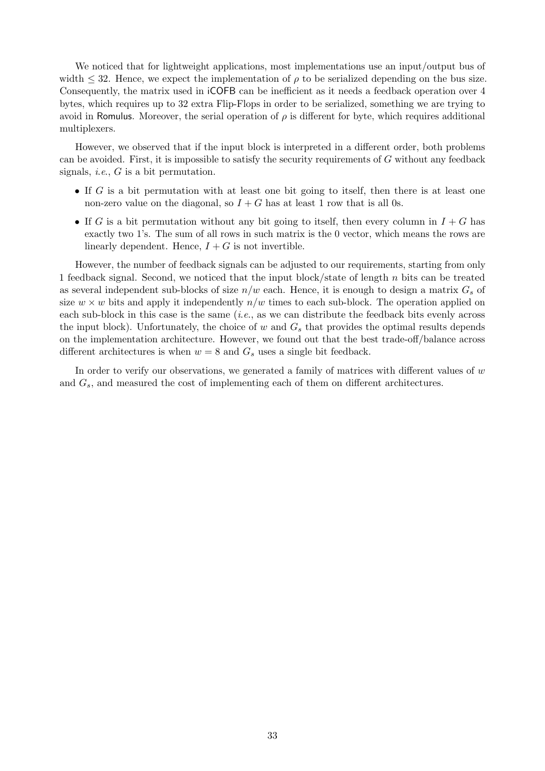We noticed that for lightweight applications, most implementations use an input/output bus of width $\leq 32$. Hence, we expect the implementation of $\rho$ to be serialized depending on the bus size. Consequently, the matrix used in iCOFB can be inefficient as it needs a feedback operation over 4 bytes, which requires up to 32 extra Flip-Flops in order to be serialized, something we are trying to avoid in Romulus. Moreover, the serial operation of $\rho$ is different for byte, which requires additional multiplexers.

However, we observed that if the input block is interpreted in a different order, both problems can be avoided. First, it is impossible to satisfy the security requirements of $G$ without any feedback signals, *i.e.*, $G$ is a bit permutation.

- If $G$ is a bit permutation with at least one bit going to itself, then there is at least one non-zero value on the diagonal, so $I + G$ has at least 1 row that is all 0s.
- If $G$ is a bit permutation without any bit going to itself, then every column in $I + G$ has exactly two 1's. The sum of all rows in such matrix is the 0 vector, which means the rows are linearly dependent. Hence, $I + G$ is not invertible.

However, the number of feedback signals can be adjusted to our requirements, starting from only 1 feedback signal. Second, we noticed that the input block/state of length $n$ bits can be treated as several independent sub-blocks of size $n/w$ each. Hence, it is enough to design a matrix $G_s$ of size $w \times w$ bits and apply it independently $n/w$ times to each sub-block. The operation applied on each sub-block in this case is the same (*i.e.*, as we can distribute the feedback bits evenly across the input block). Unfortunately, the choice of $w$ and $G_s$ that provides the optimal results depends on the implementation architecture. However, we found out that the best trade-off/balance across different architectures is when $w = 8$ and $G_s$ uses a single bit feedback.

In order to verify our observations, we generated a family of matrices with different values of $w$ and $G_s$, and measured the cost of implementing each of them on different architectures.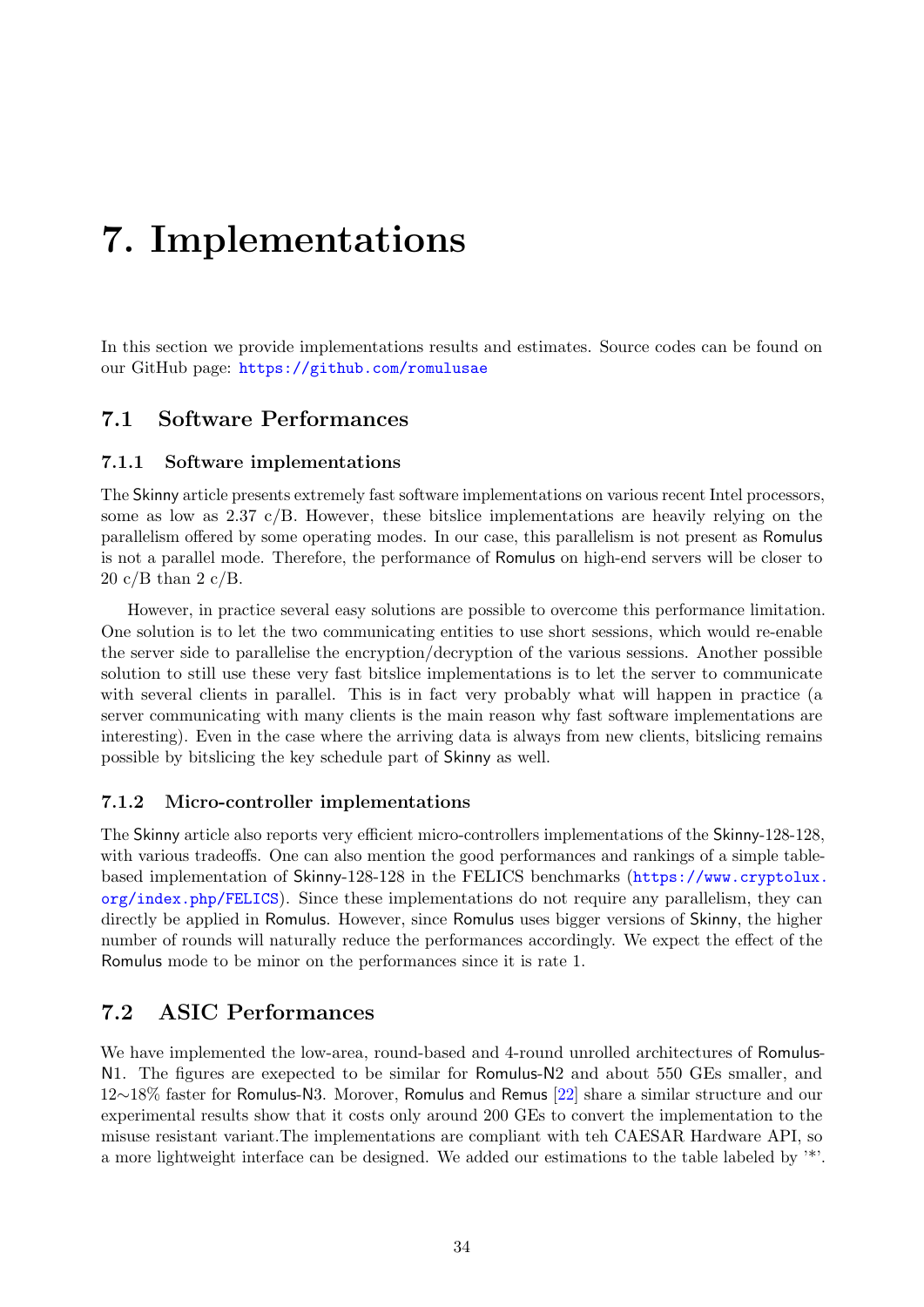# 7. Implementations

In this section we provide implementations results and estimates. Source codes can be found on our GitHub page: https://github.com/romulusae

## 7.1 Software Performances

### 7.1.1 Software implementations

The Skinny article presents extremely fast software implementations on various recent Intel processors, some as low as 2.37 c/B. However, these bitslice implementations are heavily relying on the parallelism offered by some operating modes. In our case, this parallelism is not present as Romulus is not a parallel mode. Therefore, the performance of Romulus on high-end servers will be closer to 20 c/B than 2 c/B.

However, in practice several easy solutions are possible to overcome this performance limitation. One solution is to let the two communicating entities to use short sessions, which would re-enable the server side to parallelise the encryption/decryption of the various sessions. Another possible solution to still use these very fast bitslice implementations is to let the server to communicate with several clients in parallel. This is in fact very probably what will happen in practice (a server communicating with many clients is the main reason why fast software implementations are interesting). Even in the case where the arriving data is always from new clients, bitslicing remains possible by bitslicing the key schedule part of Skinny as well.

### 7.1.2 Micro-controller implementations

The Skinny article also reports very efficient micro-controllers implementations of the Skinny-128-128, with various tradeoffs. One can also mention the good performances and rankings of a simple table-based implementation of Skinny-128-128 in the FELICS benchmarks (https://www.cryptolux.org/index.php/FELICS). Since these implementations do not require any parallelism, they can directly be applied in Romulus. However, since Romulus uses bigger versions of Skinny, the higher number of rounds will naturally reduce the performances accordingly. We expect the effect of the Romulus mode to be minor on the performances since it is rate 1.

## 7.2 ASIC Performances

We have implemented the low-area, round-based and 4-round unrolled architectures of Romulus-N1. The figures are exepected to be similar for Romulus-N2 and about 550 GEs smaller, and 12∼18% faster for Romulus-N3. Morover, Romulus and Remus [22] share a similar structure and our experimental results show that it costs only around 200 GEs to convert the implementation to the misuse resistant variant.The implementations are compliant with teh CAESAR Hardware API, so a more lightweight interface can be designed. We added our estimations to the table labeled by '*'.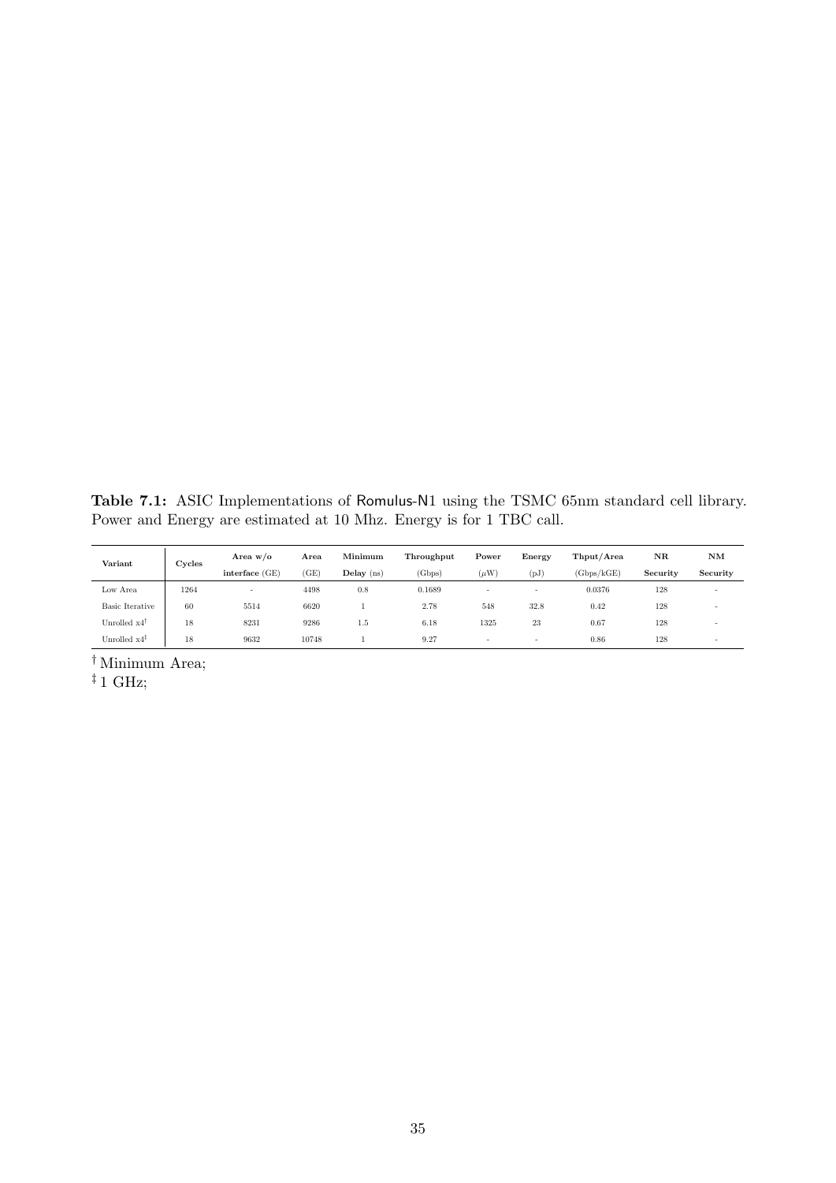**Table 7.1:** ASIC Implementations of Romulus-N1 using the TSMC 65nm standard cell library. Power and Energy are estimated at 10 Mhz. Energy is for 1 TBC call.

| Variant | Cycles | Area w/o interface (GE) | Area (GE) | Minimum Delay (ns) | Throughput (Gbps) | Power ($\mu$W) | Energy (pJ) | Thput/Area (Gbps/kGE) | NR Security | NM Security |
|---|---|---|---|---|---|---|---|---|---|---|
| Low Area | 1264 | - | 4498 | 0.8 | 0.1689 | - | - | 0.0376 | 128 | - |
| Basic Iterative | 60 | 5514 | 6620 | 1 | 2.78 | 548 | 32.8 | 0.42 | 128 | - |
| Unrolled x4† | 18 | 8231 | 9286 | 1.5 | 6.18 | 1325 | 23 | 0.67 | 128 | - |
| Unrolled x4‡ | 18 | 9632 | 10748 | 1 | 9.27 | - | - | 0.86 | 128 | - |

† Minimum Area;

‡ 1 GHz;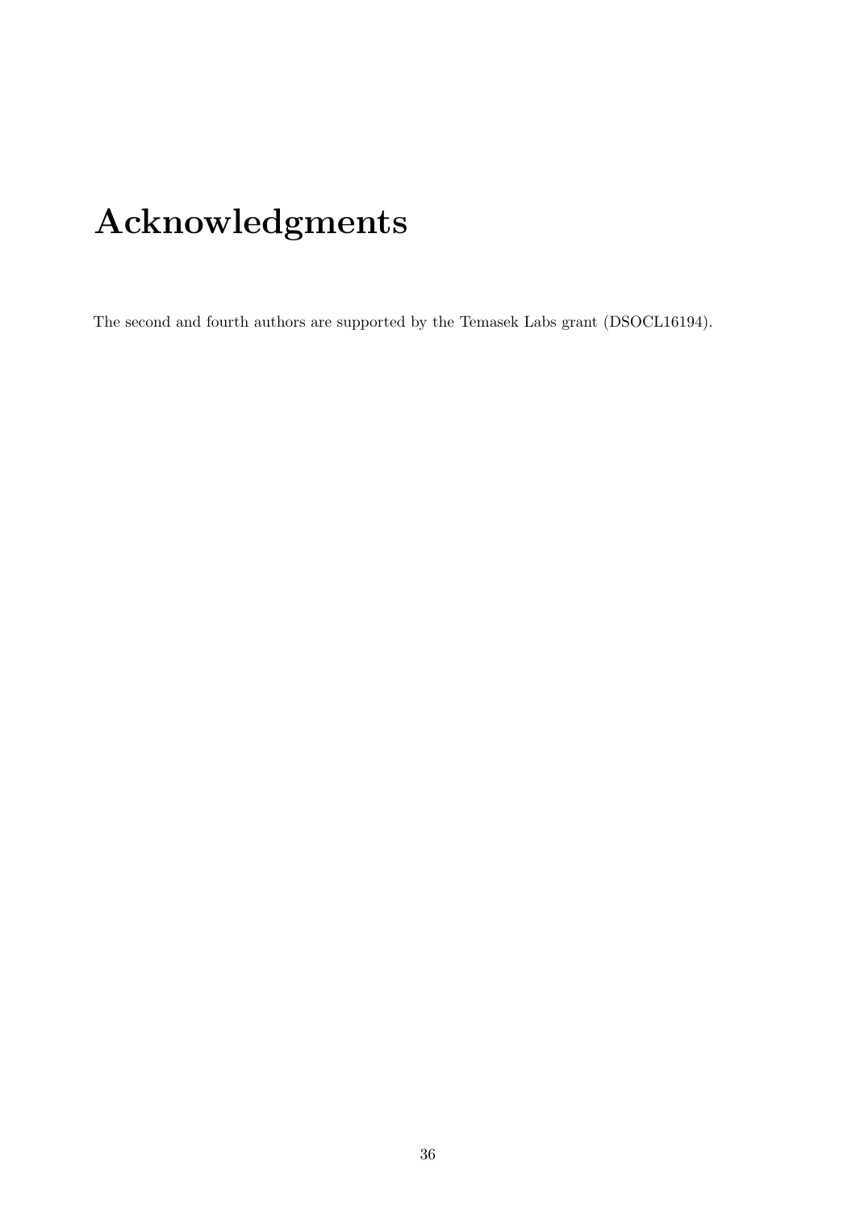# Acknowledgments

The second and fourth authors are supported by the Temasek Labs grant (DSOCL16194).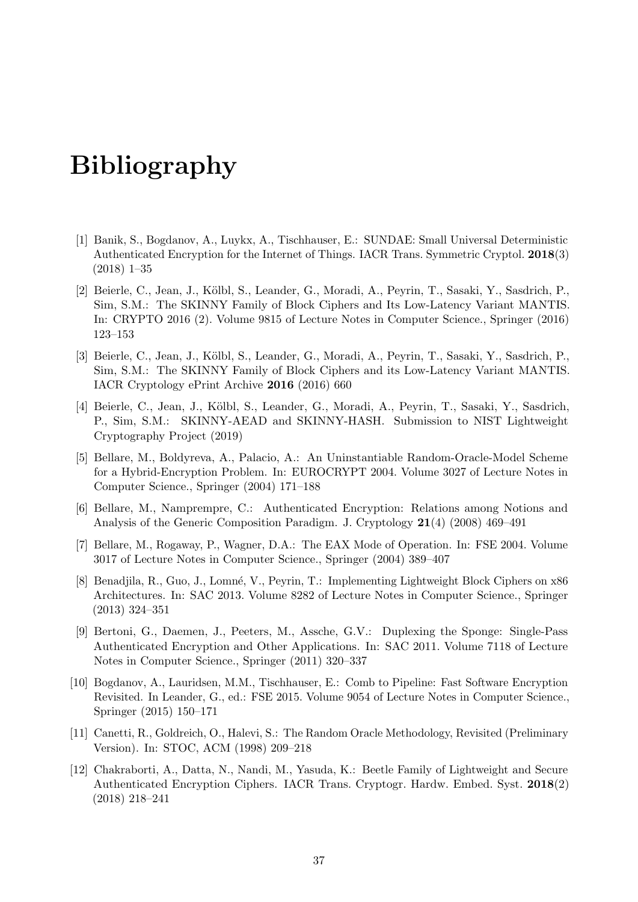# Bibliography

[1] Banik, S., Bogdanov, A., Luykx, A., Tischhauser, E.: SUNDAE: Small Universal Deterministic Authenticated Encryption for the Internet of Things. IACR Trans. Symmetric Cryptol. **2018**(3) (2018) 1–35

[2] Beierle, C., Jean, J., Kölbl, S., Leander, G., Moradi, A., Peyrin, T., Sasaki, Y., Sasdrich, P., Sim, S.M.: The SKINNY Family of Block Ciphers and Its Low-Latency Variant MANTIS. In: CRYPTO 2016 (2). Volume 9815 of Lecture Notes in Computer Science., Springer (2016) 123–153

[3] Beierle, C., Jean, J., Kölbl, S., Leander, G., Moradi, A., Peyrin, T., Sasaki, Y., Sasdrich, P., Sim, S.M.: The SKINNY Family of Block Ciphers and its Low-Latency Variant MANTIS. IACR Cryptology ePrint Archive **2016** (2016) 660

[4] Beierle, C., Jean, J., Kölbl, S., Leander, G., Moradi, A., Peyrin, T., Sasaki, Y., Sasdrich, P., Sim, S.M.: SKINNY-AEAD and SKINNY-HASH. Submission to NIST Lightweight Cryptography Project (2019)

[5] Bellare, M., Boldyreva, A., Palacio, A.: An Uninstantiable Random-Oracle-Model Scheme for a Hybrid-Encryption Problem. In: EUROCRYPT 2004. Volume 3027 of Lecture Notes in Computer Science., Springer (2004) 171–188

[6] Bellare, M., Namprempre, C.: Authenticated Encryption: Relations among Notions and Analysis of the Generic Composition Paradigm. J. Cryptology **21**(4) (2008) 469–491

[7] Bellare, M., Rogaway, P., Wagner, D.A.: The EAX Mode of Operation. In: FSE 2004. Volume 3017 of Lecture Notes in Computer Science., Springer (2004) 389–407

[8] Benadjila, R., Guo, J., Lomné, V., Peyrin, T.: Implementing Lightweight Block Ciphers on x86 Architectures. In: SAC 2013. Volume 8282 of Lecture Notes in Computer Science., Springer (2013) 324–351

[9] Bertoni, G., Daemen, J., Peeters, M., Assche, G.V.: Duplexing the Sponge: Single-Pass Authenticated Encryption and Other Applications. In: SAC 2011. Volume 7118 of Lecture Notes in Computer Science., Springer (2011) 320–337

[10] Bogdanov, A., Lauridsen, M.M., Tischhauser, E.: Comb to Pipeline: Fast Software Encryption Revisited. In Leander, G., ed.: FSE 2015. Volume 9054 of Lecture Notes in Computer Science., Springer (2015) 150–171

[11] Canetti, R., Goldreich, O., Halevi, S.: The Random Oracle Methodology, Revisited (Preliminary Version). In: STOC, ACM (1998) 209–218

[12] Chakraborti, A., Datta, N., Nandi, M., Yasuda, K.: Beetle Family of Lightweight and Secure Authenticated Encryption Ciphers. IACR Trans. Cryptogr. Hardw. Embed. Syst. **2018**(2) (2018) 218–241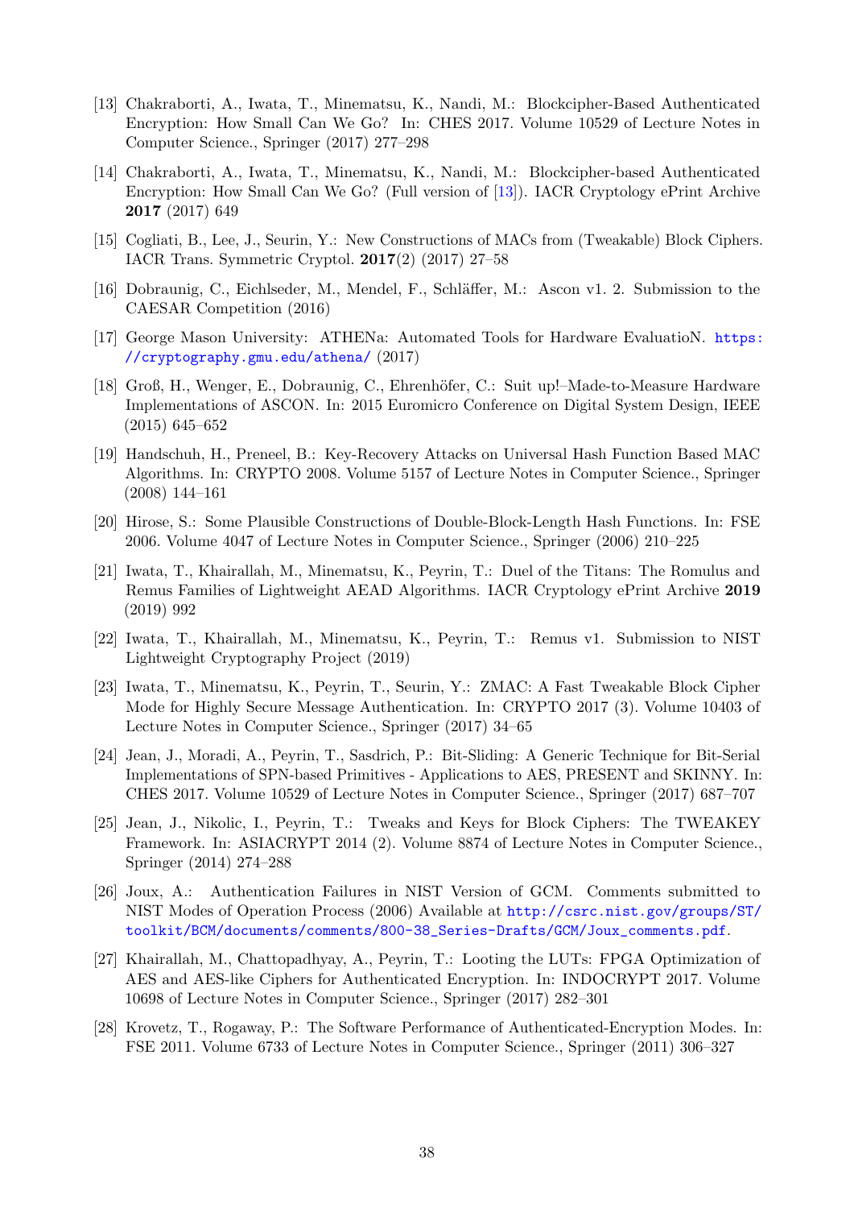[13] Chakraborti, A., Iwata, T., Minematsu, K., Nandi, M.: Blockcipher-Based Authenticated Encryption: How Small Can We Go? In: CHES 2017. Volume 10529 of Lecture Notes in Computer Science., Springer (2017) 277–298

[14] Chakraborti, A., Iwata, T., Minematsu, K., Nandi, M.: Blockcipher-based Authenticated Encryption: How Small Can We Go? (Full version of [13]). IACR Cryptology ePrint Archive **2017** (2017) 649

[15] Cogliati, B., Lee, J., Seurin, Y.: New Constructions of MACs from (Tweakable) Block Ciphers. IACR Trans. Symmetric Cryptol. **2017**(2) (2017) 27–58

[16] Dobraunig, C., Eichlseder, M., Mendel, F., Schläffer, M.: Ascon v1. 2. Submission to the CAESAR Competition (2016)

[17] George Mason University: ATHENa: Automated Tools for Hardware EvaluatioN. https://cryptography.gmu.edu/athena/ (2017)

[18] Groß, H., Wenger, E., Dobraunig, C., Ehrenhöfer, C.: Suit up!–Made-to-Measure Hardware Implementations of ASCON. In: 2015 Euromicro Conference on Digital System Design, IEEE (2015) 645–652

[19] Handschuh, H., Preneel, B.: Key-Recovery Attacks on Universal Hash Function Based MAC Algorithms. In: CRYPTO 2008. Volume 5157 of Lecture Notes in Computer Science., Springer (2008) 144–161

[20] Hirose, S.: Some Plausible Constructions of Double-Block-Length Hash Functions. In: FSE 2006. Volume 4047 of Lecture Notes in Computer Science., Springer (2006) 210–225

[21] Iwata, T., Khairallah, M., Minematsu, K., Peyrin, T.: Duel of the Titans: The Romulus and Remus Families of Lightweight AEAD Algorithms. IACR Cryptology ePrint Archive **2019** (2019) 992

[22] Iwata, T., Khairallah, M., Minematsu, K., Peyrin, T.: Remus v1. Submission to NIST Lightweight Cryptography Project (2019)

[23] Iwata, T., Minematsu, K., Peyrin, T., Seurin, Y.: ZMAC: A Fast Tweakable Block Cipher Mode for Highly Secure Message Authentication. In: CRYPTO 2017 (3). Volume 10403 of Lecture Notes in Computer Science., Springer (2017) 34–65

[24] Jean, J., Moradi, A., Peyrin, T., Sasdrich, P.: Bit-Sliding: A Generic Technique for Bit-Serial Implementations of SPN-based Primitives - Applications to AES, PRESENT and SKINNY. In: CHES 2017. Volume 10529 of Lecture Notes in Computer Science., Springer (2017) 687–707

[25] Jean, J., Nikolic, I., Peyrin, T.: Tweaks and Keys for Block Ciphers: The TWEAKEY Framework. In: ASIACRYPT 2014 (2). Volume 8874 of Lecture Notes in Computer Science., Springer (2014) 274–288

[26] Joux, A.: Authentication Failures in NIST Version of GCM. Comments submitted to NIST Modes of Operation Process (2006) Available at http://csrc.nist.gov/groups/ST/toolkit/BCM/documents/comments/800-38_Series-Drafts/GCM/Joux_comments.pdf.

[27] Khairallah, M., Chattopadhyay, A., Peyrin, T.: Looting the LUTs: FPGA Optimization of AES and AES-like Ciphers for Authenticated Encryption. In: INDOCRYPT 2017. Volume 10698 of Lecture Notes in Computer Science., Springer (2017) 282–301

[28] Krovetz, T., Rogaway, P.: The Software Performance of Authenticated-Encryption Modes. In: FSE 2011. Volume 6733 of Lecture Notes in Computer Science., Springer (2011) 306–327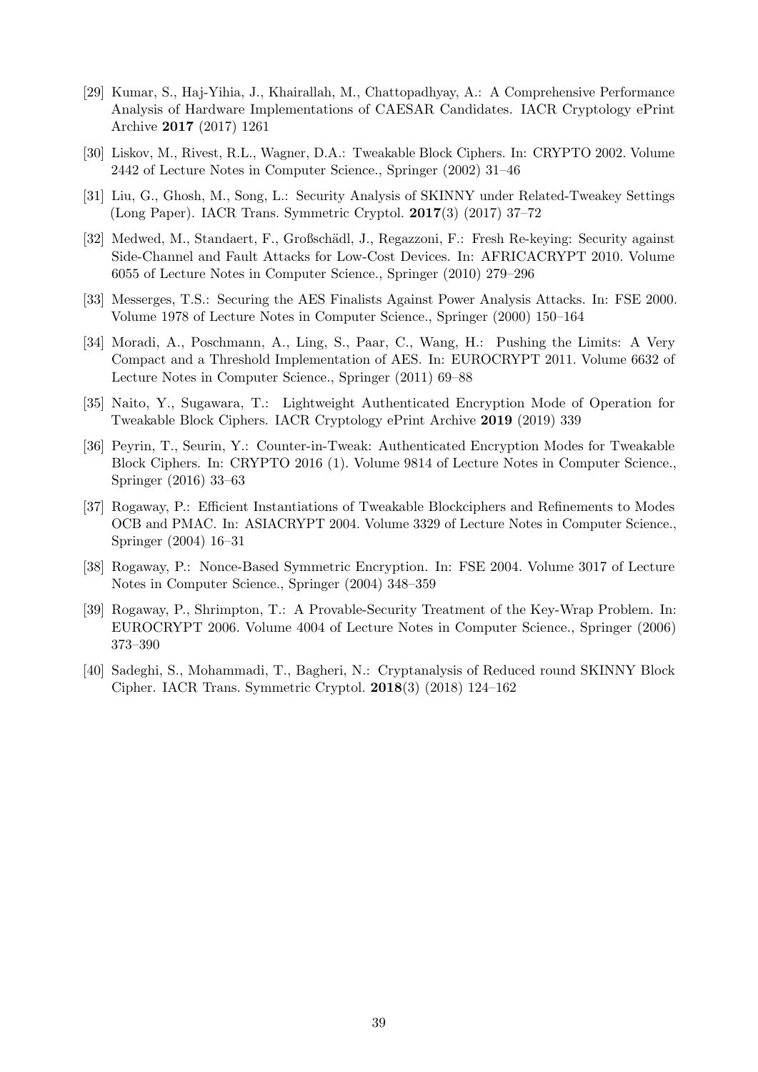[29] Kumar, S., Haj-Yihia, J., Khairallah, M., Chattopadhyay, A.: A Comprehensive Performance Analysis of Hardware Implementations of CAESAR Candidates. IACR Cryptology ePrint Archive **2017** (2017) 1261

[30] Liskov, M., Rivest, R.L., Wagner, D.A.: Tweakable Block Ciphers. In: CRYPTO 2002. Volume 2442 of Lecture Notes in Computer Science., Springer (2002) 31–46

[31] Liu, G., Ghosh, M., Song, L.: Security Analysis of SKINNY under Related-Tweakey Settings (Long Paper). IACR Trans. Symmetric Cryptol. **2017**(3) (2017) 37–72

[32] Medwed, M., Standaert, F., Großschädl, J., Regazzoni, F.: Fresh Re-keying: Security against Side-Channel and Fault Attacks for Low-Cost Devices. In: AFRICACRYPT 2010. Volume 6055 of Lecture Notes in Computer Science., Springer (2010) 279–296

[33] Messerges, T.S.: Securing the AES Finalists Against Power Analysis Attacks. In: FSE 2000. Volume 1978 of Lecture Notes in Computer Science., Springer (2000) 150–164

[34] Moradi, A., Poschmann, A., Ling, S., Paar, C., Wang, H.: Pushing the Limits: A Very Compact and a Threshold Implementation of AES. In: EUROCRYPT 2011. Volume 6632 of Lecture Notes in Computer Science., Springer (2011) 69–88

[35] Naito, Y., Sugawara, T.: Lightweight Authenticated Encryption Mode of Operation for Tweakable Block Ciphers. IACR Cryptology ePrint Archive **2019** (2019) 339

[36] Peyrin, T., Seurin, Y.: Counter-in-Tweak: Authenticated Encryption Modes for Tweakable Block Ciphers. In: CRYPTO 2016 (1). Volume 9814 of Lecture Notes in Computer Science., Springer (2016) 33–63

[37] Rogaway, P.: Efficient Instantiations of Tweakable Blockciphers and Refinements to Modes OCB and PMAC. In: ASIACRYPT 2004. Volume 3329 of Lecture Notes in Computer Science., Springer (2004) 16–31

[38] Rogaway, P.: Nonce-Based Symmetric Encryption. In: FSE 2004. Volume 3017 of Lecture Notes in Computer Science., Springer (2004) 348–359

[39] Rogaway, P., Shrimpton, T.: A Provable-Security Treatment of the Key-Wrap Problem. In: EUROCRYPT 2006. Volume 4004 of Lecture Notes in Computer Science., Springer (2006) 373–390

[40] Sadeghi, S., Mohammadi, T., Bagheri, N.: Cryptanalysis of Reduced round SKINNY Block Cipher. IACR Trans. Symmetric Cryptol. **2018**(3) (2018) 124–162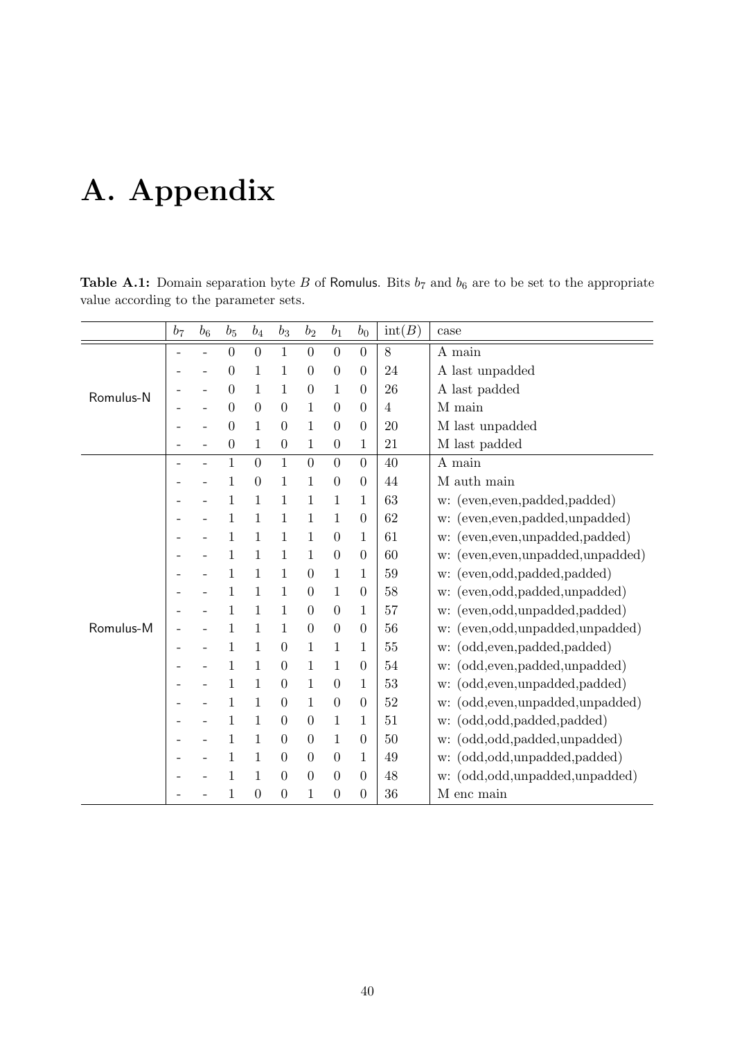# A. Appendix

**Table A.1:** Domain separation byte $B$ of Romulus. Bits $b_7$ and $b_6$ are to be set to the appropriate value according to the parameter sets.

| | $b_7$ | $b_6$ | $b_5$ | $b_4$ | $b_3$ | $b_2$ | $b_1$ | $b_0$ | int($B$) | case |
|---|---|---|---|---|---|---|---|---|---|---|
| Romulus-N | - | - | 0 | 0 | 1 | 0 | 0 | 0 | 8 | A main |
| | - | - | 0 | 1 | 1 | 0 | 0 | 0 | 24 | A last unpadded |
| | - | - | 0 | 1 | 1 | 0 | 1 | 0 | 26 | A last padded |
| | - | - | 0 | 0 | 0 | 1 | 0 | 0 | 4 | M main |
| | - | - | 0 | 1 | 0 | 1 | 0 | 0 | 20 | M last unpadded |
| | - | - | 0 | 1 | 0 | 1 | 0 | 1 | 21 | M last padded |
| Romulus-M | - | - | 1 | 0 | 1 | 0 | 0 | 0 | 40 | A main |
| | - | - | 1 | 0 | 1 | 1 | 0 | 0 | 44 | M auth main |
| | - | - | 1 | 1 | 1 | 1 | 1 | 1 | 63 | w: (even,even,padded,padded) |
| | - | - | 1 | 1 | 1 | 1 | 1 | 0 | 62 | w: (even,even,padded,unpadded) |
| | - | - | 1 | 1 | 1 | 1 | 0 | 1 | 61 | w: (even,even,unpadded,padded) |
| | - | - | 1 | 1 | 1 | 1 | 0 | 0 | 60 | w: (even,even,unpadded,unpadded) |
| | - | - | 1 | 1 | 1 | 0 | 1 | 1 | 59 | w: (even,odd,padded,padded) |
| | - | - | 1 | 1 | 1 | 0 | 1 | 0 | 58 | w: (even,odd,padded,unpadded) |
| | - | - | 1 | 1 | 1 | 0 | 0 | 1 | 57 | w: (even,odd,unpadded,padded) |
| | - | - | 1 | 1 | 1 | 0 | 0 | 0 | 56 | w: (even,odd,unpadded,unpadded) |
| | - | - | 1 | 1 | 0 | 1 | 1 | 1 | 55 | w: (odd,even,padded,padded) |
| | - | - | 1 | 1 | 0 | 1 | 1 | 0 | 54 | w: (odd,even,padded,unpadded) |
| | - | - | 1 | 1 | 0 | 1 | 0 | 1 | 53 | w: (odd,even,unpadded,padded) |
| | - | - | 1 | 1 | 0 | 1 | 0 | 0 | 52 | w: (odd,even,unpadded,unpadded) |
| | - | - | 1 | 1 | 0 | 0 | 1 | 1 | 51 | w: (odd,odd,padded,padded) |
| | - | - | 1 | 1 | 0 | 0 | 1 | 0 | 50 | w: (odd,odd,padded,unpadded) |
| | - | - | 1 | 1 | 0 | 0 | 0 | 1 | 49 | w: (odd,odd,unpadded,padded) |
| | - | - | 1 | 1 | 0 | 0 | 0 | 0 | 48 | w: (odd,odd,unpadded,unpadded) |
| | - | - | 1 | 0 | 0 | 1 | 0 | 0 | 36 | M enc main |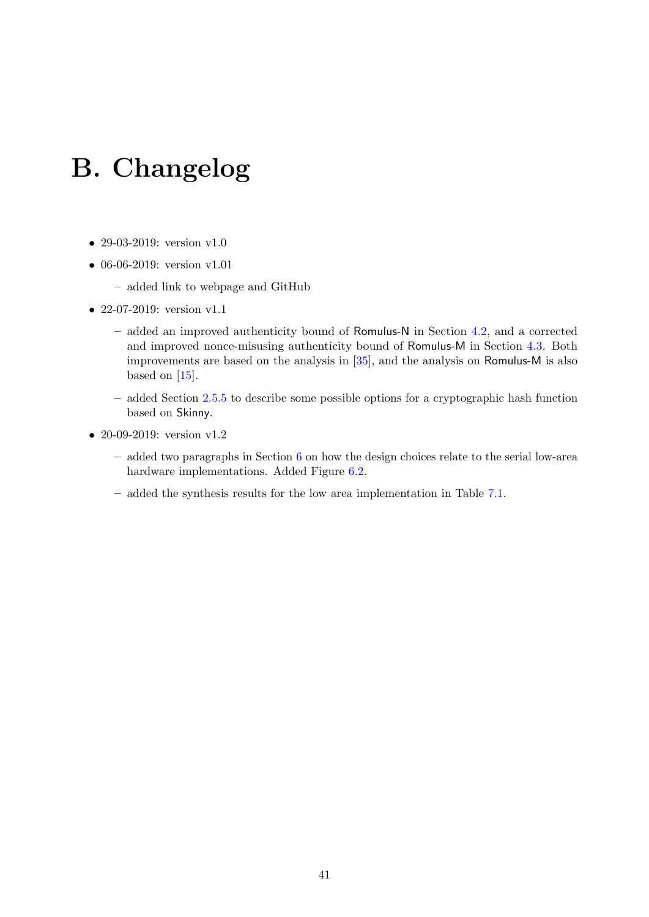# B. Changelog

- 29-03-2019: version v1.0
- 06-06-2019: version v1.01
  - added link to webpage and GitHub
- 22-07-2019: version v1.1
  - added an improved authenticity bound of Romulus-N in Section 4.2, and a corrected and improved nonce-misusing authenticity bound of Romulus-M in Section 4.3. Both improvements are based on the analysis in [35], and the analysis on Romulus-M is also based on [15].
  - added Section 2.5.5 to describe some possible options for a cryptographic hash function based on Skinny.
- 20-09-2019: version v1.2
  - added two paragraphs in Section 6 on how the design choices relate to the serial low-area hardware implementations. Added Figure 6.2.
  - added the synthesis results for the low area implementation in Table 7.1.